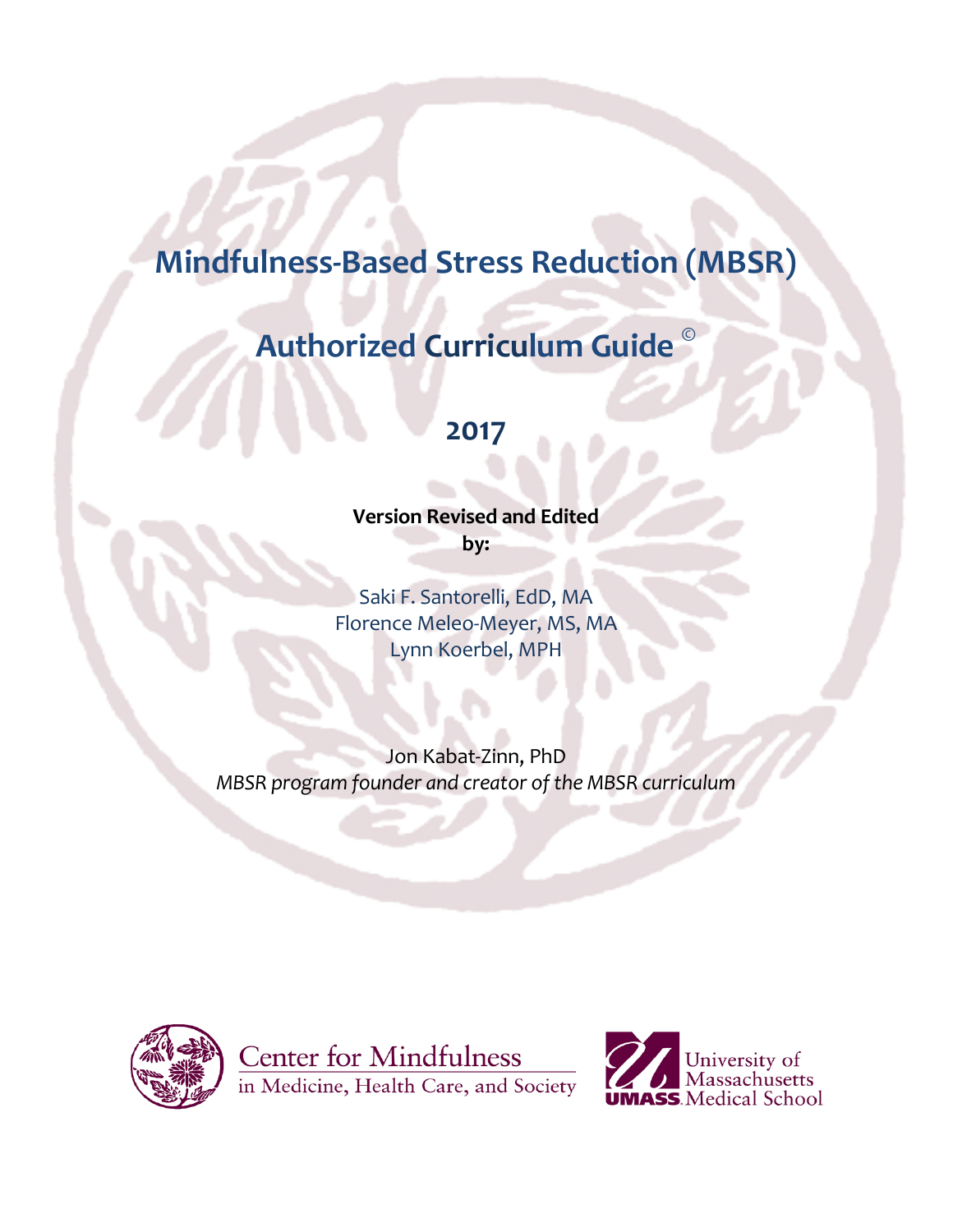# Mindfulness-Based Stress Reduction (MBSR)

# Authorized Curriculum Guide ©

## 2017

**Version Revised and Edited by:**

Saki F. Santorelli, EdD, MA
Florence Meleo-Meyer, MS, MA
Lynn Koerbel, MPH

Jon Kabat-Zinn, PhD
*MBSR program founder and creator of the MBSR curriculum*

Center for Mindfulness in Medicine, Health Care, and Society

University of Massachusetts Medical School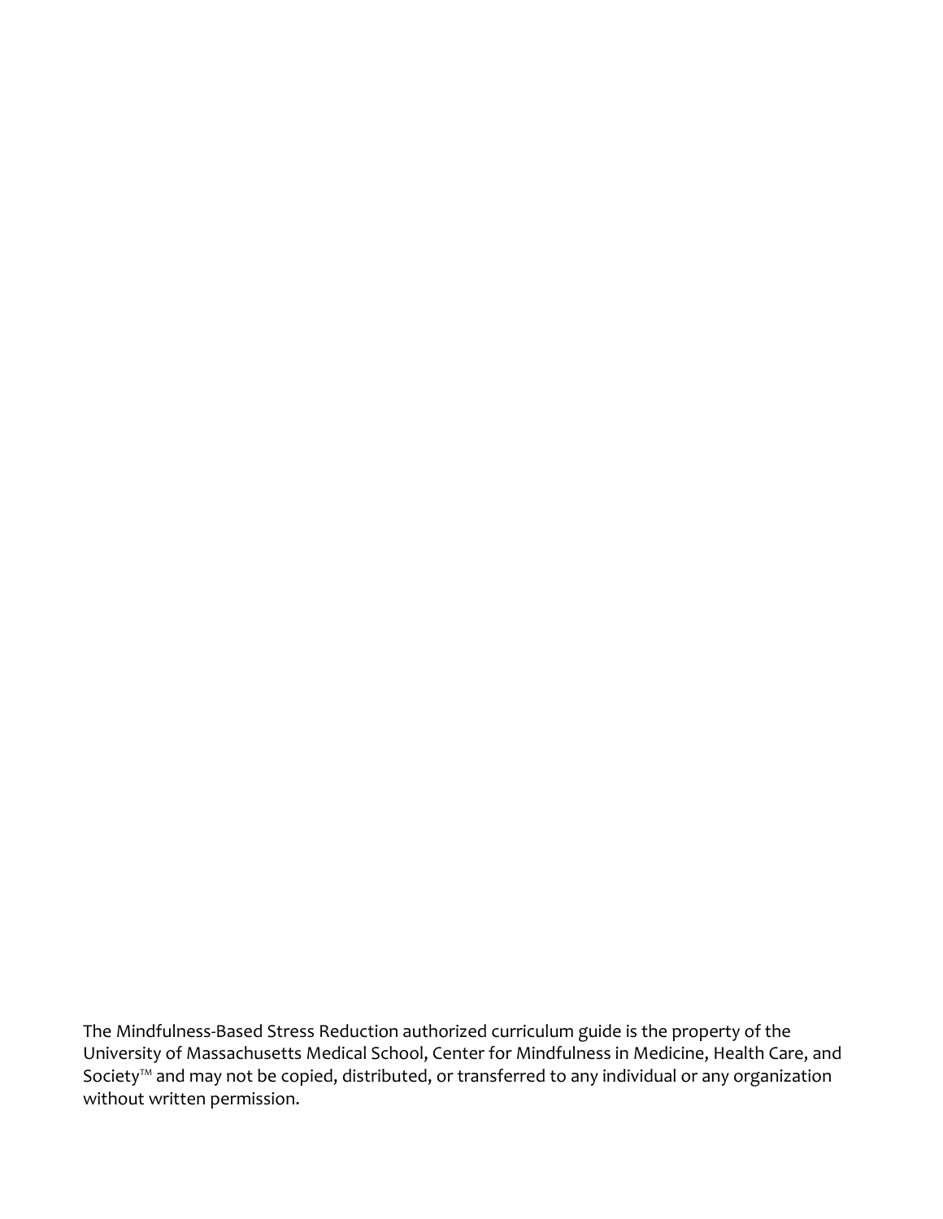The Mindfulness-Based Stress Reduction authorized curriculum guide is the property of the University of Massachusetts Medical School, Center for Mindfulness in Medicine, Health Care, and Society™ and may not be copied, distributed, or transferred to any individual or any organization without written permission.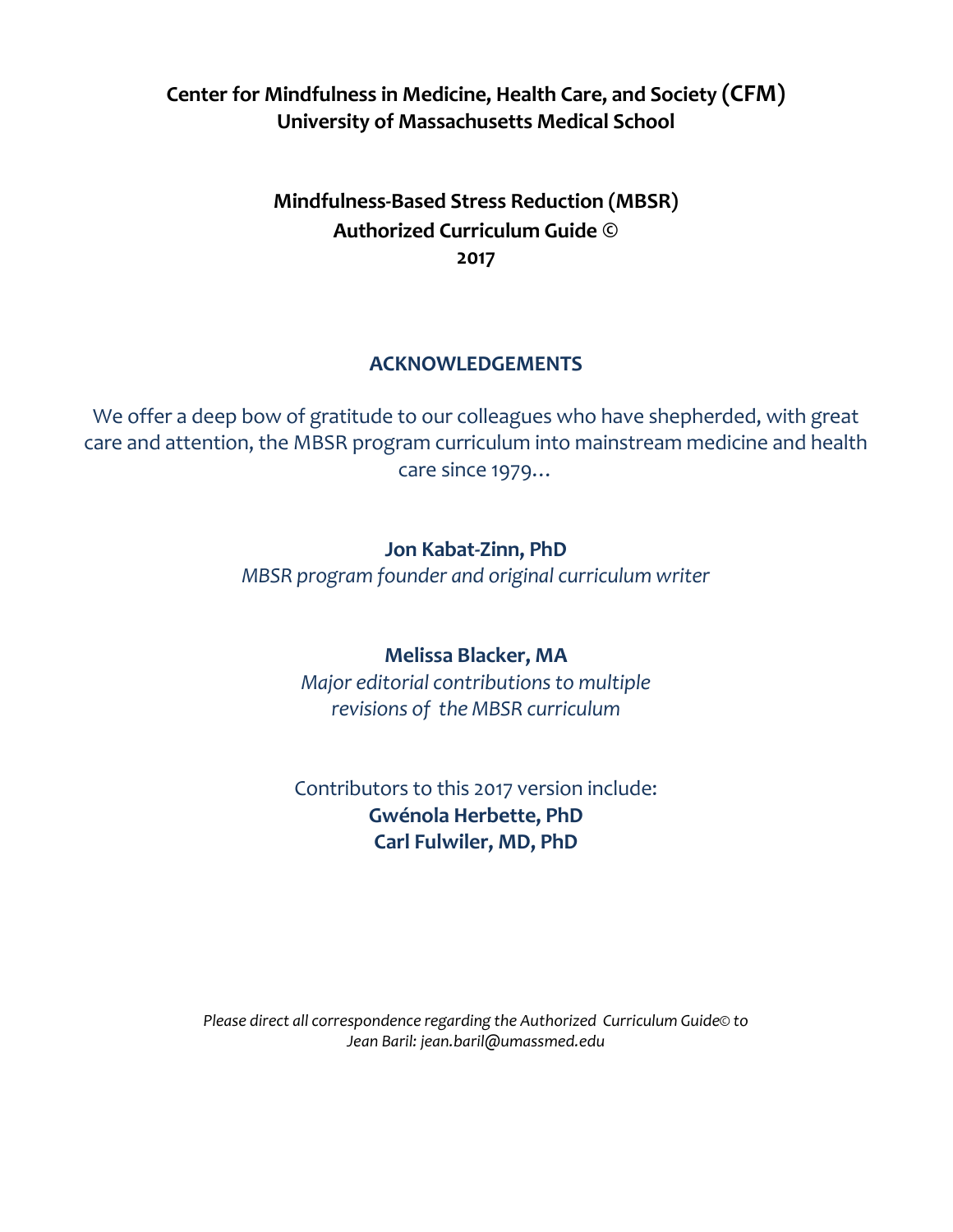**Center for Mindfulness in Medicine, Health Care, and Society (CFM)**
**University of Massachusetts Medical School**

**Mindfulness-Based Stress Reduction (MBSR)**
**Authorized Curriculum Guide ©**
**2017**

## ACKNOWLEDGEMENTS

We offer a deep bow of gratitude to our colleagues who have shepherded, with great care and attention, the MBSR program curriculum into mainstream medicine and health care since 1979…

**Jon Kabat-Zinn, PhD**
*MBSR program founder and original curriculum writer*

**Melissa Blacker, MA**
*Major editorial contributions to multiple revisions of the MBSR curriculum*

Contributors to this 2017 version include:
**Gwénola Herbette, PhD**
**Carl Fulwiler, MD, PhD**

*Please direct all correspondence regarding the Authorized Curriculum Guide© to Jean Baril: jean.baril@umassmed.edu*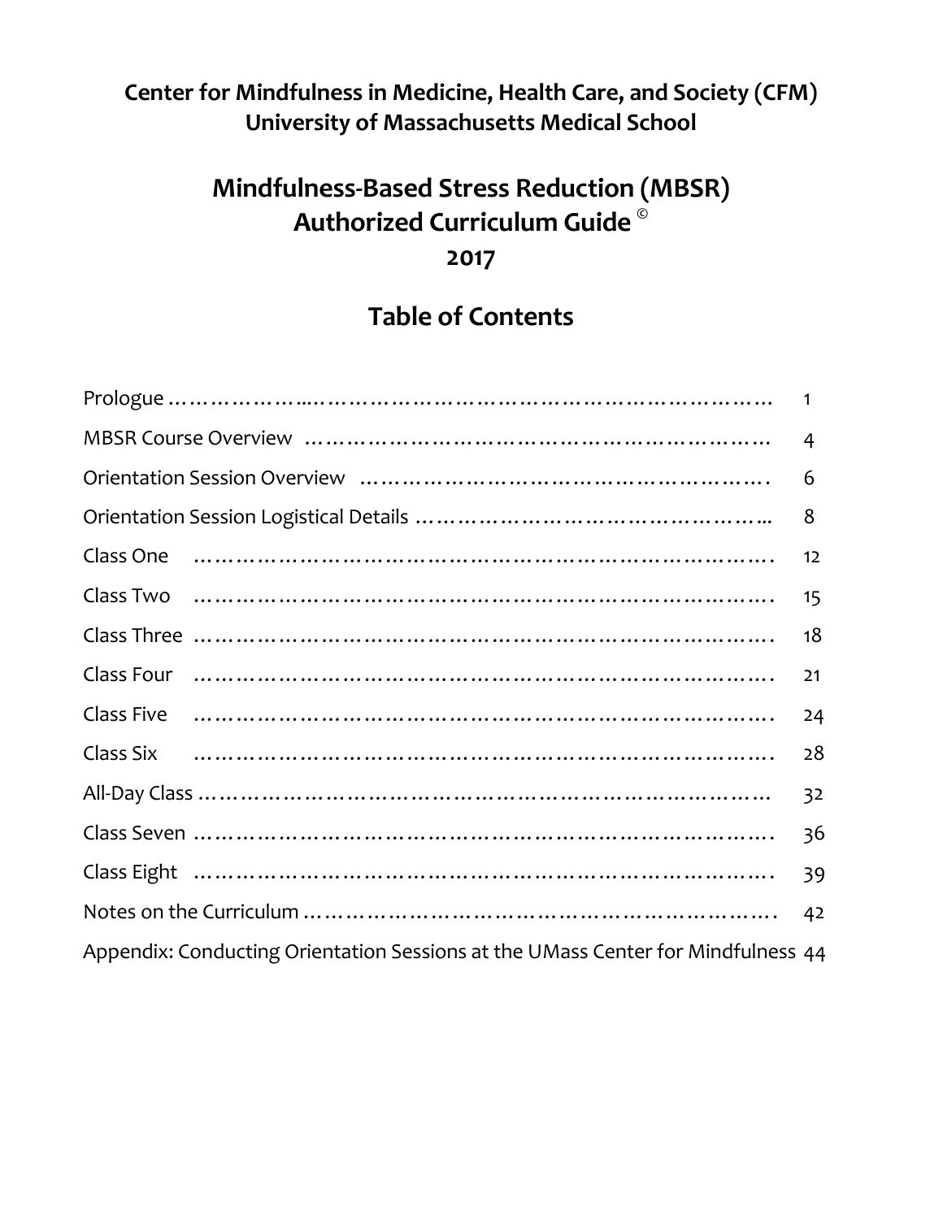**Center for Mindfulness in Medicine, Health Care, and Society (CFM)**
**University of Massachusetts Medical School**

# Mindfulness-Based Stress Reduction (MBSR) Authorized Curriculum Guide ©

# 2017

## Table of Contents

| | |
|---|---|
| Prologue | 1 |
| MBSR Course Overview | 4 |
| Orientation Session Overview | 6 |
| Orientation Session Logistical Details | 8 |
| Class One | 12 |
| Class Two | 15 |
| Class Three | 18 |
| Class Four | 21 |
| Class Five | 24 |
| Class Six | 28 |
| All-Day Class | 32 |
| Class Seven | 36 |
| Class Eight | 39 |
| Notes on the Curriculum | 42 |
| Appendix: Conducting Orientation Sessions at the UMass Center for Mindfulness | 44 |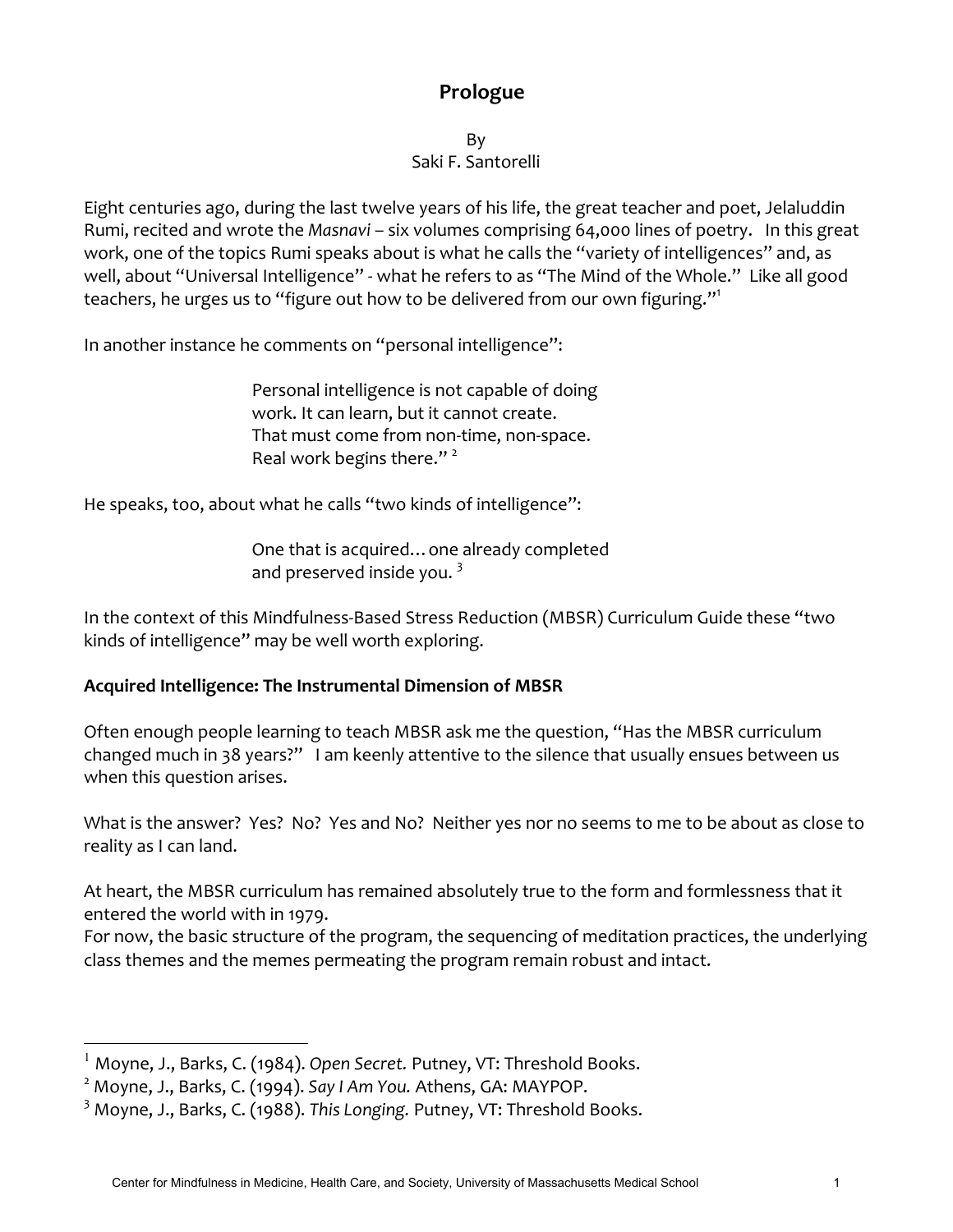# Prologue

By
Saki F. Santorelli

Eight centuries ago, during the last twelve years of his life, the great teacher and poet, Jelaluddin Rumi, recited and wrote the *Masnavi* – six volumes comprising 64,000 lines of poetry. In this great work, one of the topics Rumi speaks about is what he calls the "variety of intelligences" and, as well, about "Universal Intelligence" - what he refers to as "The Mind of the Whole." Like all good teachers, he urges us to "figure out how to be delivered from our own figuring."[1]

In another instance he comments on "personal intelligence":

> Personal intelligence is not capable of doing
> work. It can learn, but it cannot create.
> That must come from non-time, non-space.
> Real work begins there." [2]

He speaks, too, about what he calls "two kinds of intelligence":

> One that is acquired… one already completed
> and preserved inside you. [3]

In the context of this Mindfulness-Based Stress Reduction (MBSR) Curriculum Guide these "two kinds of intelligence" may be well worth exploring.

**Acquired Intelligence: The Instrumental Dimension of MBSR**

Often enough people learning to teach MBSR ask me the question, "Has the MBSR curriculum changed much in 38 years?" I am keenly attentive to the silence that usually ensues between us when this question arises.

What is the answer? Yes? No? Yes and No? Neither yes nor no seems to me to be about as close to reality as I can land.

At heart, the MBSR curriculum has remained absolutely true to the form and formlessness that it entered the world with in 1979.
For now, the basic structure of the program, the sequencing of meditation practices, the underlying class themes and the memes permeating the program remain robust and intact.

---

[1] Moyne, J., Barks, C. (1984). *Open Secret.* Putney, VT: Threshold Books.
[2] Moyne, J., Barks, C. (1994). *Say I Am You.* Athens, GA: MAYPOP.
[3] Moyne, J., Barks, C. (1988). *This Longing.* Putney, VT: Threshold Books.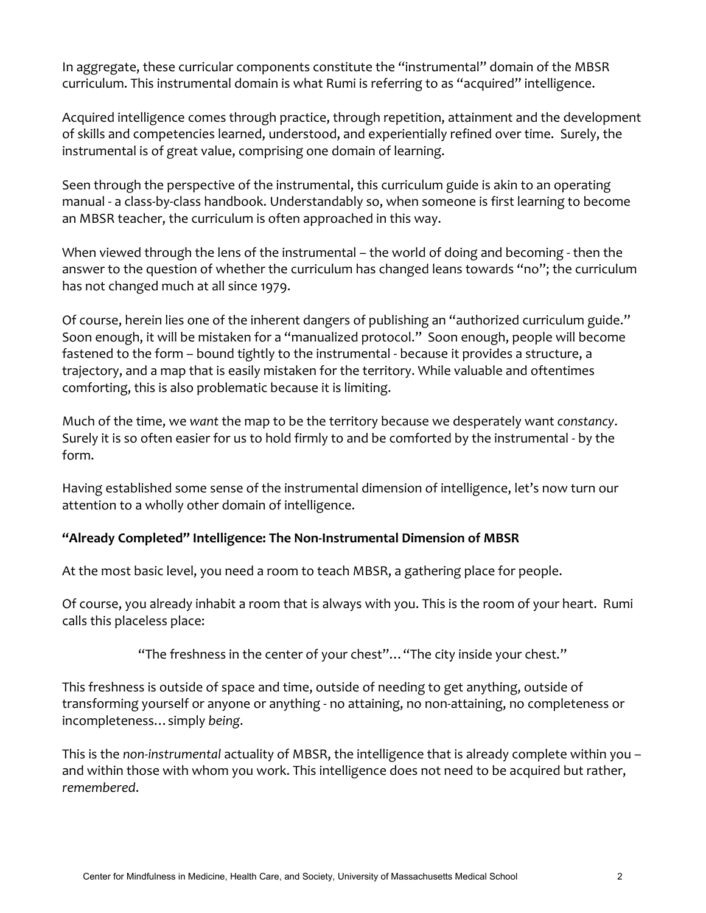In aggregate, these curricular components constitute the "instrumental" domain of the MBSR curriculum. This instrumental domain is what Rumi is referring to as "acquired" intelligence.

Acquired intelligence comes through practice, through repetition, attainment and the development of skills and competencies learned, understood, and experientially refined over time. Surely, the instrumental is of great value, comprising one domain of learning.

Seen through the perspective of the instrumental, this curriculum guide is akin to an operating manual - a class-by-class handbook. Understandably so, when someone is first learning to become an MBSR teacher, the curriculum is often approached in this way.

When viewed through the lens of the instrumental – the world of doing and becoming - then the answer to the question of whether the curriculum has changed leans towards "no"; the curriculum has not changed much at all since 1979.

Of course, herein lies one of the inherent dangers of publishing an "authorized curriculum guide." Soon enough, it will be mistaken for a "manualized protocol." Soon enough, people will become fastened to the form – bound tightly to the instrumental - because it provides a structure, a trajectory, and a map that is easily mistaken for the territory. While valuable and oftentimes comforting, this is also problematic because it is limiting.

Much of the time, we *want* the map to be the territory because we desperately want *constancy*. Surely it is so often easier for us to hold firmly to and be comforted by the instrumental - by the form.

Having established some sense of the instrumental dimension of intelligence, let's now turn our attention to a wholly other domain of intelligence.

### "Already Completed" Intelligence: The Non-Instrumental Dimension of MBSR

At the most basic level, you need a room to teach MBSR, a gathering place for people.

Of course, you already inhabit a room that is always with you. This is the room of your heart. Rumi calls this placeless place:

> "The freshness in the center of your chest"… "The city inside your chest."

This freshness is outside of space and time, outside of needing to get anything, outside of transforming yourself or anyone or anything - no attaining, no non-attaining, no completeness or incompleteness… simply *being*.

This is the *non-instrumental* actuality of MBSR, the intelligence that is already complete within you – and within those with whom you work. This intelligence does not need to be acquired but rather, *remembered*.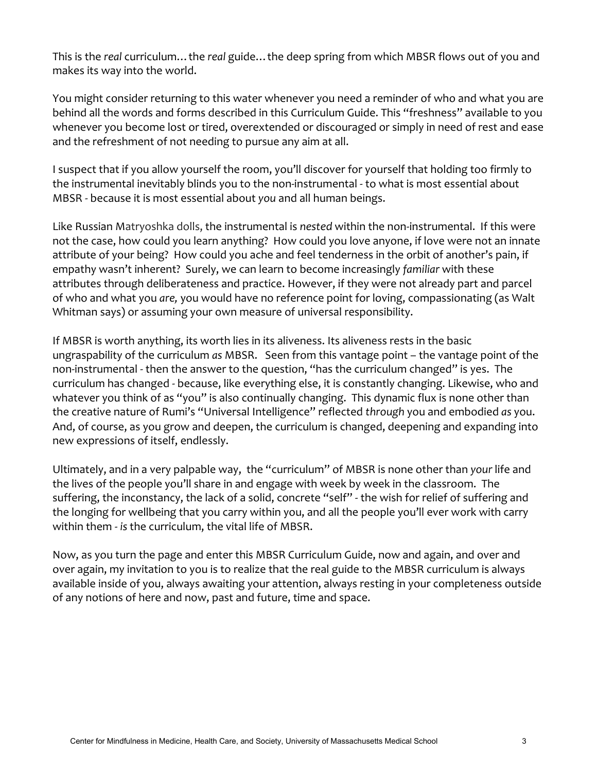This is the *real* curriculum…the *real* guide…the deep spring from which MBSR flows out of you and makes its way into the world.

You might consider returning to this water whenever you need a reminder of who and what you are behind all the words and forms described in this Curriculum Guide. This "freshness" available to you whenever you become lost or tired, overextended or discouraged or simply in need of rest and ease and the refreshment of not needing to pursue any aim at all.

I suspect that if you allow yourself the room, you'll discover for yourself that holding too firmly to the instrumental inevitably blinds you to the non-instrumental - to what is most essential about MBSR - because it is most essential about *you* and all human beings.

Like Russian Matryoshka dolls, the instrumental is *nested* within the non-instrumental. If this were not the case, how could you learn anything? How could you love anyone, if love were not an innate attribute of your being? How could you ache and feel tenderness in the orbit of another's pain, if empathy wasn't inherent? Surely, we can learn to become increasingly *familiar* with these attributes through deliberateness and practice. However, if they were not already part and parcel of who and what you *are,* you would have no reference point for loving, compassionating (as Walt Whitman says) or assuming your own measure of universal responsibility.

If MBSR is worth anything, its worth lies in its aliveness. Its aliveness rests in the basic ungraspability of the curriculum *as* MBSR. Seen from this vantage point – the vantage point of the non-instrumental - then the answer to the question, "has the curriculum changed" is yes. The curriculum has changed - because, like everything else, it is constantly changing. Likewise, who and whatever you think of as "you" is also continually changing. This dynamic flux is none other than the creative nature of Rumi's "Universal Intelligence" reflected *through* you and embodied *as* you. And, of course, as you grow and deepen, the curriculum is changed, deepening and expanding into new expressions of itself, endlessly.

Ultimately, and in a very palpable way, the "curriculum" of MBSR is none other than *your* life and the lives of the people you'll share in and engage with week by week in the classroom. The suffering, the inconstancy, the lack of a solid, concrete "self" - the wish for relief of suffering and the longing for wellbeing that you carry within you, and all the people you'll ever work with carry within them - *is* the curriculum, the vital life of MBSR.

Now, as you turn the page and enter this MBSR Curriculum Guide, now and again, and over and over again, my invitation to you is to realize that the real guide to the MBSR curriculum is always available inside of you, always awaiting your attention, always resting in your completeness outside of any notions of here and now, past and future, time and space.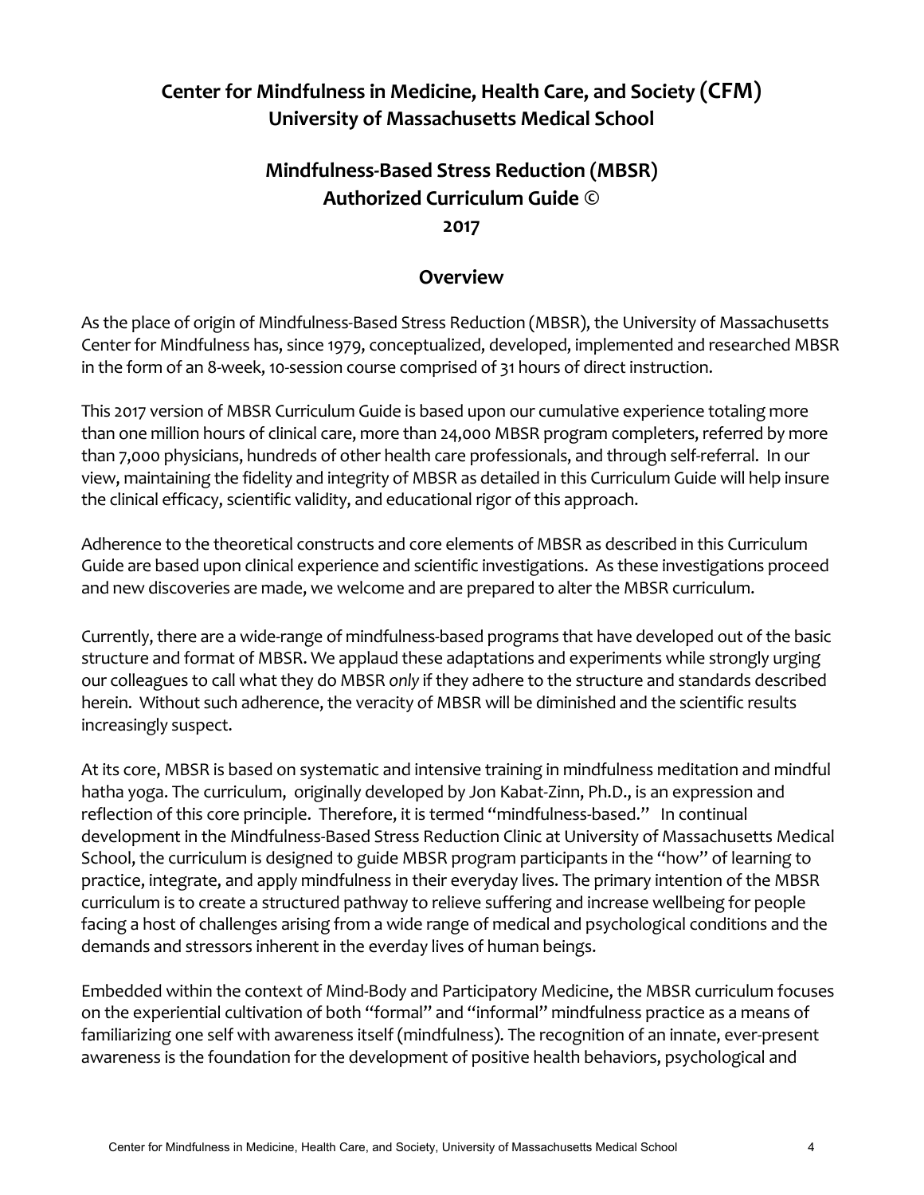# Center for Mindfulness in Medicine, Health Care, and Society (CFM)
# University of Massachusetts Medical School

## Mindfulness-Based Stress Reduction (MBSR)
## Authorized Curriculum Guide ©
## 2017

### Overview

As the place of origin of Mindfulness-Based Stress Reduction (MBSR), the University of Massachusetts Center for Mindfulness has, since 1979, conceptualized, developed, implemented and researched MBSR in the form of an 8-week, 10-session course comprised of 31 hours of direct instruction.

This 2017 version of MBSR Curriculum Guide is based upon our cumulative experience totaling more than one million hours of clinical care, more than 24,000 MBSR program completers, referred by more than 7,000 physicians, hundreds of other health care professionals, and through self-referral. In our view, maintaining the fidelity and integrity of MBSR as detailed in this Curriculum Guide will help insure the clinical efficacy, scientific validity, and educational rigor of this approach.

Adherence to the theoretical constructs and core elements of MBSR as described in this Curriculum Guide are based upon clinical experience and scientific investigations. As these investigations proceed and new discoveries are made, we welcome and are prepared to alter the MBSR curriculum.

Currently, there are a wide-range of mindfulness-based programs that have developed out of the basic structure and format of MBSR. We applaud these adaptations and experiments while strongly urging our colleagues to call what they do MBSR *only* if they adhere to the structure and standards described herein. Without such adherence, the veracity of MBSR will be diminished and the scientific results increasingly suspect.

At its core, MBSR is based on systematic and intensive training in mindfulness meditation and mindful hatha yoga. The curriculum, originally developed by Jon Kabat-Zinn, Ph.D., is an expression and reflection of this core principle. Therefore, it is termed "mindfulness-based." In continual development in the Mindfulness-Based Stress Reduction Clinic at University of Massachusetts Medical School, the curriculum is designed to guide MBSR program participants in the "how" of learning to practice, integrate, and apply mindfulness in their everyday lives. The primary intention of the MBSR curriculum is to create a structured pathway to relieve suffering and increase wellbeing for people facing a host of challenges arising from a wide range of medical and psychological conditions and the demands and stressors inherent in the everday lives of human beings.

Embedded within the context of Mind-Body and Participatory Medicine, the MBSR curriculum focuses on the experiential cultivation of both "formal" and "informal" mindfulness practice as a means of familiarizing one self with awareness itself (mindfulness). The recognition of an innate, ever-present awareness is the foundation for the development of positive health behaviors, psychological and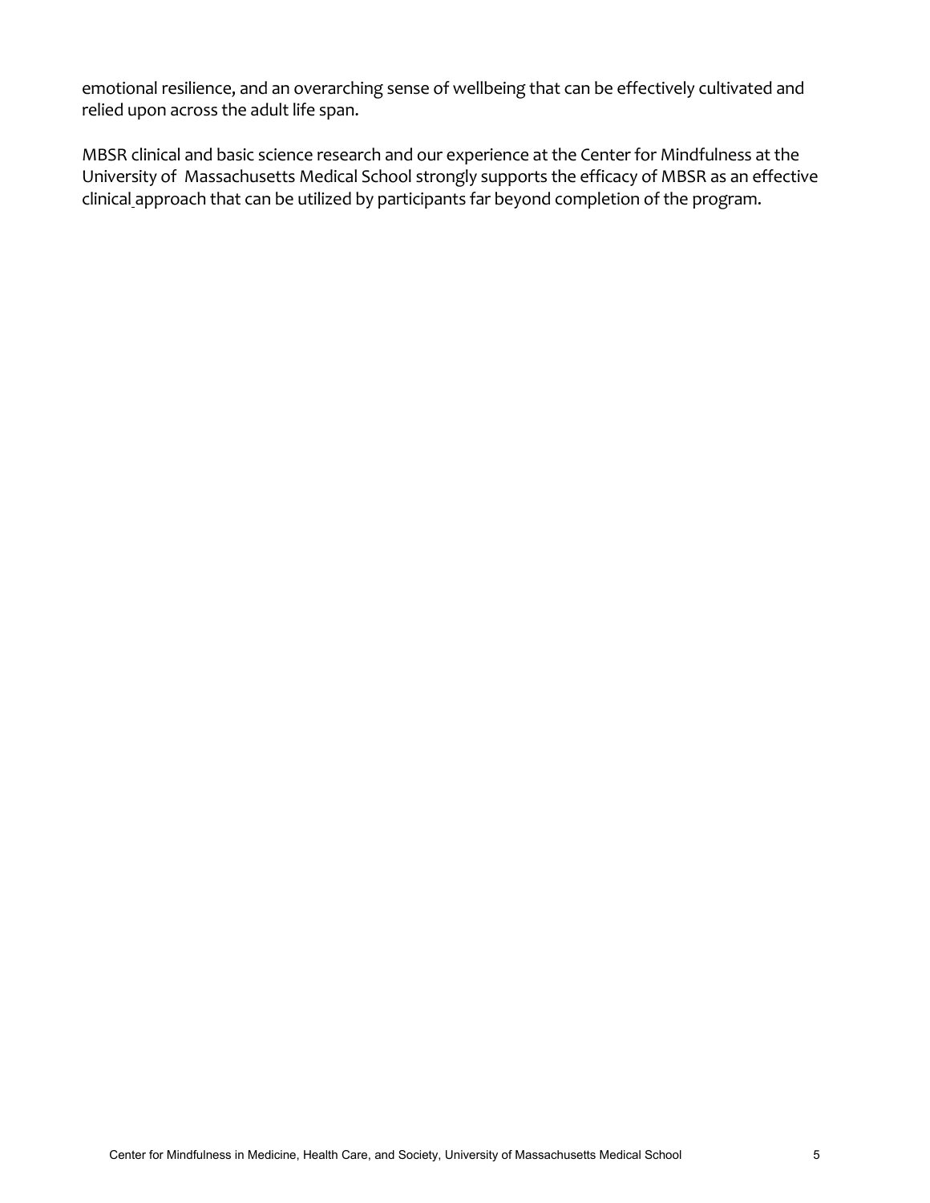emotional resilience, and an overarching sense of wellbeing that can be effectively cultivated and relied upon across the adult life span.

MBSR clinical and basic science research and our experience at the Center for Mindfulness at the University of Massachusetts Medical School strongly supports the efficacy of MBSR as an effective clinical approach that can be utilized by participants far beyond completion of the program.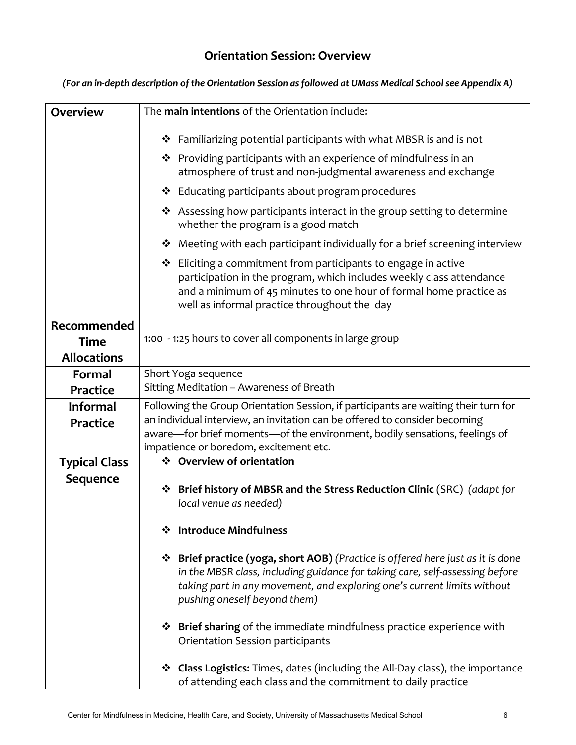## Orientation Session: Overview

*(For an in-depth description of the Orientation Session as followed at UMass Medical School see Appendix A)*

| | |
|---|---|
| **Overview** | The **main intentions** of the Orientation include:<br><br>❖ Familiarizing potential participants with what MBSR is and is not<br>❖ Providing participants with an experience of mindfulness in an atmosphere of trust and non-judgmental awareness and exchange<br>❖ Educating participants about program procedures<br>❖ Assessing how participants interact in the group setting to determine whether the program is a good match<br>❖ Meeting with each participant individually for a brief screening interview<br>❖ Eliciting a commitment from participants to engage in active participation in the program, which includes weekly class attendance and a minimum of 45 minutes to one hour of formal home practice as well as informal practice throughout the day |
| **Recommended Time Allocations** | 1:00 - 1:25 hours to cover all components in large group |
| **Formal Practice** | Short Yoga sequence<br>Sitting Meditation – Awareness of Breath |
| **Informal Practice** | Following the Group Orientation Session, if participants are waiting their turn for an individual interview, an invitation can be offered to consider becoming aware—for brief moments—of the environment, bodily sensations, feelings of impatience or boredom, excitement etc. |
| **Typical Class Sequence** | ❖ **Overview of orientation**<br><br>❖ **Brief history of MBSR and the Stress Reduction Clinic** (SRC) *(adapt for local venue as needed)*<br><br>❖ **Introduce Mindfulness**<br><br>❖ **Brief practice (yoga, short AOB)** *(Practice is offered here just as it is done in the MBSR class, including guidance for taking care, self-assessing before taking part in any movement, and exploring one's current limits without pushing oneself beyond them)*<br><br>❖ **Brief sharing** of the immediate mindfulness practice experience with Orientation Session participants<br><br>❖ **Class Logistics:** Times, dates (including the All-Day class), the importance of attending each class and the commitment to daily practice |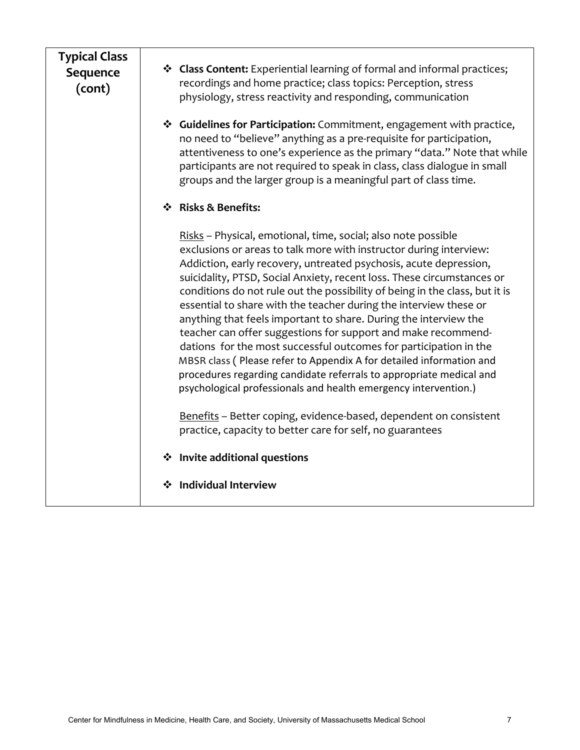| Typical Class Sequence (cont) | ❖ **Class Content:** Experiential learning of formal and informal practices; recordings and home practice; class topics: Perception, stress physiology, stress reactivity and responding, communication<br><br>❖ **Guidelines for Participation:** Commitment, engagement with practice, no need to "believe" anything as a pre-requisite for participation, attentiveness to one's experience as the primary "data." Note that while participants are not required to speak in class, class dialogue in small groups and the larger group is a meaningful part of class time.<br><br>❖ **Risks & Benefits:**<br><br><u>Risks</u> – Physical, emotional, time, social; also note possible exclusions or areas to talk more with instructor during interview: Addiction, early recovery, untreated psychosis, acute depression, suicidality, PTSD, Social Anxiety, recent loss. These circumstances or conditions do not rule out the possibility of being in the class, but it is essential to share with the teacher during the interview these or anything that feels important to share. During the interview the teacher can offer suggestions for support and make recommend-dations for the most successful outcomes for participation in the MBSR class ( Please refer to Appendix A for detailed information and procedures regarding candidate referrals to appropriate medical and psychological professionals and health emergency intervention.)<br><br><u>Benefits</u> – Better coping, evidence-based, dependent on consistent practice, capacity to better care for self, no guarantees<br><br>❖ **Invite additional questions**<br><br>❖ **Individual Interview** |
|---|---|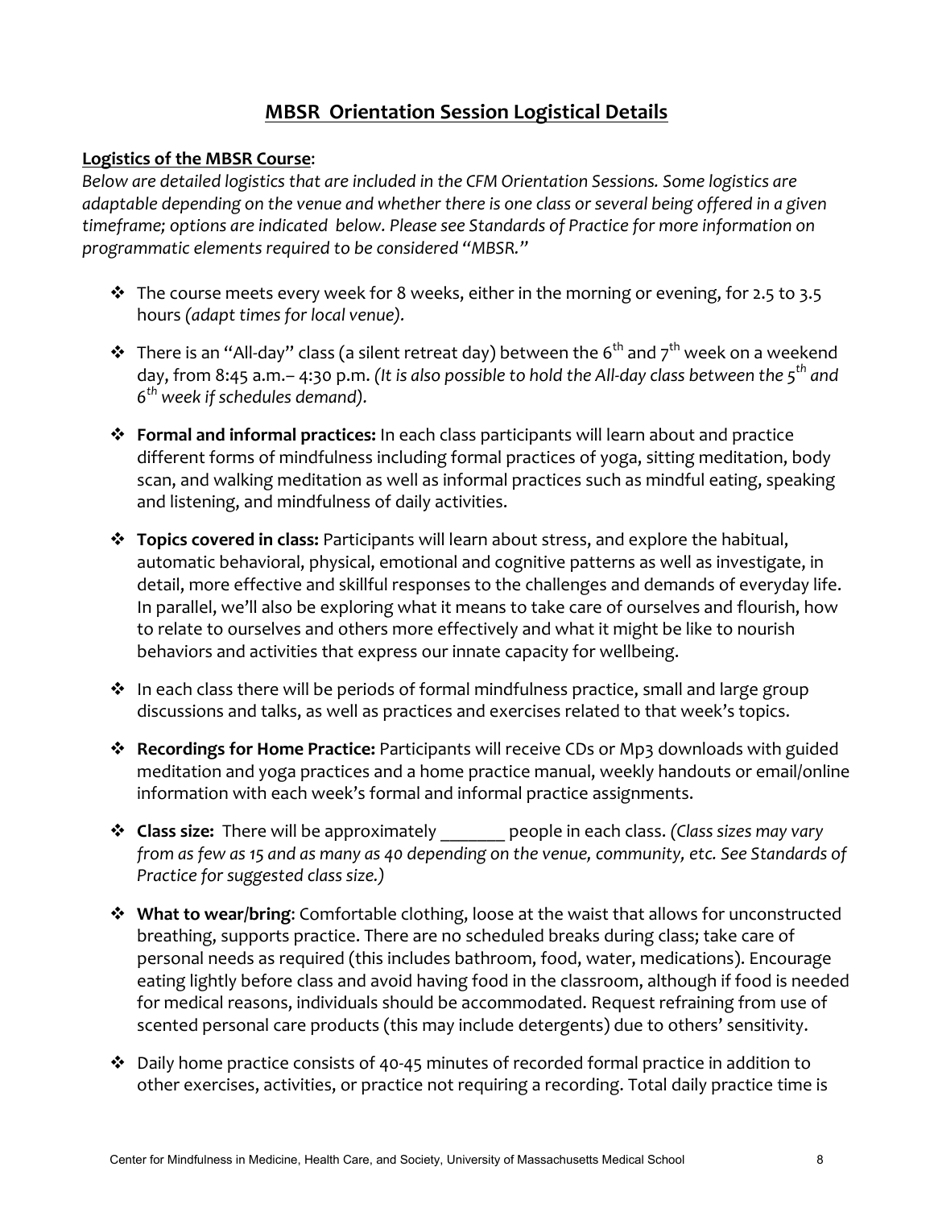# MBSR Orientation Session Logistical Details

**Logistics of the MBSR Course**:

*Below are detailed logistics that are included in the CFM Orientation Sessions. Some logistics are adaptable depending on the venue and whether there is one class or several being offered in a given timeframe; options are indicated below. Please see Standards of Practice for more information on programmatic elements required to be considered "MBSR."*

- The course meets every week for 8 weeks, either in the morning or evening, for 2.5 to 3.5 hours *(adapt times for local venue).*
- There is an "All-day" class (a silent retreat day) between the 6th and 7th week on a weekend day, from 8:45 a.m.– 4:30 p.m. *(It is also possible to hold the All-day class between the 5th and 6th week if schedules demand).*
- **Formal and informal practices:** In each class participants will learn about and practice different forms of mindfulness including formal practices of yoga, sitting meditation, body scan, and walking meditation as well as informal practices such as mindful eating, speaking and listening, and mindfulness of daily activities.
- **Topics covered in class:** Participants will learn about stress, and explore the habitual, automatic behavioral, physical, emotional and cognitive patterns as well as investigate, in detail, more effective and skillful responses to the challenges and demands of everyday life. In parallel, we'll also be exploring what it means to take care of ourselves and flourish, how to relate to ourselves and others more effectively and what it might be like to nourish behaviors and activities that express our innate capacity for wellbeing.
- In each class there will be periods of formal mindfulness practice, small and large group discussions and talks, as well as practices and exercises related to that week's topics.
- **Recordings for Home Practice:** Participants will receive CDs or Mp3 downloads with guided meditation and yoga practices and a home practice manual, weekly handouts or email/online information with each week's formal and informal practice assignments.
- **Class size:** There will be approximately _______ people in each class. *(Class sizes may vary from as few as 15 and as many as 40 depending on the venue, community, etc. See Standards of Practice for suggested class size.)*
- **What to wear/bring**: Comfortable clothing, loose at the waist that allows for unconstructed breathing, supports practice. There are no scheduled breaks during class; take care of personal needs as required (this includes bathroom, food, water, medications). Encourage eating lightly before class and avoid having food in the classroom, although if food is needed for medical reasons, individuals should be accommodated. Request refraining from use of scented personal care products (this may include detergents) due to others' sensitivity.
- Daily home practice consists of 40-45 minutes of recorded formal practice in addition to other exercises, activities, or practice not requiring a recording. Total daily practice time is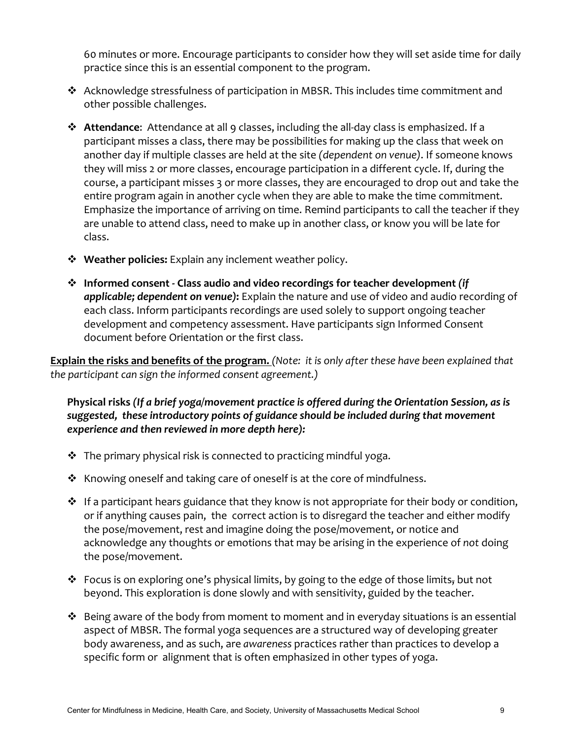60 minutes or more. Encourage participants to consider how they will set aside time for daily practice since this is an essential component to the program.

- Acknowledge stressfulness of participation in MBSR. This includes time commitment and other possible challenges.
- **Attendance**: Attendance at all 9 classes, including the all-day class is emphasized. If a participant misses a class, there may be possibilities for making up the class that week on another day if multiple classes are held at the site *(dependent on venue)*. If someone knows they will miss 2 or more classes, encourage participation in a different cycle. If, during the course, a participant misses 3 or more classes, they are encouraged to drop out and take the entire program again in another cycle when they are able to make the time commitment. Emphasize the importance of arriving on time. Remind participants to call the teacher if they are unable to attend class, need to make up in another class, or know you will be late for class.
- **Weather policies:** Explain any inclement weather policy.
- **Informed consent - Class audio and video recordings for teacher development *(if applicable; dependent on venue)*:** Explain the nature and use of video and audio recording of each class. Inform participants recordings are used solely to support ongoing teacher development and competency assessment. Have participants sign Informed Consent document before Orientation or the first class.

**Explain the risks and benefits of the program.** *(Note: it is only after these have been explained that the participant can sign the informed consent agreement.)*

**Physical risks *(If a brief yoga/movement practice is offered during the Orientation Session, as is suggested, these introductory points of guidance should be included during that movement experience and then reviewed in more depth here):***

- The primary physical risk is connected to practicing mindful yoga.
- Knowing oneself and taking care of oneself is at the core of mindfulness.
- If a participant hears guidance that they know is not appropriate for their body or condition, or if anything causes pain, the correct action is to disregard the teacher and either modify the pose/movement, rest and imagine doing the pose/movement, or notice and acknowledge any thoughts or emotions that may be arising in the experience of *not* doing the pose/movement.
- Focus is on exploring one's physical limits, by going to the edge of those limits~~,~~ but not beyond. This exploration is done slowly and with sensitivity, guided by the teacher.
- Being aware of the body from moment to moment and in everyday situations is an essential aspect of MBSR. The formal yoga sequences are a structured way of developing greater body awareness, and as such, are *awareness* practices rather than practices to develop a specific form or alignment that is often emphasized in other types of yoga.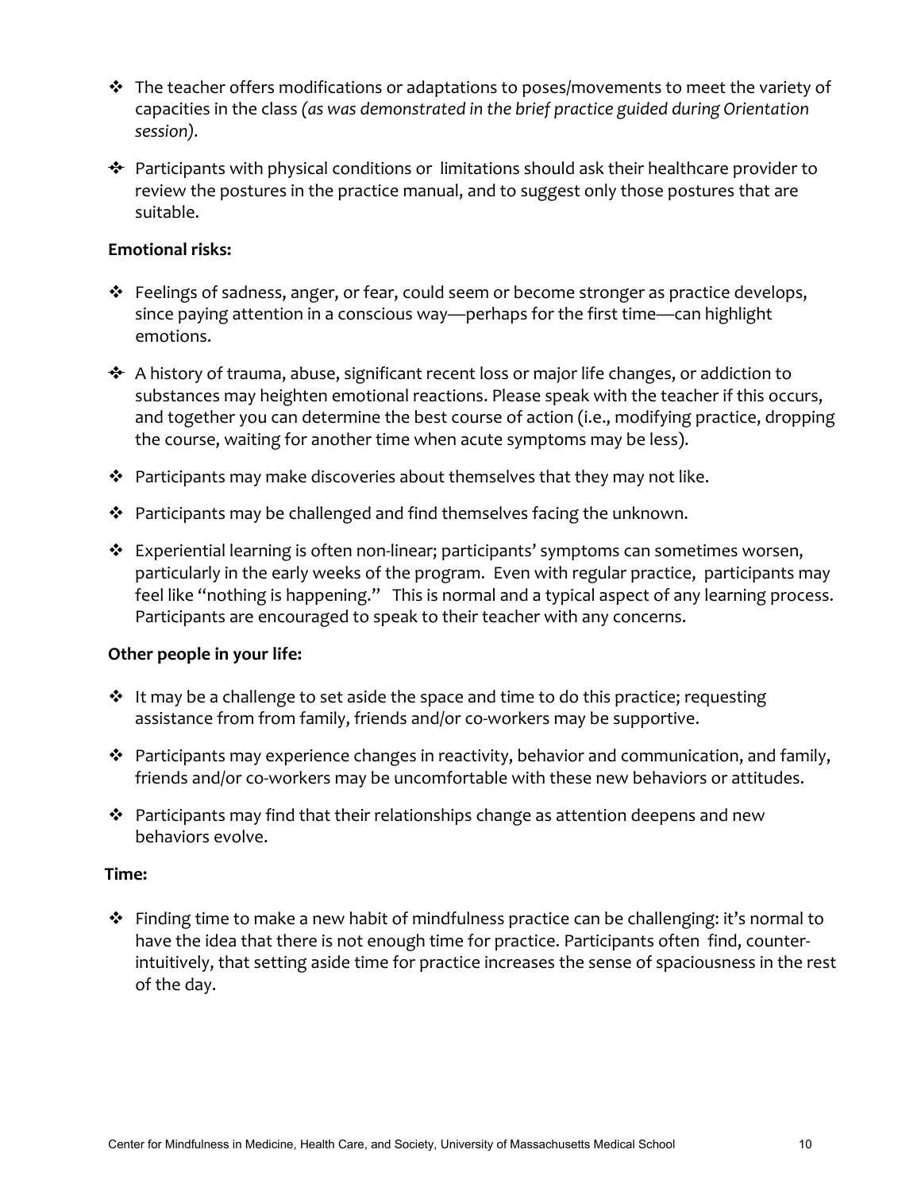- The teacher offers modifications or adaptations to poses/movements to meet the variety of capacities in the class *(as was demonstrated in the brief practice guided during Orientation session).*
- Participants with physical conditions or limitations should ask their healthcare provider to review the postures in the practice manual, and to suggest only those postures that are suitable.

**Emotional risks:**

- Feelings of sadness, anger, or fear, could seem or become stronger as practice develops, since paying attention in a conscious way—perhaps for the first time—can highlight emotions.
- A history of trauma, abuse, significant recent loss or major life changes, or addiction to substances may heighten emotional reactions. Please speak with the teacher if this occurs, and together you can determine the best course of action (i.e., modifying practice, dropping the course, waiting for another time when acute symptoms may be less).
- Participants may make discoveries about themselves that they may not like.
- Participants may be challenged and find themselves facing the unknown.
- Experiential learning is often non-linear; participants' symptoms can sometimes worsen, particularly in the early weeks of the program. Even with regular practice, participants may feel like "nothing is happening." This is normal and a typical aspect of any learning process. Participants are encouraged to speak to their teacher with any concerns.

**Other people in your life:**

- It may be a challenge to set aside the space and time to do this practice; requesting assistance from from family, friends and/or co-workers may be supportive.
- Participants may experience changes in reactivity, behavior and communication, and family, friends and/or co-workers may be uncomfortable with these new behaviors or attitudes.
- Participants may find that their relationships change as attention deepens and new behaviors evolve.

**Time:**

- Finding time to make a new habit of mindfulness practice can be challenging: it's normal to have the idea that there is not enough time for practice. Participants often find, counter-intuitively, that setting aside time for practice increases the sense of spaciousness in the rest of the day.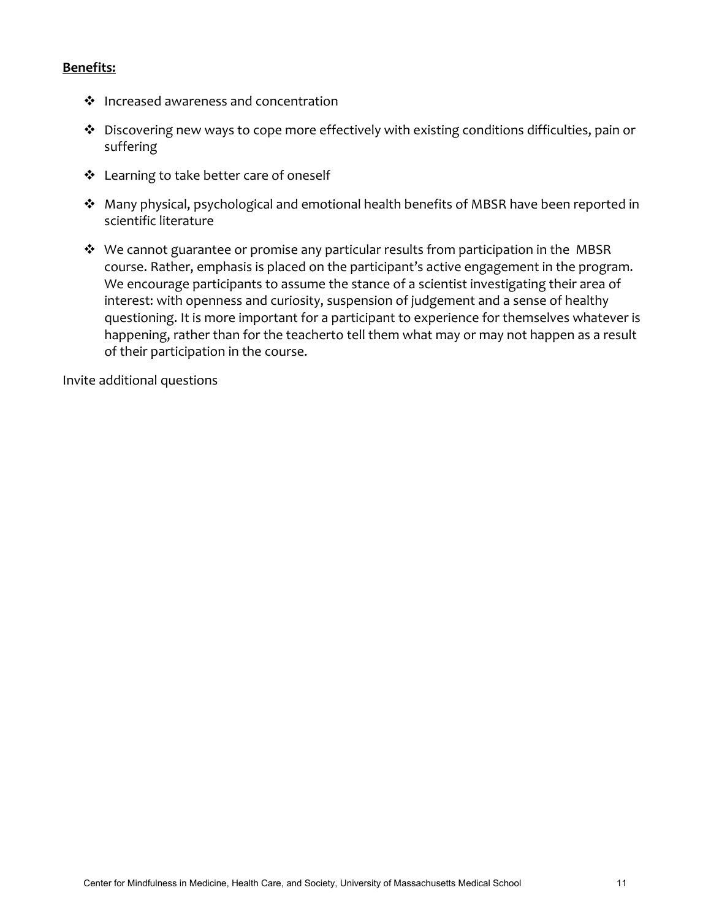**Benefits:**

- Increased awareness and concentration
- Discovering new ways to cope more effectively with existing conditions difficulties, pain or suffering
- Learning to take better care of oneself
- Many physical, psychological and emotional health benefits of MBSR have been reported in scientific literature
- We cannot guarantee or promise any particular results from participation in the MBSR course. Rather, emphasis is placed on the participant's active engagement in the program. We encourage participants to assume the stance of a scientist investigating their area of interest: with openness and curiosity, suspension of judgement and a sense of healthy questioning. It is more important for a participant to experience for themselves whatever is happening, rather than for the teacherto tell them what may or may not happen as a result of their participation in the course.

Invite additional questions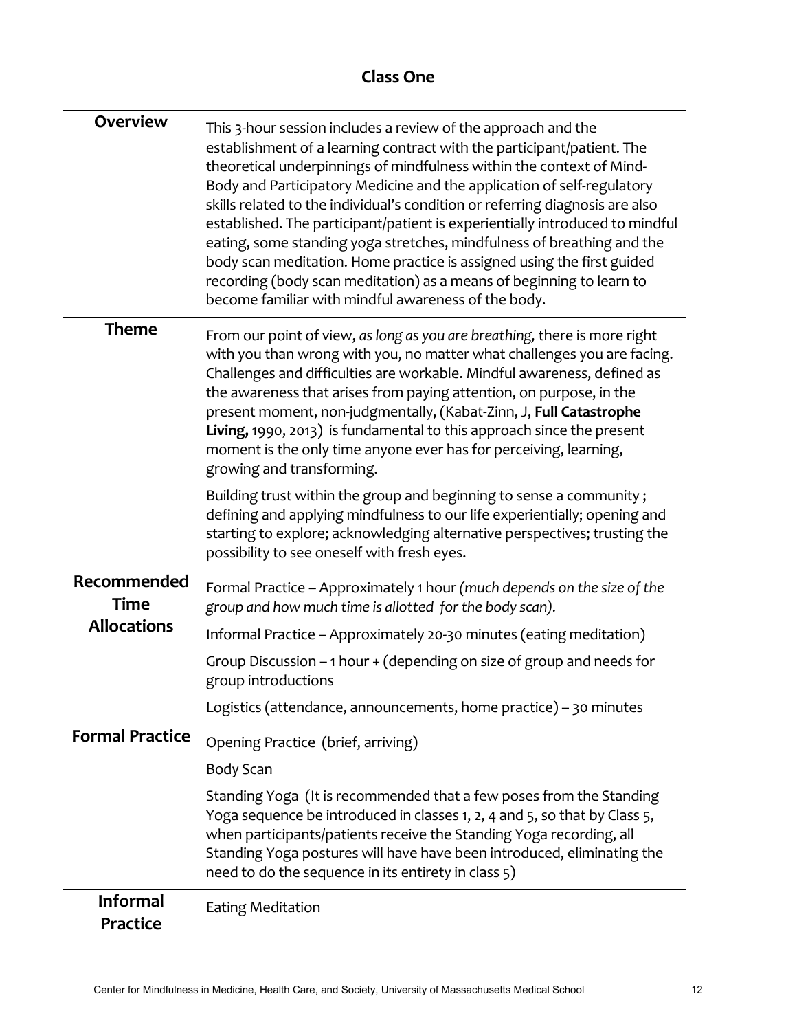## Class One

| | |
|---|---|
| **Overview** | This 3-hour session includes a review of the approach and the establishment of a learning contract with the participant/patient. The theoretical underpinnings of mindfulness within the context of Mind-Body and Participatory Medicine and the application of self-regulatory skills related to the individual's condition or referring diagnosis are also established. The participant/patient is experientially introduced to mindful eating, some standing yoga stretches, mindfulness of breathing and the body scan meditation. Home practice is assigned using the first guided recording (body scan meditation) as a means of beginning to learn to become familiar with mindful awareness of the body. |
| **Theme** | From our point of view, *as long as you are breathing,* there is more right with you than wrong with you, no matter what challenges you are facing. Challenges and difficulties are workable. Mindful awareness, defined as the awareness that arises from paying attention, on purpose, in the present moment, non-judgmentally, (Kabat-Zinn, J, **Full Catastrophe Living,** 1990, 2013) is fundamental to this approach since the present moment is the only time anyone ever has for perceiving, learning, growing and transforming.<br><br>Building trust within the group and beginning to sense a community ; defining and applying mindfulness to our life experientially; opening and starting to explore; acknowledging alternative perspectives; trusting the possibility to see oneself with fresh eyes. |
| **Recommended Time Allocations** | Formal Practice – Approximately 1 hour *(much depends on the size of the group and how much time is allotted for the body scan).*<br><br>Informal Practice – Approximately 20-30 minutes (eating meditation)<br><br>Group Discussion – 1 hour + (depending on size of group and needs for group introductions<br><br>Logistics (attendance, announcements, home practice) – 30 minutes |
| **Formal Practice** | Opening Practice (brief, arriving)<br><br>Body Scan<br><br>Standing Yoga (It is recommended that a few poses from the Standing Yoga sequence be introduced in classes 1, 2, 4 and 5, so that by Class 5, when participants/patients receive the Standing Yoga recording, all Standing Yoga postures will have have been introduced, eliminating the need to do the sequence in its entirety in class 5) |
| **Informal Practice** | Eating Meditation |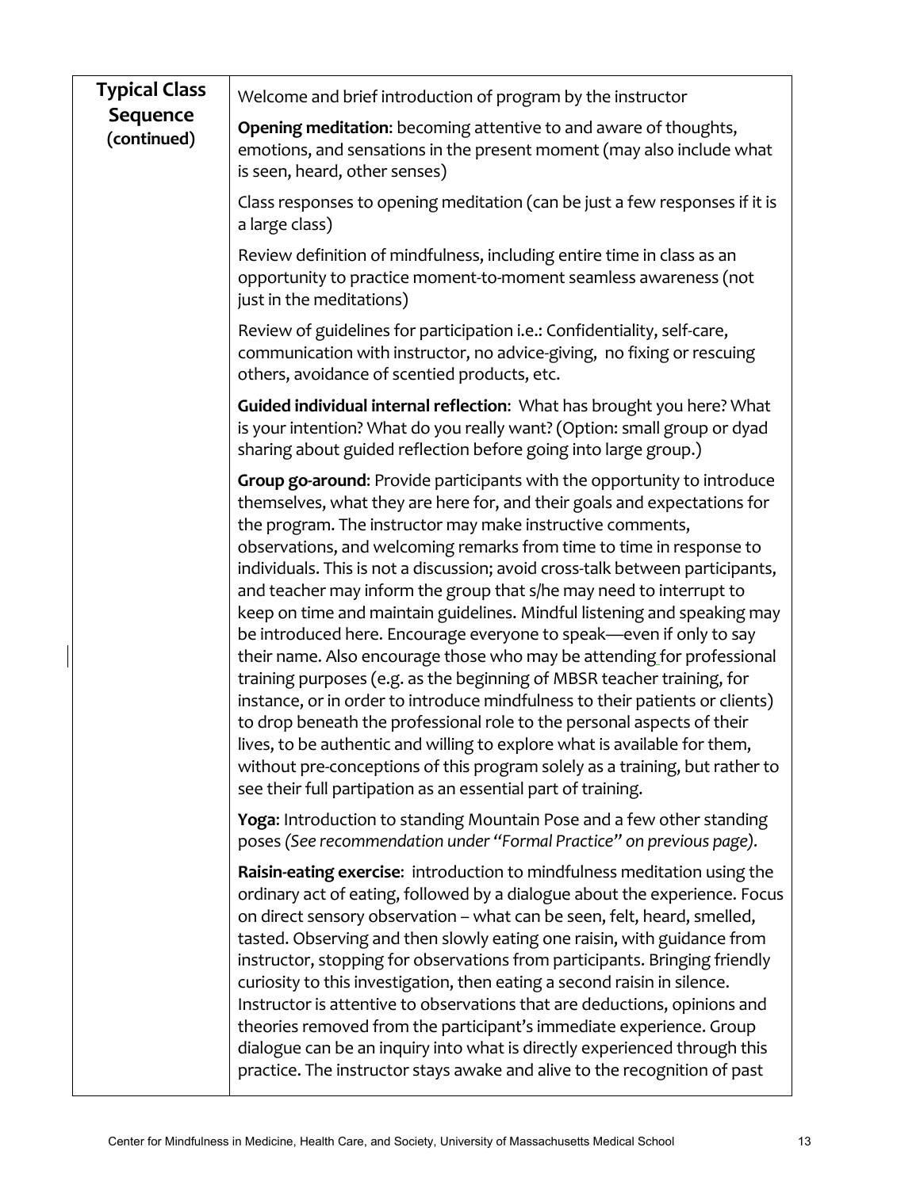| **Typical Class Sequence (continued)** | |
|---|---|
| | Welcome and brief introduction of program by the instructor<br><br>**Opening meditation**: becoming attentive to and aware of thoughts, emotions, and sensations in the present moment (may also include what is seen, heard, other senses)<br><br>Class responses to opening meditation (can be just a few responses if it is a large class)<br><br>Review definition of mindfulness, including entire time in class as an opportunity to practice moment-to-moment seamless awareness (not just in the meditations)<br><br>Review of guidelines for participation i.e.: Confidentiality, self-care, communication with instructor, no advice-giving, no fixing or rescuing others, avoidance of scentied products, etc.<br><br>**Guided individual internal reflection**: What has brought you here? What is your intention? What do you really want? (Option: small group or dyad sharing about guided reflection before going into large group.)<br><br>**Group go-around**: Provide participants with the opportunity to introduce themselves, what they are here for, and their goals and expectations for the program. The instructor may make instructive comments, observations, and welcoming remarks from time to time in response to individuals. This is not a discussion; avoid cross-talk between participants, and teacher may inform the group that s/he may need to interrupt to keep on time and maintain guidelines. Mindful listening and speaking may be introduced here. Encourage everyone to speak—even if only to say their name. Also encourage those who may be attending for professional training purposes (e.g. as the beginning of MBSR teacher training, for instance, or in order to introduce mindfulness to their patients or clients) to drop beneath the professional role to the personal aspects of their lives, to be authentic and willing to explore what is available for them, without pre-conceptions of this program solely as a training, but rather to see their full partipation as an essential part of training.<br><br>**Yoga**: Introduction to standing Mountain Pose and a few other standing poses *(See recommendation under "Formal Practice" on previous page).*<br><br>**Raisin-eating exercise**: introduction to mindfulness meditation using the ordinary act of eating, followed by a dialogue about the experience. Focus on direct sensory observation – what can be seen, felt, heard, smelled, tasted. Observing and then slowly eating one raisin, with guidance from instructor, stopping for observations from participants. Bringing friendly curiosity to this investigation, then eating a second raisin in silence. Instructor is attentive to observations that are deductions, opinions and theories removed from the participant's immediate experience. Group dialogue can be an inquiry into what is directly experienced through this practice. The instructor stays awake and alive to the recognition of past |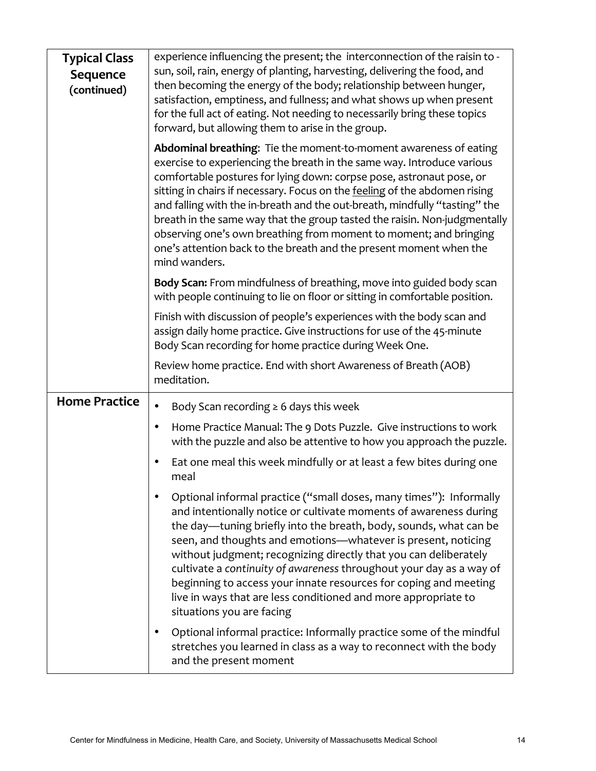| Typical Class Sequence (continued) | experience influencing the present; the interconnection of the raisin to - sun, soil, rain, energy of planting, harvesting, delivering the food, and then becoming the energy of the body; relationship between hunger, satisfaction, emptiness, and fullness; and what shows up when present for the full act of eating. Not needing to necessarily bring these topics forward, but allowing them to arise in the group.<br><br>**Abdominal breathing**: Tie the moment-to-moment awareness of eating exercise to experiencing the breath in the same way. Introduce various comfortable postures for lying down: corpse pose, astronaut pose, or sitting in chairs if necessary. Focus on the <u>feeling</u> of the abdomen rising and falling with the in-breath and the out-breath, mindfully "tasting" the breath in the same way that the group tasted the raisin. Non-judgmentally observing one's own breathing from moment to moment; and bringing one's attention back to the breath and the present moment when the mind wanders.<br><br>**Body Scan:** From mindfulness of breathing, move into guided body scan with people continuing to lie on floor or sitting in comfortable position.<br><br>Finish with discussion of people's experiences with the body scan and assign daily home practice. Give instructions for use of the 45-minute Body Scan recording for home practice during Week One.<br><br>Review home practice. End with short Awareness of Breath (AOB) meditation. |
|---|---|
| **Home Practice** | • Body Scan recording ≥ 6 days this week<br>• Home Practice Manual: The 9 Dots Puzzle. Give instructions to work with the puzzle and also be attentive to how you approach the puzzle.<br>• Eat one meal this week mindfully or at least a few bites during one meal<br>• Optional informal practice ("small doses, many times"): Informally and intentionally notice or cultivate moments of awareness during the day—tuning briefly into the breath, body, sounds, what can be seen, and thoughts and emotions—whatever is present, noticing without judgment; recognizing directly that you can deliberately cultivate a *continuity of awareness* throughout your day as a way of beginning to access your innate resources for coping and meeting live in ways that are less conditioned and more appropriate to situations you are facing<br>• Optional informal practice: Informally practice some of the mindful stretches you learned in class as a way to reconnect with the body and the present moment |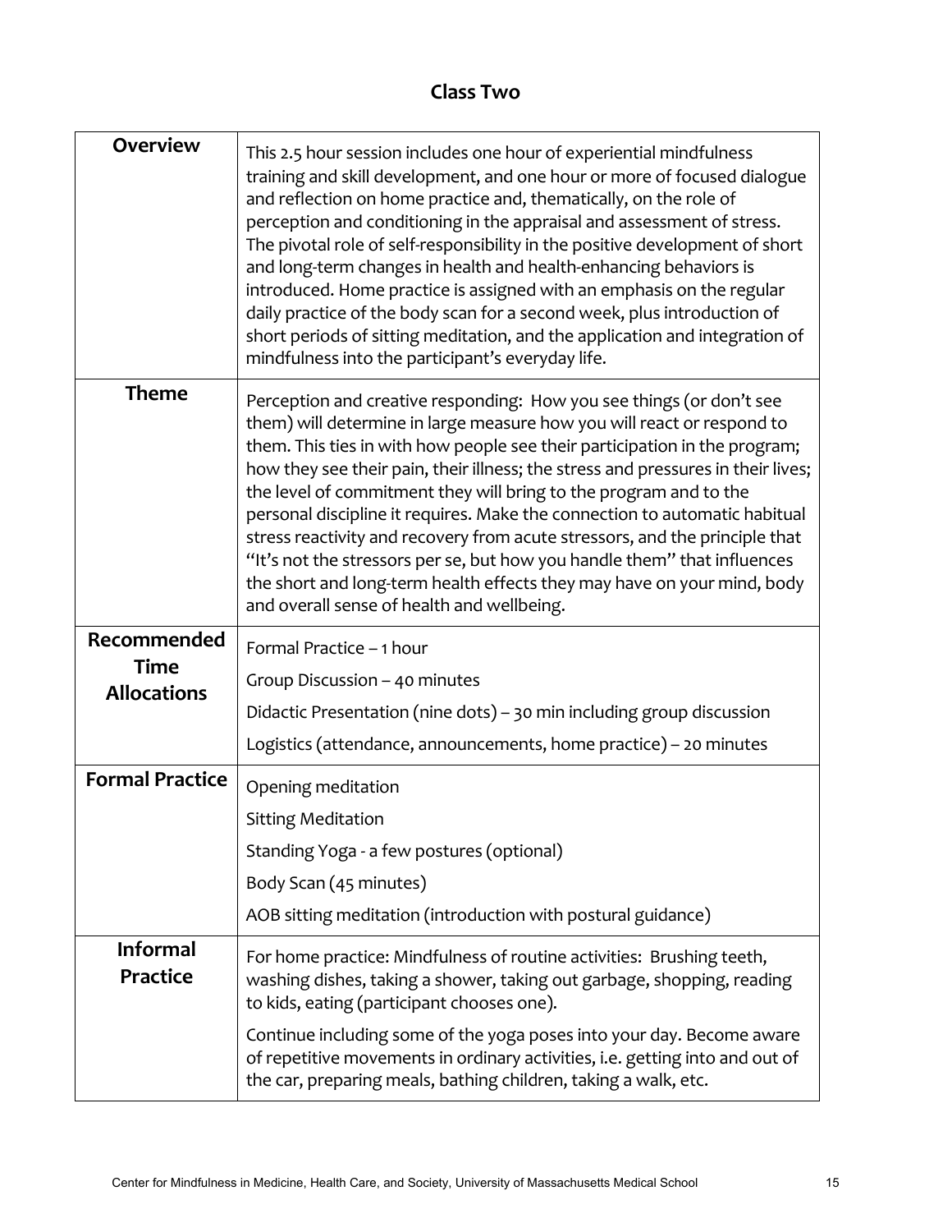## Class Two

| | |
|---|---|
| **Overview** | This 2.5 hour session includes one hour of experiential mindfulness training and skill development, and one hour or more of focused dialogue and reflection on home practice and, thematically, on the role of perception and conditioning in the appraisal and assessment of stress. The pivotal role of self-responsibility in the positive development of short and long-term changes in health and health-enhancing behaviors is introduced. Home practice is assigned with an emphasis on the regular daily practice of the body scan for a second week, plus introduction of short periods of sitting meditation, and the application and integration of mindfulness into the participant's everyday life. |
| **Theme** | Perception and creative responding: How you see things (or don't see them) will determine in large measure how you will react or respond to them. This ties in with how people see their participation in the program; how they see their pain, their illness; the stress and pressures in their lives; the level of commitment they will bring to the program and to the personal discipline it requires. Make the connection to automatic habitual stress reactivity and recovery from acute stressors, and the principle that "It's not the stressors per se, but how you handle them" that influences the short and long-term health effects they may have on your mind, body and overall sense of health and wellbeing. |
| **Recommended Time Allocations** | Formal Practice – 1 hour<br>Group Discussion – 40 minutes<br>Didactic Presentation (nine dots) – 30 min including group discussion<br>Logistics (attendance, announcements, home practice) – 20 minutes |
| **Formal Practice** | Opening meditation<br>Sitting Meditation<br>Standing Yoga - a few postures (optional)<br>Body Scan (45 minutes)<br>AOB sitting meditation (introduction with postural guidance) |
| **Informal Practice** | For home practice: Mindfulness of routine activities: Brushing teeth, washing dishes, taking a shower, taking out garbage, shopping, reading to kids, eating (participant chooses one).<br>Continue including some of the yoga poses into your day. Become aware of repetitive movements in ordinary activities, i.e. getting into and out of the car, preparing meals, bathing children, taking a walk, etc. |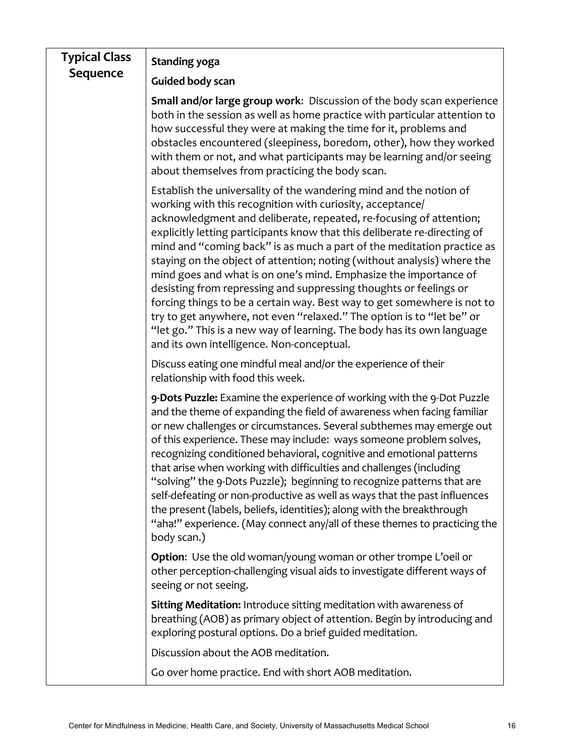| Typical Class Sequence | |
|---|---|
| | **Standing yoga** |
| | **Guided body scan** |
| | **Small and/or large group work**: Discussion of the body scan experience both in the session as well as home practice with particular attention to how successful they were at making the time for it, problems and obstacles encountered (sleepiness, boredom, other), how they worked with them or not, and what participants may be learning and/or seeing about themselves from practicing the body scan. |
| | Establish the universality of the wandering mind and the notion of working with this recognition with curiosity, acceptance/ acknowledgment and deliberate, repeated, re-focusing of attention; explicitly letting participants know that this deliberate re-directing of mind and "coming back" is as much a part of the meditation practice as staying on the object of attention; noting (without analysis) where the mind goes and what is on one's mind. Emphasize the importance of desisting from repressing and suppressing thoughts or feelings or forcing things to be a certain way. Best way to get somewhere is not to try to get anywhere, not even "relaxed." The option is to "let be" or "let go." This is a new way of learning. The body has its own language and its own intelligence. Non-conceptual. |
| | Discuss eating one mindful meal and/or the experience of their relationship with food this week. |
| | **9-Dots Puzzle:** Examine the experience of working with the 9-Dot Puzzle and the theme of expanding the field of awareness when facing familiar or new challenges or circumstances. Several subthemes may emerge out of this experience. These may include: ways someone problem solves, recognizing conditioned behavioral, cognitive and emotional patterns that arise when working with difficulties and challenges (including "solving" the 9-Dots Puzzle); beginning to recognize patterns that are self-defeating or non-productive as well as ways that the past influences the present (labels, beliefs, identities); along with the breakthrough "aha!" experience. (May connect any/all of these themes to practicing the body scan.) |
| | **Option**: Use the old woman/young woman or other trompe L'oeil or other perception-challenging visual aids to investigate different ways of seeing or not seeing. |
| | **Sitting Meditation:** Introduce sitting meditation with awareness of breathing (AOB) as primary object of attention. Begin by introducing and exploring postural options. Do a brief guided meditation. |
| | Discussion about the AOB meditation. |
| | Go over home practice. End with short AOB meditation. |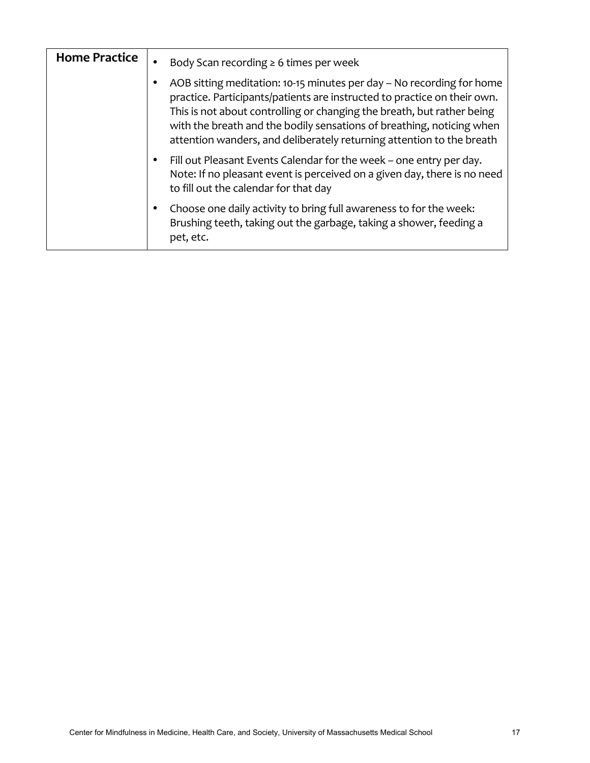| **Home Practice** | <ul><li>Body Scan recording ≥ 6 times per week</li><li>AOB sitting meditation: 10-15 minutes per day – No recording for home practice. Participants/patients are instructed to practice on their own. This is not about controlling or changing the breath, but rather being with the breath and the bodily sensations of breathing, noticing when attention wanders, and deliberately returning attention to the breath</li><li>Fill out Pleasant Events Calendar for the week – one entry per day. Note: If no pleasant event is perceived on a given day, there is no need to fill out the calendar for that day</li><li>Choose one daily activity to bring full awareness to for the week: Brushing teeth, taking out the garbage, taking a shower, feeding a pet, etc.</li></ul> |
|---|---|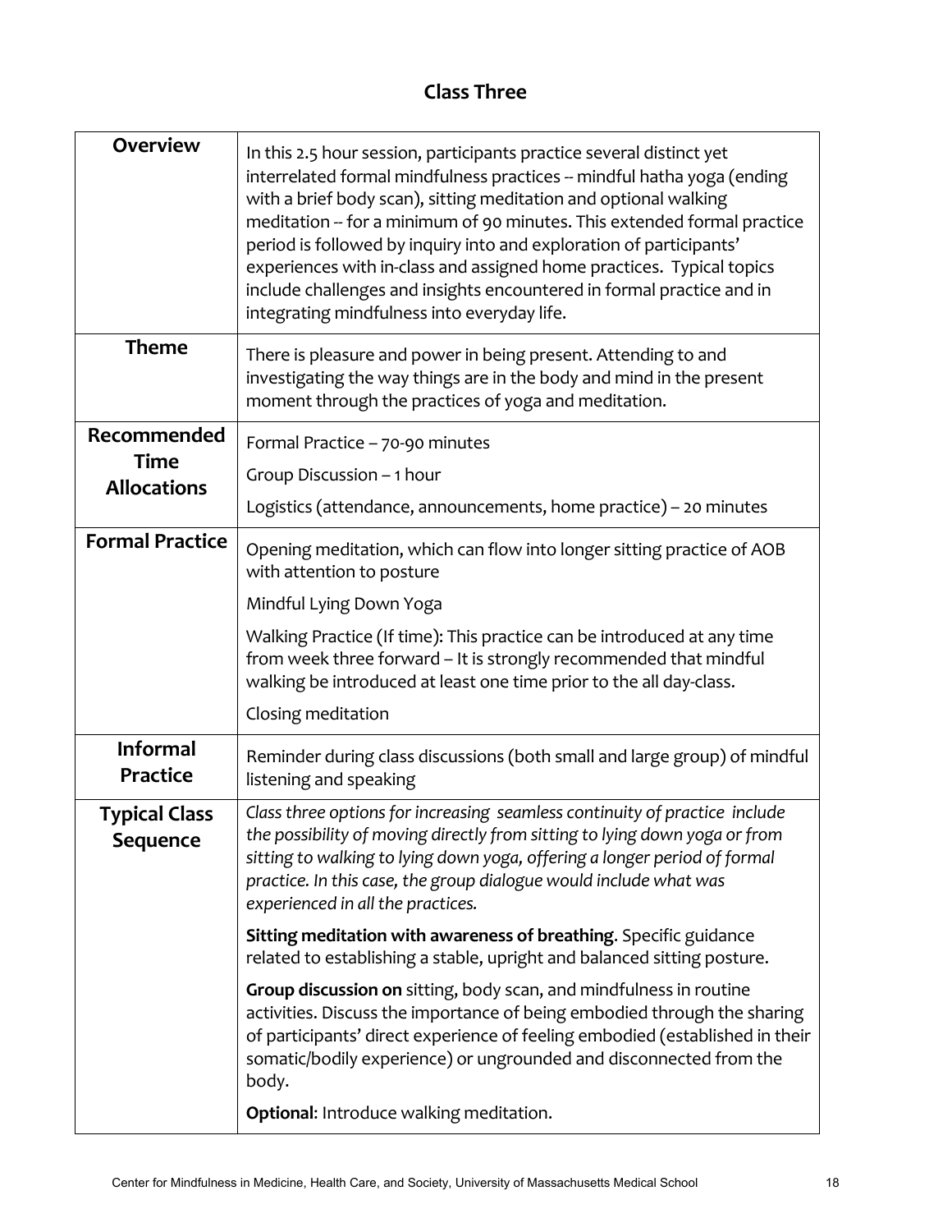## Class Three

| | |
|---|---|
| **Overview** | In this 2.5 hour session, participants practice several distinct yet interrelated formal mindfulness practices -- mindful hatha yoga (ending with a brief body scan), sitting meditation and optional walking meditation -- for a minimum of 90 minutes. This extended formal practice period is followed by inquiry into and exploration of participants' experiences with in-class and assigned home practices. Typical topics include challenges and insights encountered in formal practice and in integrating mindfulness into everyday life. |
| **Theme** | There is pleasure and power in being present. Attending to and investigating the way things are in the body and mind in the present moment through the practices of yoga and meditation. |
| **Recommended Time Allocations** | Formal Practice – 70-90 minutes<br>Group Discussion – 1 hour<br>Logistics (attendance, announcements, home practice) – 20 minutes |
| **Formal Practice** | Opening meditation, which can flow into longer sitting practice of AOB with attention to posture<br>Mindful Lying Down Yoga<br>Walking Practice (If time): This practice can be introduced at any time from week three forward – It is strongly recommended that mindful walking be introduced at least one time prior to the all day-class.<br>Closing meditation |
| **Informal Practice** | Reminder during class discussions (both small and large group) of mindful listening and speaking |
| **Typical Class Sequence** | *Class three options for increasing seamless continuity of practice include the possibility of moving directly from sitting to lying down yoga or from sitting to walking to lying down yoga, offering a longer period of formal practice. In this case, the group dialogue would include what was experienced in all the practices.*<br>**Sitting meditation with awareness of breathing**. Specific guidance related to establishing a stable, upright and balanced sitting posture.<br>**Group discussion on** sitting, body scan, and mindfulness in routine activities. Discuss the importance of being embodied through the sharing of participants' direct experience of feeling embodied (established in their somatic/bodily experience) or ungrounded and disconnected from the body.<br>**Optional**: Introduce walking meditation. |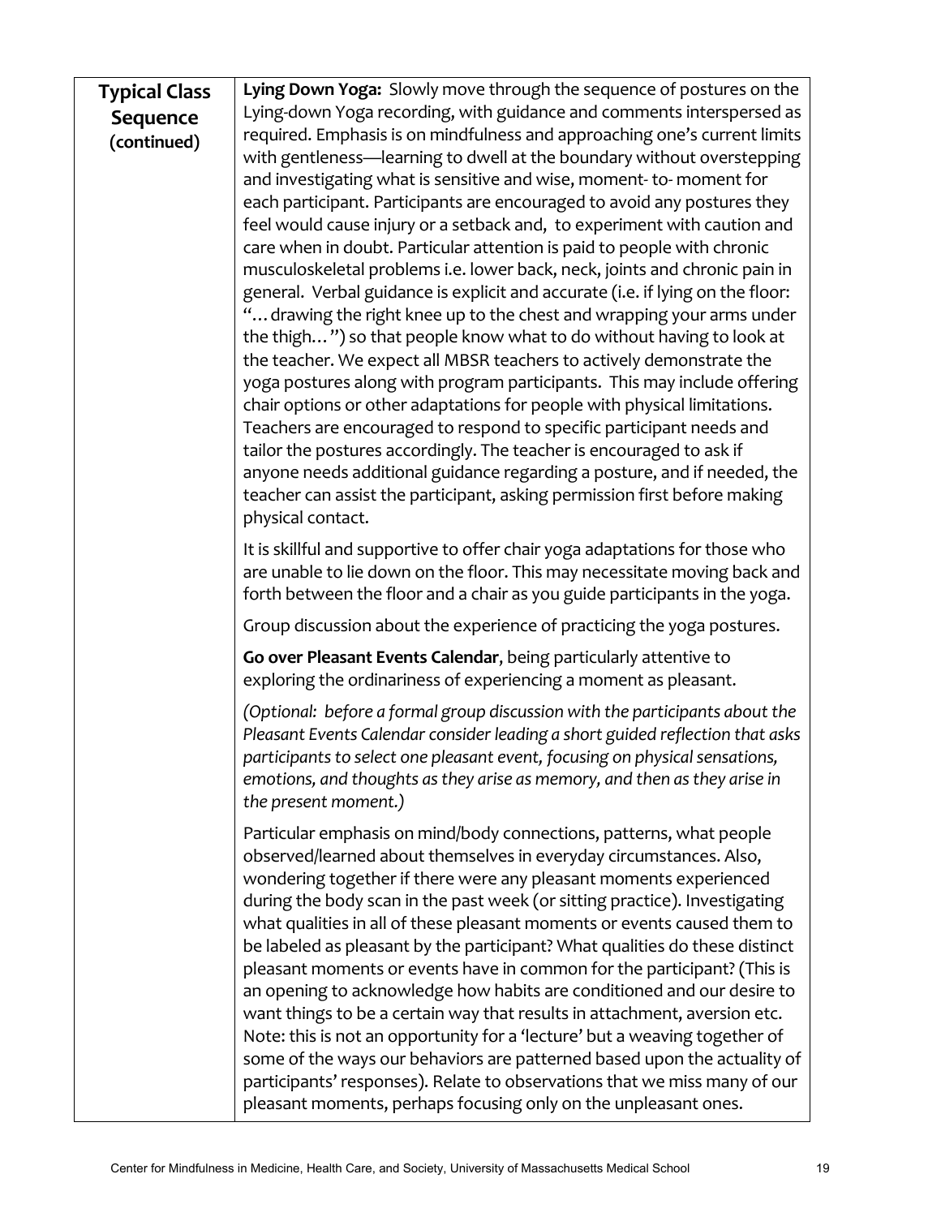| **Typical Class Sequence (continued)** | **Lying Down Yoga:** Slowly move through the sequence of postures on the Lying-down Yoga recording, with guidance and comments interspersed as required. Emphasis is on mindfulness and approaching one's current limits with gentleness—learning to dwell at the boundary without overstepping and investigating what is sensitive and wise, moment- to- moment for each participant. Participants are encouraged to avoid any postures they feel would cause injury or a setback and, to experiment with caution and care when in doubt. Particular attention is paid to people with chronic musculoskeletal problems i.e. lower back, neck, joints and chronic pain in general. Verbal guidance is explicit and accurate (i.e. if lying on the floor: "… drawing the right knee up to the chest and wrapping your arms under the thigh…") so that people know what to do without having to look at the teacher. We expect all MBSR teachers to actively demonstrate the yoga postures along with program participants. This may include offering chair options or other adaptations for people with physical limitations. Teachers are encouraged to respond to specific participant needs and tailor the postures accordingly. The teacher is encouraged to ask if anyone needs additional guidance regarding a posture, and if needed, the teacher can assist the participant, asking permission first before making physical contact.<br><br>It is skillful and supportive to offer chair yoga adaptations for those who are unable to lie down on the floor. This may necessitate moving back and forth between the floor and a chair as you guide participants in the yoga.<br><br>Group discussion about the experience of practicing the yoga postures.<br><br>**Go over Pleasant Events Calendar**, being particularly attentive to exploring the ordinariness of experiencing a moment as pleasant.<br><br>*(Optional: before a formal group discussion with the participants about the Pleasant Events Calendar consider leading a short guided reflection that asks participants to select one pleasant event, focusing on physical sensations, emotions, and thoughts as they arise as memory, and then as they arise in the present moment.)*<br><br>Particular emphasis on mind/body connections, patterns, what people observed/learned about themselves in everyday circumstances. Also, wondering together if there were any pleasant moments experienced during the body scan in the past week (or sitting practice). Investigating what qualities in all of these pleasant moments or events caused them to be labeled as pleasant by the participant? What qualities do these distinct pleasant moments or events have in common for the participant? (This is an opening to acknowledge how habits are conditioned and our desire to want things to be a certain way that results in attachment, aversion etc. Note: this is not an opportunity for a 'lecture' but a weaving together of some of the ways our behaviors are patterned based upon the actuality of participants' responses). Relate to observations that we miss many of our pleasant moments, perhaps focusing only on the unpleasant ones. |
|---|---|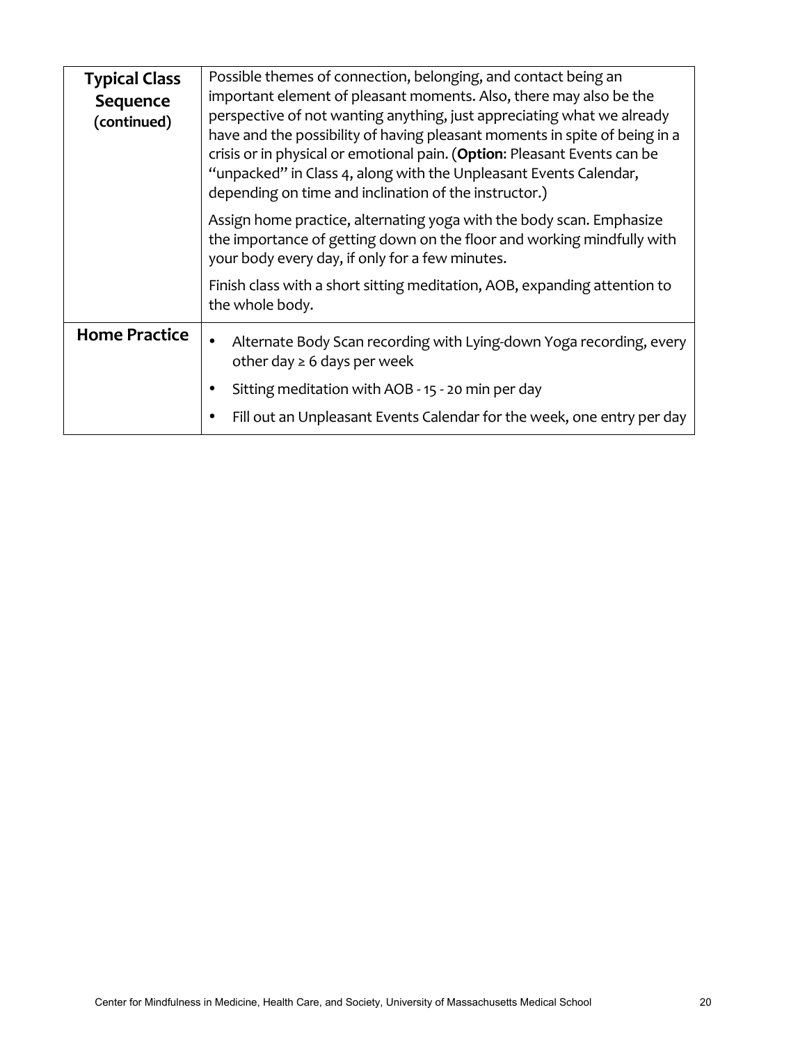| **Typical Class Sequence (continued)** | Possible themes of connection, belonging, and contact being an important element of pleasant moments. Also, there may also be the perspective of not wanting anything, just appreciating what we already have and the possibility of having pleasant moments in spite of being in a crisis or in physical or emotional pain. (**Option**: Pleasant Events can be "unpacked" in Class 4, along with the Unpleasant Events Calendar, depending on time and inclination of the instructor.)<br><br>Assign home practice, alternating yoga with the body scan. Emphasize the importance of getting down on the floor and working mindfully with your body every day, if only for a few minutes.<br><br>Finish class with a short sitting meditation, AOB, expanding attention to the whole body. |
|---|---|
| **Home Practice** | • Alternate Body Scan recording with Lying-down Yoga recording, every other day ≥ 6 days per week<br>• Sitting meditation with AOB - 15 - 20 min per day<br>• Fill out an Unpleasant Events Calendar for the week, one entry per day |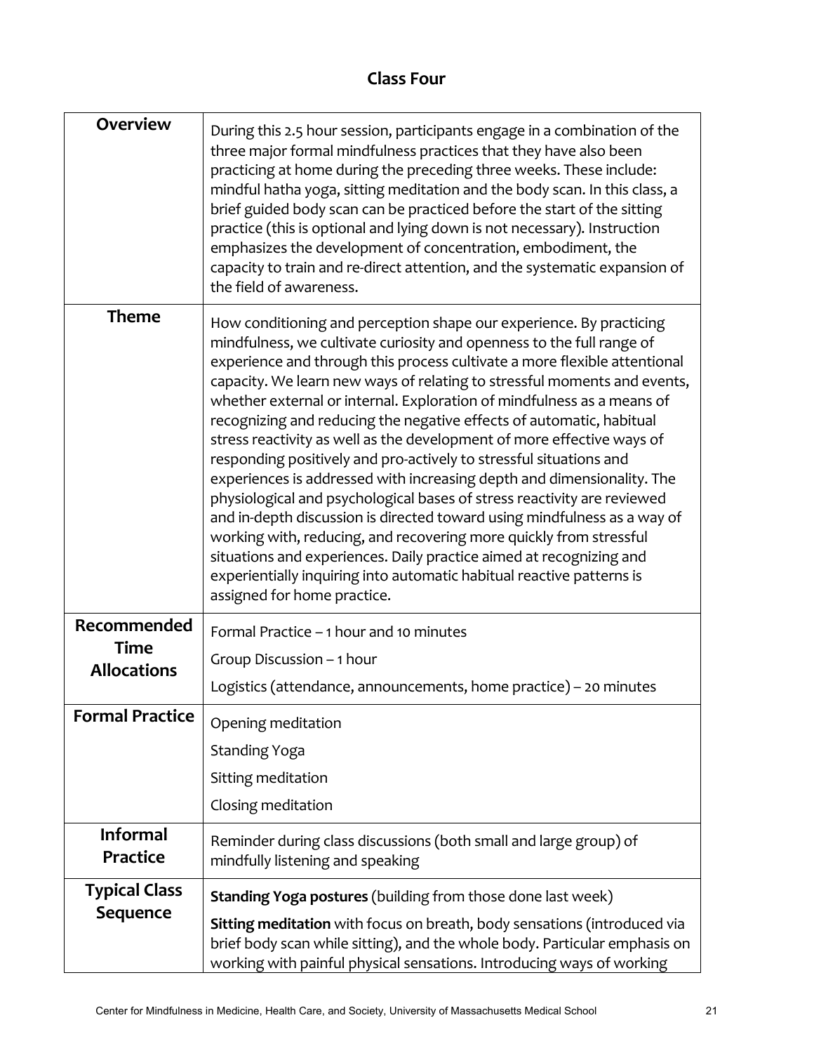## Class Four

| | |
|---|---|
| **Overview** | During this 2.5 hour session, participants engage in a combination of the three major formal mindfulness practices that they have also been practicing at home during the preceding three weeks. These include: mindful hatha yoga, sitting meditation and the body scan. In this class, a brief guided body scan can be practiced before the start of the sitting practice (this is optional and lying down is not necessary). Instruction emphasizes the development of concentration, embodiment, the capacity to train and re-direct attention, and the systematic expansion of the field of awareness. |
| **Theme** | How conditioning and perception shape our experience. By practicing mindfulness, we cultivate curiosity and openness to the full range of experience and through this process cultivate a more flexible attentional capacity. We learn new ways of relating to stressful moments and events, whether external or internal. Exploration of mindfulness as a means of recognizing and reducing the negative effects of automatic, habitual stress reactivity as well as the development of more effective ways of responding positively and pro-actively to stressful situations and experiences is addressed with increasing depth and dimensionality. The physiological and psychological bases of stress reactivity are reviewed and in-depth discussion is directed toward using mindfulness as a way of working with, reducing, and recovering more quickly from stressful situations and experiences. Daily practice aimed at recognizing and experientially inquiring into automatic habitual reactive patterns is assigned for home practice. |
| **Recommended Time Allocations** | Formal Practice – 1 hour and 10 minutes<br>Group Discussion – 1 hour<br>Logistics (attendance, announcements, home practice) – 20 minutes |
| **Formal Practice** | Opening meditation<br>Standing Yoga<br>Sitting meditation<br>Closing meditation |
| **Informal Practice** | Reminder during class discussions (both small and large group) of mindfully listening and speaking |
| **Typical Class Sequence** | **Standing Yoga postures** (building from those done last week)<br>**Sitting meditation** with focus on breath, body sensations (introduced via brief body scan while sitting), and the whole body. Particular emphasis on working with painful physical sensations. Introducing ways of working |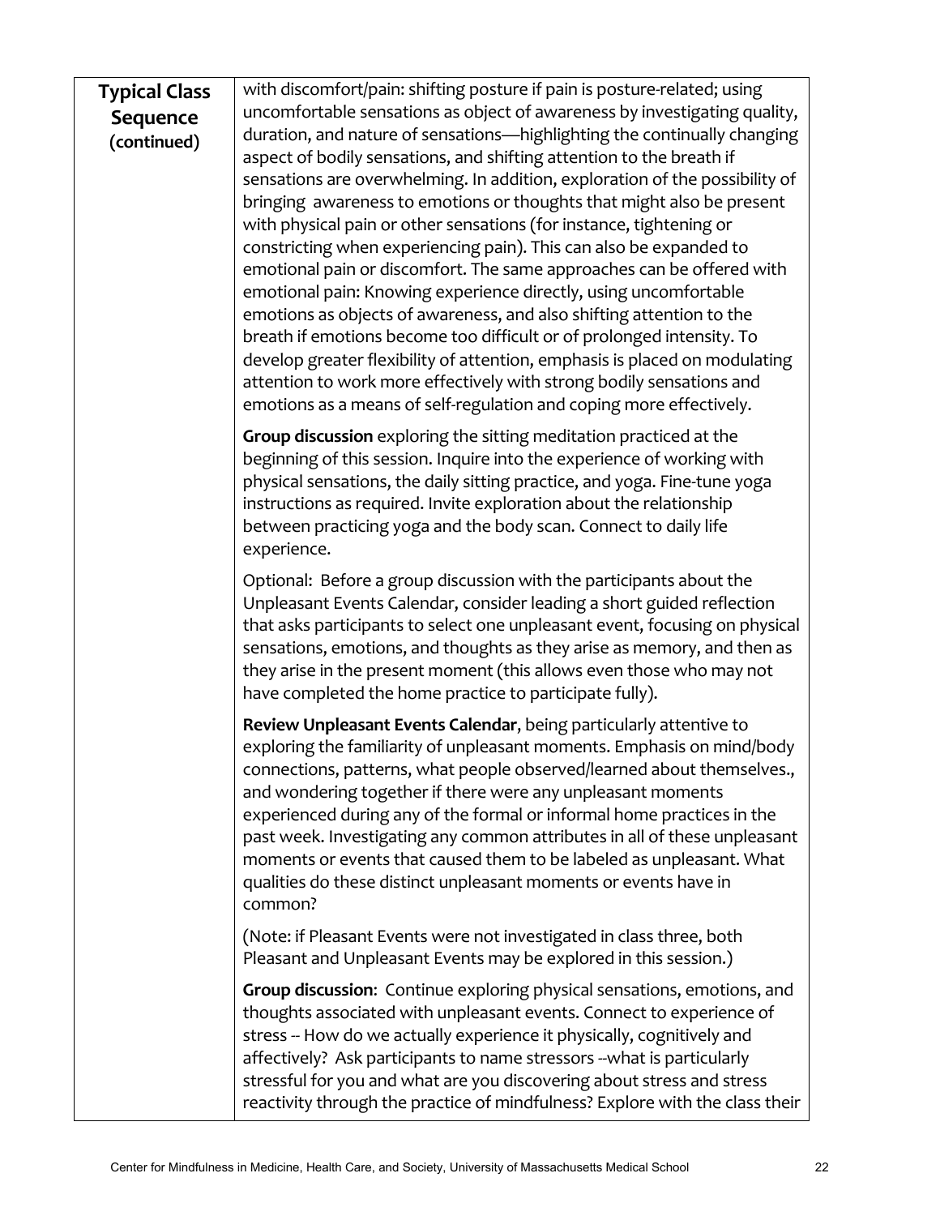| **Typical Class Sequence (continued)** | with discomfort/pain: shifting posture if pain is posture-related; using uncomfortable sensations as object of awareness by investigating quality, duration, and nature of sensations—highlighting the continually changing aspect of bodily sensations, and shifting attention to the breath if sensations are overwhelming. In addition, exploration of the possibility of bringing awareness to emotions or thoughts that might also be present with physical pain or other sensations (for instance, tightening or constricting when experiencing pain). This can also be expanded to emotional pain or discomfort. The same approaches can be offered with emotional pain: Knowing experience directly, using uncomfortable emotions as objects of awareness, and also shifting attention to the breath if emotions become too difficult or of prolonged intensity. To develop greater flexibility of attention, emphasis is placed on modulating attention to work more effectively with strong bodily sensations and emotions as a means of self-regulation and coping more effectively.<br><br>**Group discussion** exploring the sitting meditation practiced at the beginning of this session. Inquire into the experience of working with physical sensations, the daily sitting practice, and yoga. Fine-tune yoga instructions as required. Invite exploration about the relationship between practicing yoga and the body scan. Connect to daily life experience.<br><br>Optional: Before a group discussion with the participants about the Unpleasant Events Calendar, consider leading a short guided reflection that asks participants to select one unpleasant event, focusing on physical sensations, emotions, and thoughts as they arise as memory, and then as they arise in the present moment (this allows even those who may not have completed the home practice to participate fully).<br><br>**Review Unpleasant Events Calendar**, being particularly attentive to exploring the familiarity of unpleasant moments. Emphasis on mind/body connections, patterns, what people observed/learned about themselves., and wondering together if there were any unpleasant moments experienced during any of the formal or informal home practices in the past week. Investigating any common attributes in all of these unpleasant moments or events that caused them to be labeled as unpleasant. What qualities do these distinct unpleasant moments or events have in common?<br><br>(Note: if Pleasant Events were not investigated in class three, both Pleasant and Unpleasant Events may be explored in this session.)<br><br>**Group discussion**: Continue exploring physical sensations, emotions, and thoughts associated with unpleasant events. Connect to experience of stress -- How do we actually experience it physically, cognitively and affectively? Ask participants to name stressors --what is particularly stressful for you and what are you discovering about stress and stress reactivity through the practice of mindfulness? Explore with the class their |
|---|---|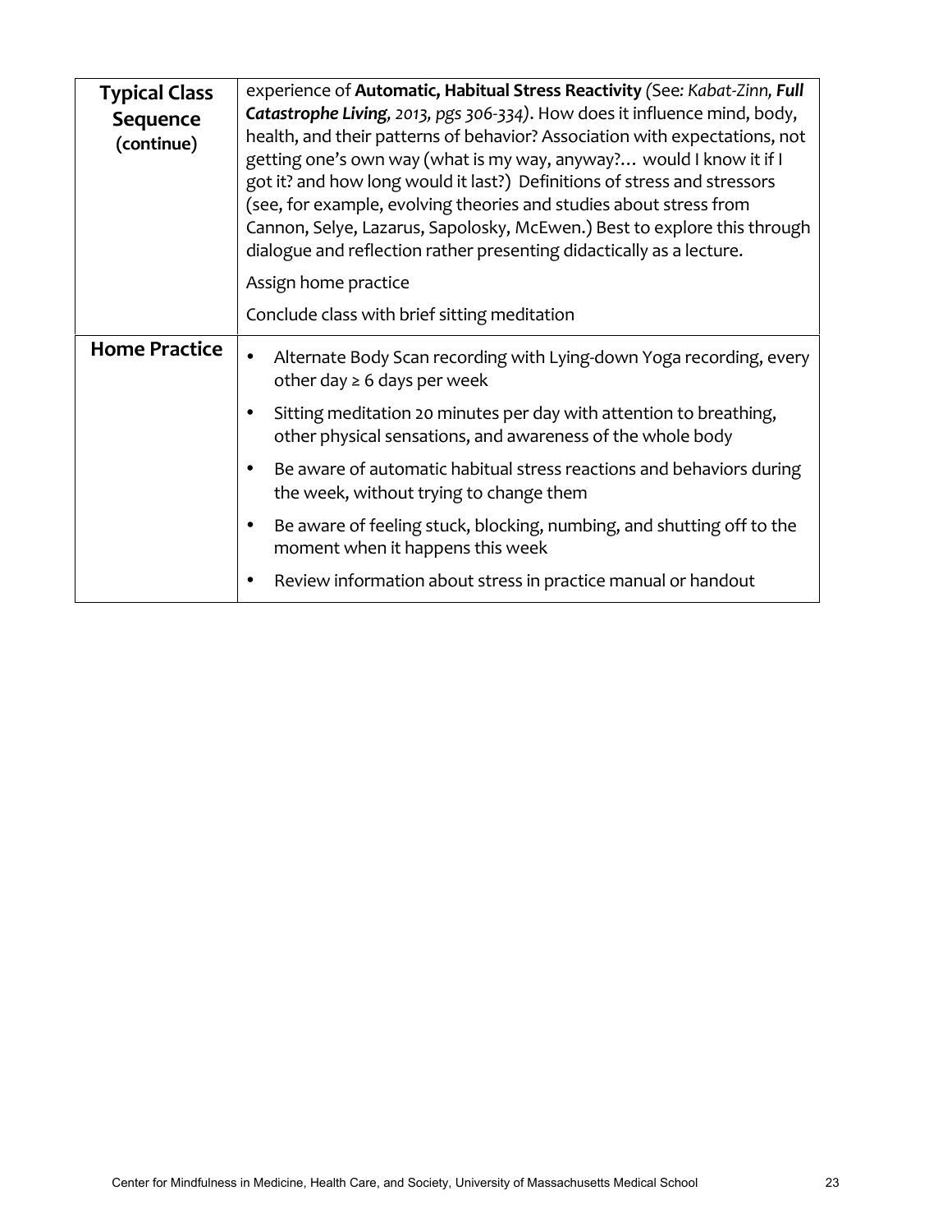| | |
|---|---|
| **Typical Class Sequence** **(continue)** | experience of **Automatic, Habitual Stress Reactivity** *(See: Kabat-Zinn,* ***Full Catastrophe Living****, 2013, pgs 306-334)*. How does it influence mind, body, health, and their patterns of behavior? Association with expectations, not getting one's own way (what is my way, anyway?… would I know it if I got it? and how long would it last?) Definitions of stress and stressors (see, for example, evolving theories and studies about stress from Cannon, Selye, Lazarus, Sapolosky, McEwen.) Best to explore this through dialogue and reflection rather presenting didactically as a lecture.<br><br>Assign home practice<br><br>Conclude class with brief sitting meditation |
| **Home Practice** | • Alternate Body Scan recording with Lying-down Yoga recording, every other day ≥ 6 days per week<br>• Sitting meditation 20 minutes per day with attention to breathing, other physical sensations, and awareness of the whole body<br>• Be aware of automatic habitual stress reactions and behaviors during the week, without trying to change them<br>• Be aware of feeling stuck, blocking, numbing, and shutting off to the moment when it happens this week<br>• Review information about stress in practice manual or handout |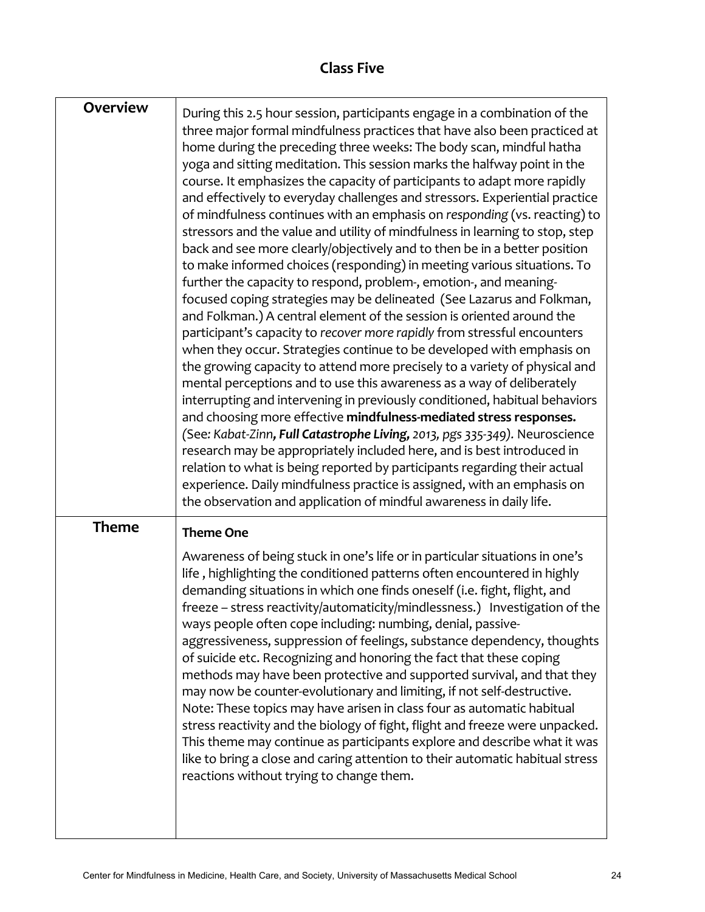## Class Five

| | |
|---|---|
| **Overview** | During this 2.5 hour session, participants engage in a combination of the three major formal mindfulness practices that have also been practiced at home during the preceding three weeks: The body scan, mindful hatha yoga and sitting meditation. This session marks the halfway point in the course. It emphasizes the capacity of participants to adapt more rapidly and effectively to everyday challenges and stressors. Experiential practice of mindfulness continues with an emphasis on *responding* (vs. reacting) to stressors and the value and utility of mindfulness in learning to stop, step back and see more clearly/objectively and to then be in a better position to make informed choices (responding) in meeting various situations. To further the capacity to respond, problem-, emotion-, and meaning-focused coping strategies may be delineated (See Lazarus and Folkman, and Folkman.) A central element of the session is oriented around the participant's capacity to *recover more rapidly* from stressful encounters when they occur. Strategies continue to be developed with emphasis on the growing capacity to attend more precisely to a variety of physical and mental perceptions and to use this awareness as a way of deliberately interrupting and intervening in previously conditioned, habitual behaviors and choosing more effective **mindfulness-mediated stress responses.** *(See: Kabat-Zinn**, Full Catastrophe Living,** 2013, pgs 335-349).* Neuroscience research may be appropriately included here, and is best introduced in relation to what is being reported by participants regarding their actual experience. Daily mindfulness practice is assigned, with an emphasis on the observation and application of mindful awareness in daily life. |
| **Theme** | **Theme One**<br><br>Awareness of being stuck in one's life or in particular situations in one's life , highlighting the conditioned patterns often encountered in highly demanding situations in which one finds oneself (i.e. fight, flight, and freeze – stress reactivity/automaticity/mindlessness.) Investigation of the ways people often cope including: numbing, denial, passive-aggressiveness, suppression of feelings, substance dependency, thoughts of suicide etc. Recognizing and honoring the fact that these coping methods may have been protective and supported survival, and that they may now be counter-evolutionary and limiting, if not self-destructive. Note: These topics may have arisen in class four as automatic habitual stress reactivity and the biology of fight, flight and freeze were unpacked. This theme may continue as participants explore and describe what it was like to bring a close and caring attention to their automatic habitual stress reactions without trying to change them. |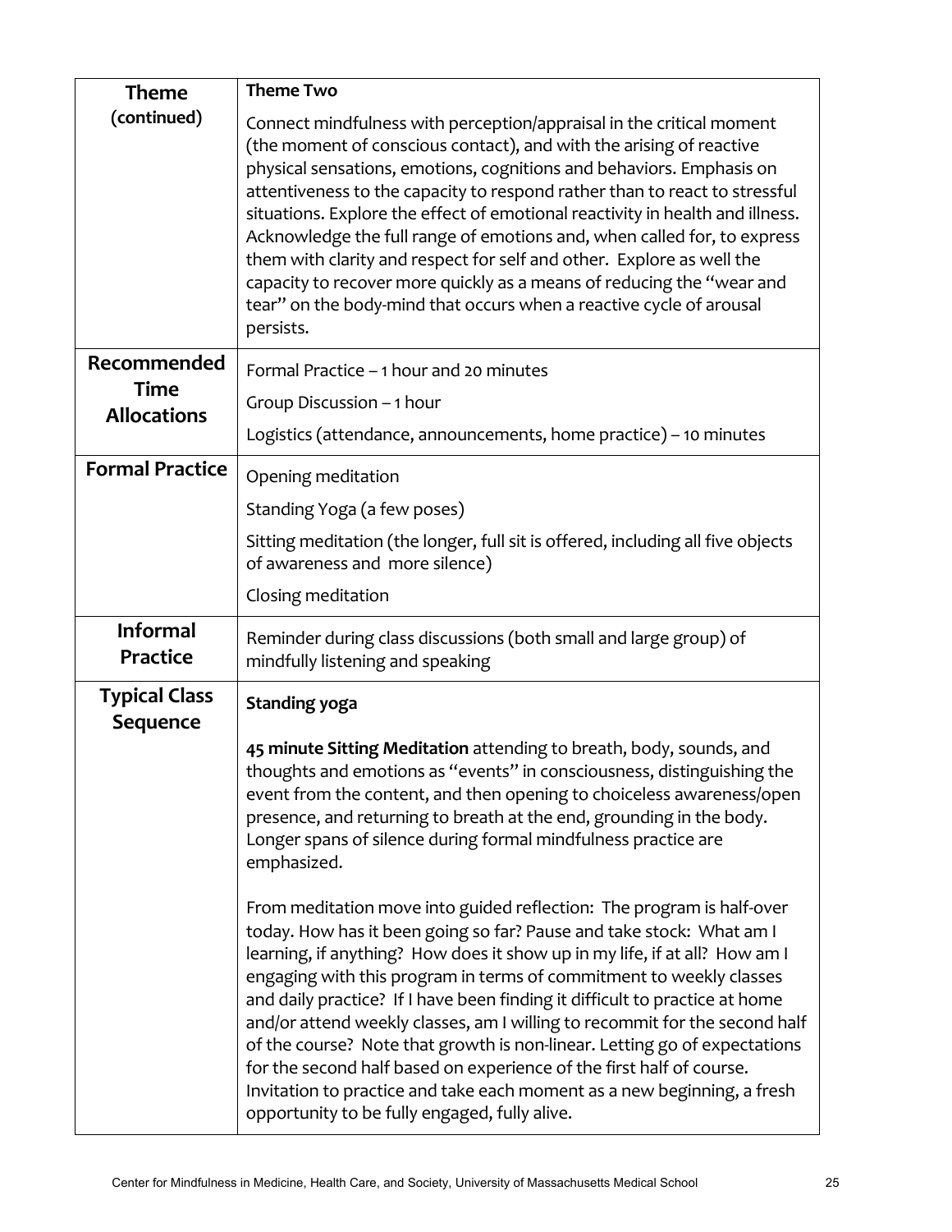| Theme (continued) | **Theme Two**<br><br>Connect mindfulness with perception/appraisal in the critical moment (the moment of conscious contact), and with the arising of reactive physical sensations, emotions, cognitions and behaviors. Emphasis on attentiveness to the capacity to respond rather than to react to stressful situations. Explore the effect of emotional reactivity in health and illness. Acknowledge the full range of emotions and, when called for, to express them with clarity and respect for self and other. Explore as well the capacity to recover more quickly as a means of reducing the "wear and tear" on the body-mind that occurs when a reactive cycle of arousal persists. |
|---|---|
| **Recommended Time Allocations** | Formal Practice – 1 hour and 20 minutes<br><br>Group Discussion – 1 hour<br><br>Logistics (attendance, announcements, home practice) – 10 minutes |
| **Formal Practice** | Opening meditation<br><br>Standing Yoga (a few poses)<br><br>Sitting meditation (the longer, full sit is offered, including all five objects of awareness and more silence)<br><br>Closing meditation |
| **Informal Practice** | Reminder during class discussions (both small and large group) of mindfully listening and speaking |
| **Typical Class Sequence** | **Standing yoga**<br><br>**45 minute Sitting Meditation** attending to breath, body, sounds, and thoughts and emotions as "events" in consciousness, distinguishing the event from the content, and then opening to choiceless awareness/open presence, and returning to breath at the end, grounding in the body. Longer spans of silence during formal mindfulness practice are emphasized.<br><br>From meditation move into guided reflection: The program is half-over today. How has it been going so far? Pause and take stock: What am I learning, if anything? How does it show up in my life, if at all? How am I engaging with this program in terms of commitment to weekly classes and daily practice? If I have been finding it difficult to practice at home and/or attend weekly classes, am I willing to recommit for the second half of the course? Note that growth is non-linear. Letting go of expectations for the second half based on experience of the first half of course. Invitation to practice and take each moment as a new beginning, a fresh opportunity to be fully engaged, fully alive. |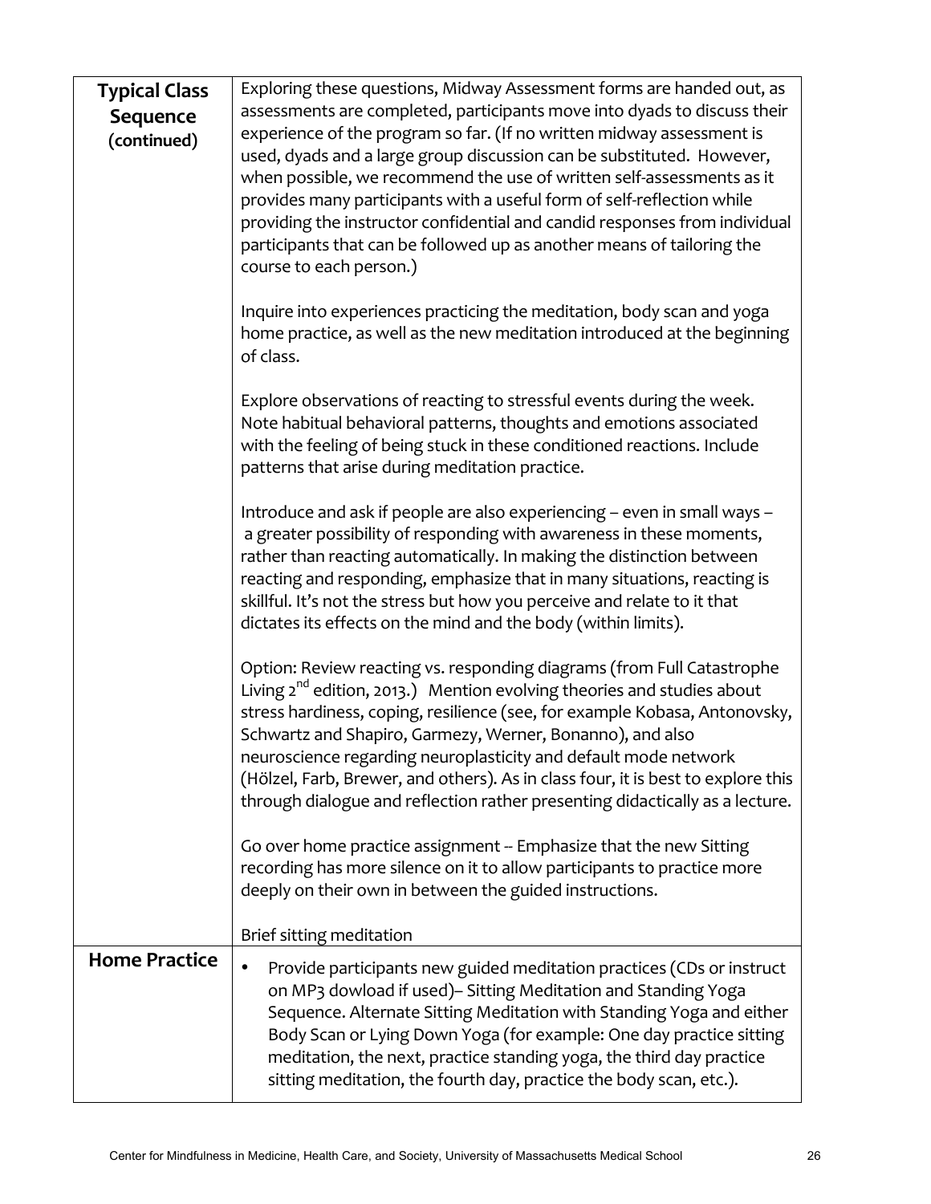| | |
|---|---|
| **Typical Class Sequence (continued)** | Exploring these questions, Midway Assessment forms are handed out, as assessments are completed, participants move into dyads to discuss their experience of the program so far. (If no written midway assessment is used, dyads and a large group discussion can be substituted. However, when possible, we recommend the use of written self-assessments as it provides many participants with a useful form of self-reflection while providing the instructor confidential and candid responses from individual participants that can be followed up as another means of tailoring the course to each person.)<br><br>Inquire into experiences practicing the meditation, body scan and yoga home practice, as well as the new meditation introduced at the beginning of class.<br><br>Explore observations of reacting to stressful events during the week. Note habitual behavioral patterns, thoughts and emotions associated with the feeling of being stuck in these conditioned reactions. Include patterns that arise during meditation practice.<br><br>Introduce and ask if people are also experiencing – even in small ways – a greater possibility of responding with awareness in these moments, rather than reacting automatically. In making the distinction between reacting and responding, emphasize that in many situations, reacting is skillful. It's not the stress but how you perceive and relate to it that dictates its effects on the mind and the body (within limits).<br><br>Option: Review reacting vs. responding diagrams (from Full Catastrophe Living 2nd edition, 2013.) Mention evolving theories and studies about stress hardiness, coping, resilience (see, for example Kobasa, Antonovsky, Schwartz and Shapiro, Garmezy, Werner, Bonanno), and also neuroscience regarding neuroplasticity and default mode network (Hölzel, Farb, Brewer, and others). As in class four, it is best to explore this through dialogue and reflection rather presenting didactically as a lecture.<br><br>Go over home practice assignment -- Emphasize that the new Sitting recording has more silence on it to allow participants to practice more deeply on their own in between the guided instructions.<br><br>Brief sitting meditation |
| **Home Practice** | • Provide participants new guided meditation practices (CDs or instruct on MP3 dowload if used)– Sitting Meditation and Standing Yoga Sequence. Alternate Sitting Meditation with Standing Yoga and either Body Scan or Lying Down Yoga (for example: One day practice sitting meditation, the next, practice standing yoga, the third day practice sitting meditation, the fourth day, practice the body scan, etc.). |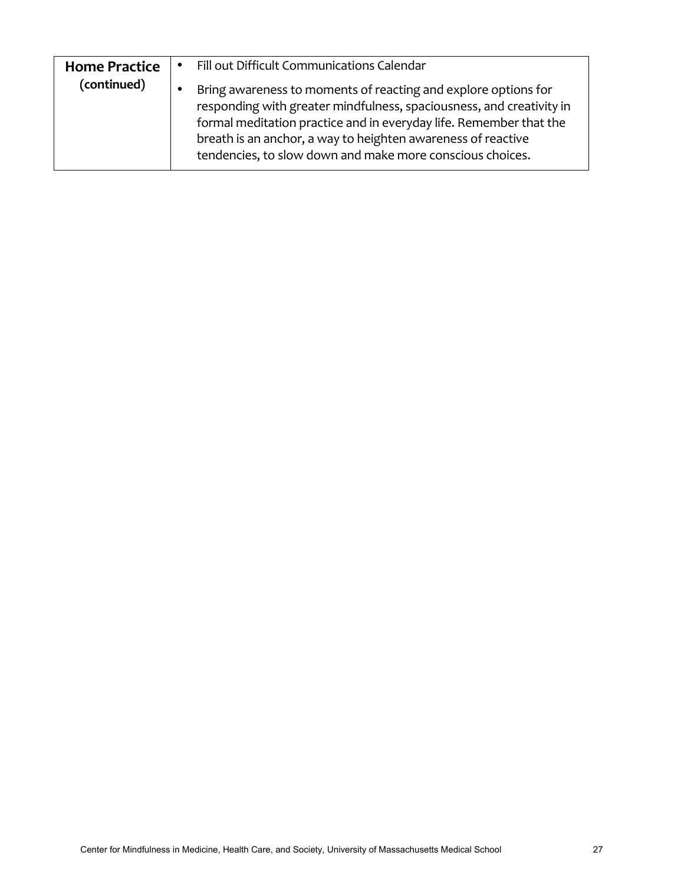| **Home Practice (continued)** | <ul><li>Fill out Difficult Communications Calendar</li><li>Bring awareness to moments of reacting and explore options for responding with greater mindfulness, spaciousness, and creativity in formal meditation practice and in everyday life. Remember that the breath is an anchor, a way to heighten awareness of reactive tendencies, to slow down and make more conscious choices.</li></ul> |
|---|---|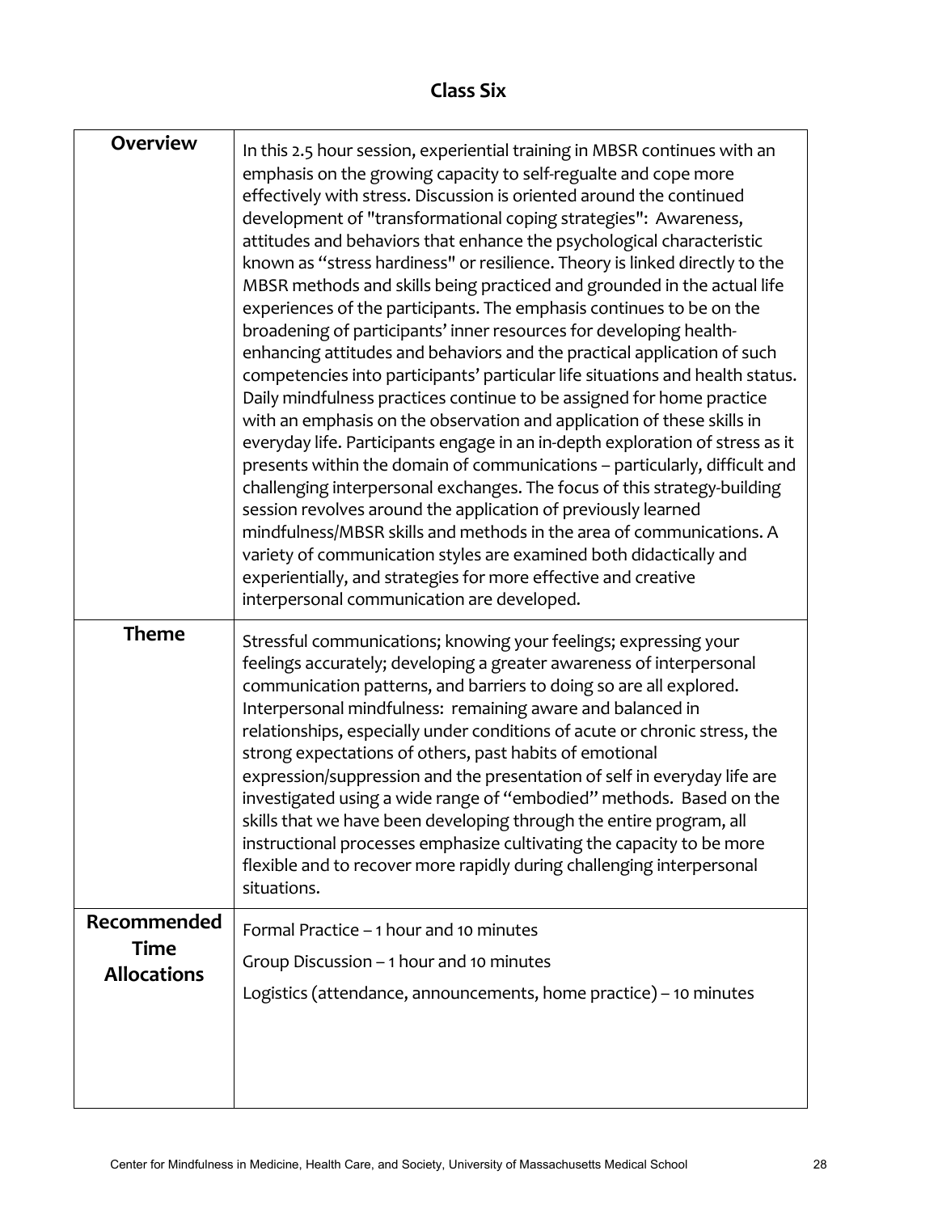## Class Six

| | |
|---|---|
| **Overview** | In this 2.5 hour session, experiential training in MBSR continues with an emphasis on the growing capacity to self-regualte and cope more effectively with stress. Discussion is oriented around the continued development of "transformational coping strategies": Awareness, attitudes and behaviors that enhance the psychological characteristic known as "stress hardiness" or resilience. Theory is linked directly to the MBSR methods and skills being practiced and grounded in the actual life experiences of the participants. The emphasis continues to be on the broadening of participants' inner resources for developing health-enhancing attitudes and behaviors and the practical application of such competencies into participants' particular life situations and health status. Daily mindfulness practices continue to be assigned for home practice with an emphasis on the observation and application of these skills in everyday life. Participants engage in an in-depth exploration of stress as it presents within the domain of communications – particularly, difficult and challenging interpersonal exchanges. The focus of this strategy-building session revolves around the application of previously learned mindfulness/MBSR skills and methods in the area of communications. A variety of communication styles are examined both didactically and experientially, and strategies for more effective and creative interpersonal communication are developed. |
| **Theme** | Stressful communications; knowing your feelings; expressing your feelings accurately; developing a greater awareness of interpersonal communication patterns, and barriers to doing so are all explored. Interpersonal mindfulness: remaining aware and balanced in relationships, especially under conditions of acute or chronic stress, the strong expectations of others, past habits of emotional expression/suppression and the presentation of self in everyday life are investigated using a wide range of "embodied" methods. Based on the skills that we have been developing through the entire program, all instructional processes emphasize cultivating the capacity to be more flexible and to recover more rapidly during challenging interpersonal situations. |
| **Recommended Time Allocations** | Formal Practice – 1 hour and 10 minutes<br><br>Group Discussion – 1 hour and 10 minutes<br><br>Logistics (attendance, announcements, home practice) – 10 minutes |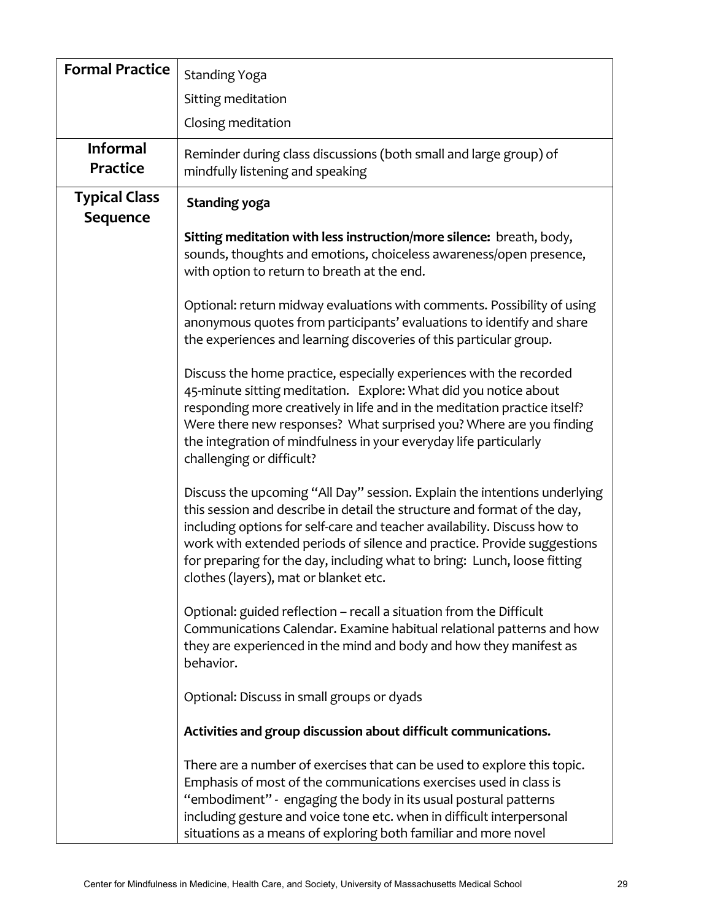| | |
|---|---|
| **Formal Practice** | Standing Yoga<br>Sitting meditation<br>Closing meditation |
| **Informal Practice** | Reminder during class discussions (both small and large group) of mindfully listening and speaking |
| **Typical Class Sequence** | **Standing yoga**<br><br>**Sitting meditation with less instruction/more silence:** breath, body, sounds, thoughts and emotions, choiceless awareness/open presence, with option to return to breath at the end.<br><br>Optional: return midway evaluations with comments. Possibility of using anonymous quotes from participants' evaluations to identify and share the experiences and learning discoveries of this particular group.<br><br>Discuss the home practice, especially experiences with the recorded 45-minute sitting meditation. Explore: What did you notice about responding more creatively in life and in the meditation practice itself? Were there new responses? What surprised you? Where are you finding the integration of mindfulness in your everyday life particularly challenging or difficult?<br><br>Discuss the upcoming "All Day" session. Explain the intentions underlying this session and describe in detail the structure and format of the day, including options for self-care and teacher availability. Discuss how to work with extended periods of silence and practice. Provide suggestions for preparing for the day, including what to bring: Lunch, loose fitting clothes (layers), mat or blanket etc.<br><br>Optional: guided reflection – recall a situation from the Difficult Communications Calendar. Examine habitual relational patterns and how they are experienced in the mind and body and how they manifest as behavior.<br><br>Optional: Discuss in small groups or dyads<br><br>**Activities and group discussion about difficult communications.**<br><br>There are a number of exercises that can be used to explore this topic. Emphasis of most of the communications exercises used in class is "embodiment" - engaging the body in its usual postural patterns including gesture and voice tone etc. when in difficult interpersonal situations as a means of exploring both familiar and more novel |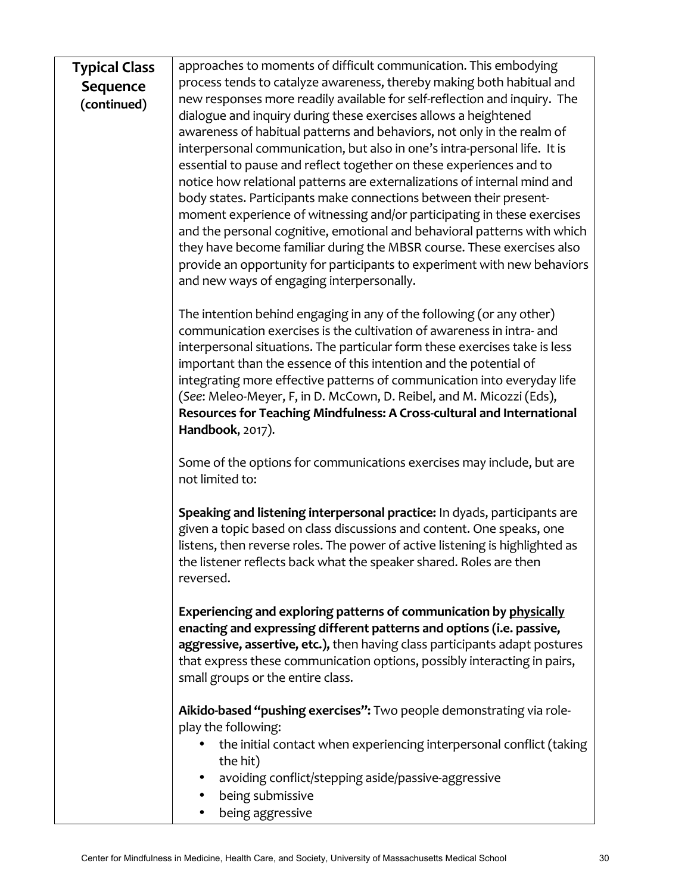| **Typical Class Sequence (continued)** | approaches to moments of difficult communication. This embodying process tends to catalyze awareness, thereby making both habitual and new responses more readily available for self-reflection and inquiry. The dialogue and inquiry during these exercises allows a heightened awareness of habitual patterns and behaviors, not only in the realm of interpersonal communication, but also in one's intra-personal life. It is essential to pause and reflect together on these experiences and to notice how relational patterns are externalizations of internal mind and body states. Participants make connections between their present-moment experience of witnessing and/or participating in these exercises and the personal cognitive, emotional and behavioral patterns with which they have become familiar during the MBSR course. These exercises also provide an opportunity for participants to experiment with new behaviors and new ways of engaging interpersonally.<br><br>The intention behind engaging in any of the following (or any other) communication exercises is the cultivation of awareness in intra- and interpersonal situations. The particular form these exercises take is less important than the essence of this intention and the potential of integrating more effective patterns of communication into everyday life (*See*: Meleo-Meyer, F, in D. McCown, D. Reibel, and M. Micozzi (Eds), **Resources for Teaching Mindfulness: A Cross-cultural and International Handbook**, 2017).<br><br>Some of the options for communications exercises may include, but are not limited to:<br><br>**Speaking and listening interpersonal practice:** In dyads, participants are given a topic based on class discussions and content. One speaks, one listens, then reverse roles. The power of active listening is highlighted as the listener reflects back what the speaker shared. Roles are then reversed.<br><br>**Experiencing and exploring patterns of communication by <u>physically</u> enacting and expressing different patterns and options (i.e. passive, aggressive, assertive, etc.),** then having class participants adapt postures that express these communication options, possibly interacting in pairs, small groups or the entire class.<br><br>**Aikido-based "pushing exercises":** Two people demonstrating via role-play the following:<br>• the initial contact when experiencing interpersonal conflict (taking the hit)<br>• avoiding conflict/stepping aside/passive-aggressive<br>• being submissive<br>• being aggressive |
|---|---|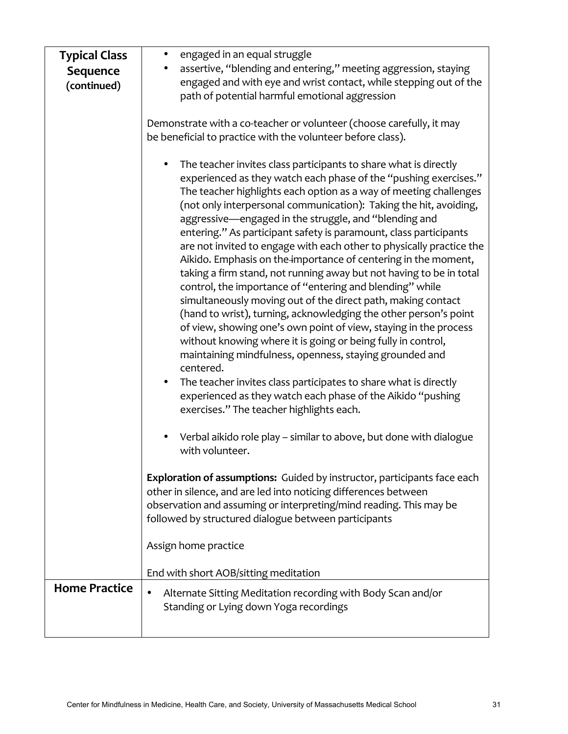| **Typical Class Sequence (continued)** | <ul><li>engaged in an equal struggle</li><li>assertive, "blending and entering," meeting aggression, staying engaged and with eye and wrist contact, while stepping out of the path of potential harmful emotional aggression</li></ul>Demonstrate with a co-teacher or volunteer (choose carefully, it may be beneficial to practice with the volunteer before class).<ul><li>The teacher invites class participants to share what is directly experienced as they watch each phase of the "pushing exercises." The teacher highlights each option as a way of meeting challenges (not only interpersonal communication): Taking the hit, avoiding, aggressive—engaged in the struggle, and "blending and entering." As participant safety is paramount, class participants are not invited to engage with each other to physically practice the Aikido. Emphasis on the importance of centering in the moment, taking a firm stand, not running away but not having to be in total control, the importance of "entering and blending" while simultaneously moving out of the direct path, making contact (hand to wrist), turning, acknowledging the other person's point of view, showing one's own point of view, staying in the process without knowing where it is going or being fully in control, maintaining mindfulness, openness, staying grounded and centered.</li><li>The teacher invites class participates to share what is directly experienced as they watch each phase of the Aikido "pushing exercises." The teacher highlights each.</li><li>Verbal aikido role play – similar to above, but done with dialogue with volunteer.</li></ul>**Exploration of assumptions:** Guided by instructor, participants face each other in silence, and are led into noticing differences between observation and assuming or interpreting/mind reading. This may be followed by structured dialogue between participants<br><br>Assign home practice<br><br>End with short AOB/sitting meditation |
|---|---|
| **Home Practice** | <ul><li>Alternate Sitting Meditation recording with Body Scan and/or Standing or Lying down Yoga recordings</li></ul> |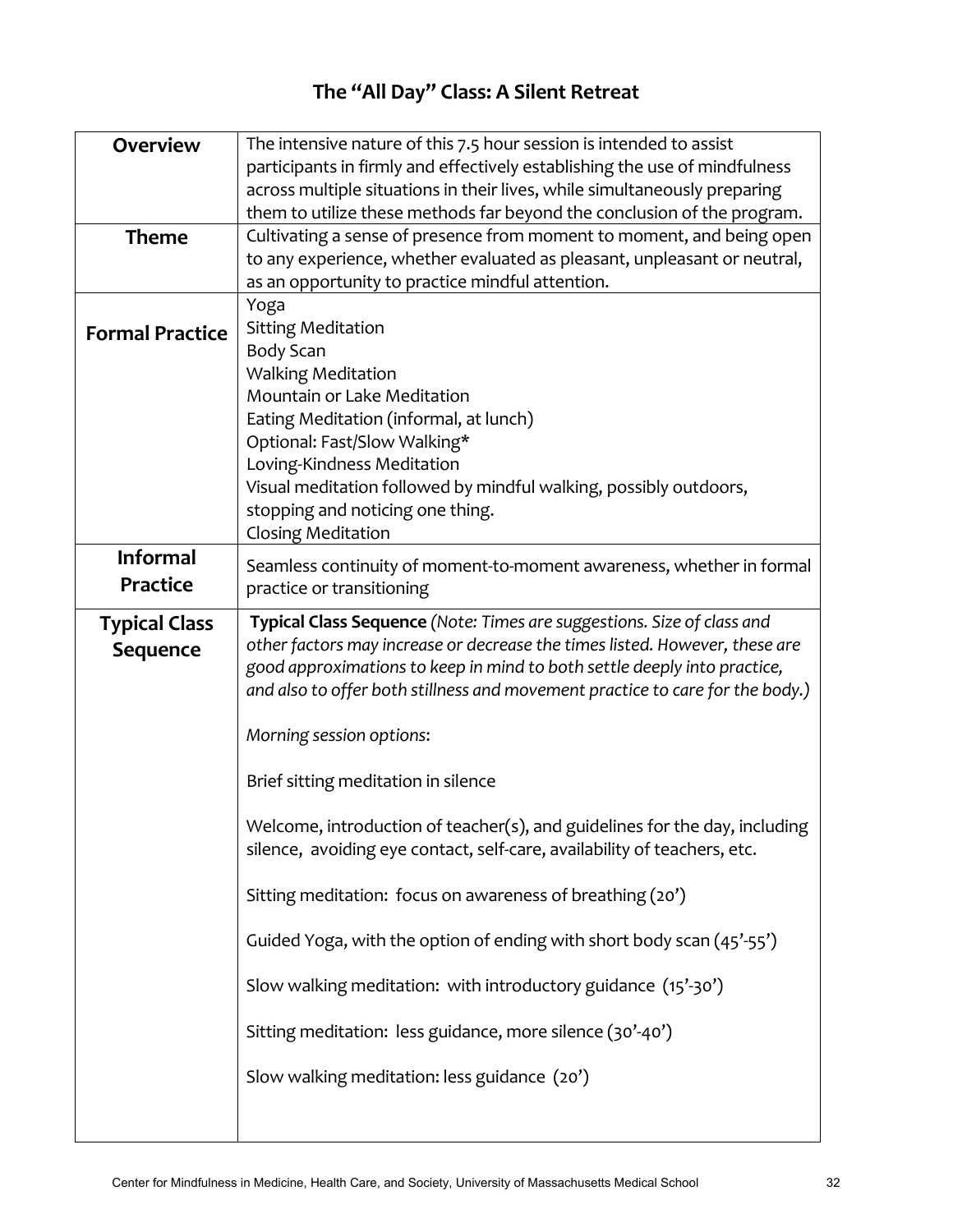# The "All Day" Class: A Silent Retreat

| | |
|---|---|
| **Overview** | The intensive nature of this 7.5 hour session is intended to assist participants in firmly and effectively establishing the use of mindfulness across multiple situations in their lives, while simultaneously preparing them to utilize these methods far beyond the conclusion of the program. |
| **Theme** | Cultivating a sense of presence from moment to moment, and being open to any experience, whether evaluated as pleasant, unpleasant or neutral, as an opportunity to practice mindful attention. |
| **Formal Practice** | Yoga<br>Sitting Meditation<br>Body Scan<br>Walking Meditation<br>Mountain or Lake Meditation<br>Eating Meditation (informal, at lunch)<br>Optional: Fast/Slow Walking*<br>Loving-Kindness Meditation<br>Visual meditation followed by mindful walking, possibly outdoors, stopping and noticing one thing.<br>Closing Meditation |
| **Informal Practice** | Seamless continuity of moment-to-moment awareness, whether in formal practice or transitioning |
| **Typical Class Sequence** | **Typical Class Sequence** *(Note: Times are suggestions. Size of class and other factors may increase or decrease the times listed. However, these are good approximations to keep in mind to both settle deeply into practice, and also to offer both stillness and movement practice to care for the body.)*<br><br>*Morning session options*:<br><br>Brief sitting meditation in silence<br><br>Welcome, introduction of teacher(s), and guidelines for the day, including silence, avoiding eye contact, self-care, availability of teachers, etc.<br><br>Sitting meditation: focus on awareness of breathing (20')<br><br>Guided Yoga, with the option of ending with short body scan (45'-55')<br><br>Slow walking meditation: with introductory guidance (15'-30')<br><br>Sitting meditation: less guidance, more silence (30'-40')<br><br>Slow walking meditation: less guidance (20') |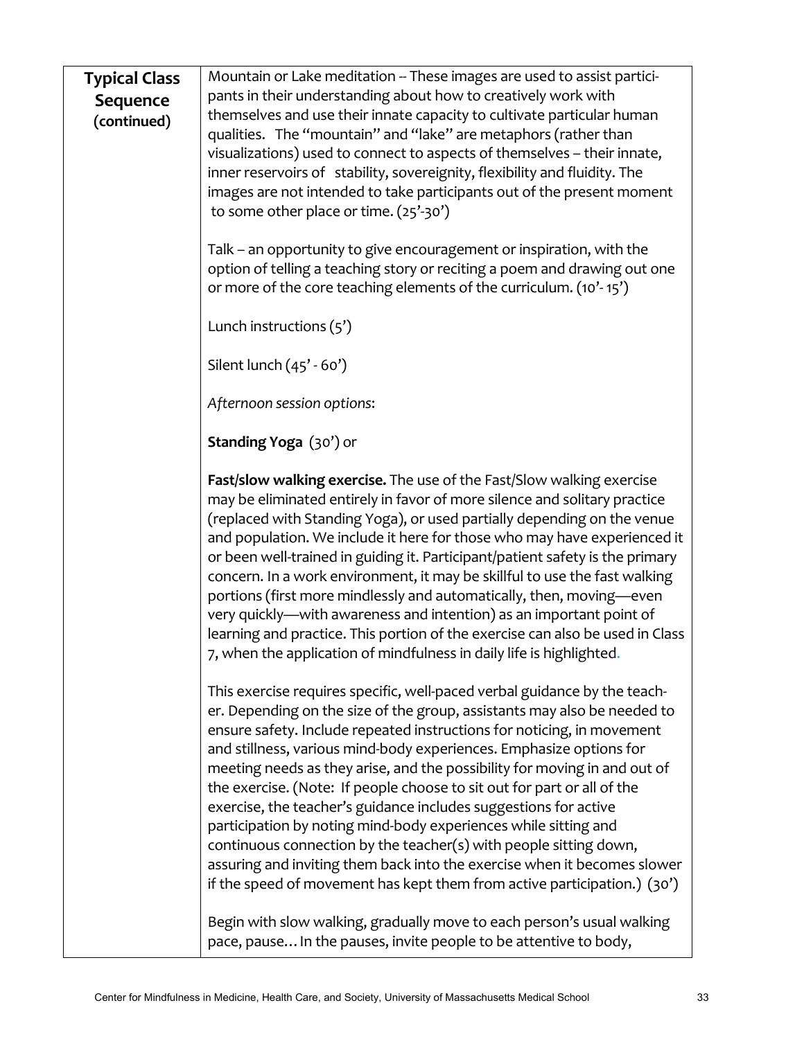| Typical Class Sequence (continued) | |
|---|---|
| | Mountain or Lake meditation -- These images are used to assist participants in their understanding about how to creatively work with themselves and use their innate capacity to cultivate particular human qualities. The "mountain" and "lake" are metaphors (rather than visualizations) used to connect to aspects of themselves – their innate, inner reservoirs of stability, sovereignity, flexibility and fluidity. The images are not intended to take participants out of the present moment to some other place or time. (25'-30')<br><br>Talk – an opportunity to give encouragement or inspiration, with the option of telling a teaching story or reciting a poem and drawing out one or more of the core teaching elements of the curriculum. (10'- 15')<br><br>Lunch instructions (5')<br><br>Silent lunch (45' - 60')<br><br>*Afternoon session options*:<br><br>**Standing Yoga** (30') or<br><br>**Fast/slow walking exercise.** The use of the Fast/Slow walking exercise may be eliminated entirely in favor of more silence and solitary practice (replaced with Standing Yoga), or used partially depending on the venue and population. We include it here for those who may have experienced it or been well-trained in guiding it. Participant/patient safety is the primary concern. In a work environment, it may be skillful to use the fast walking portions (first more mindlessly and automatically, then, moving—even very quickly—with awareness and intention) as an important point of learning and practice. This portion of the exercise can also be used in Class 7, when the application of mindfulness in daily life is highlighted.<br><br>This exercise requires specific, well-paced verbal guidance by the teacher. Depending on the size of the group, assistants may also be needed to ensure safety. Include repeated instructions for noticing, in movement and stillness, various mind-body experiences. Emphasize options for meeting needs as they arise, and the possibility for moving in and out of the exercise. (Note: If people choose to sit out for part or all of the exercise, the teacher's guidance includes suggestions for active participation by noting mind-body experiences while sitting and continuous connection by the teacher(s) with people sitting down, assuring and inviting them back into the exercise when it becomes slower if the speed of movement has kept them from active participation.) (30')<br><br>Begin with slow walking, gradually move to each person's usual walking pace, pause… In the pauses, invite people to be attentive to body, |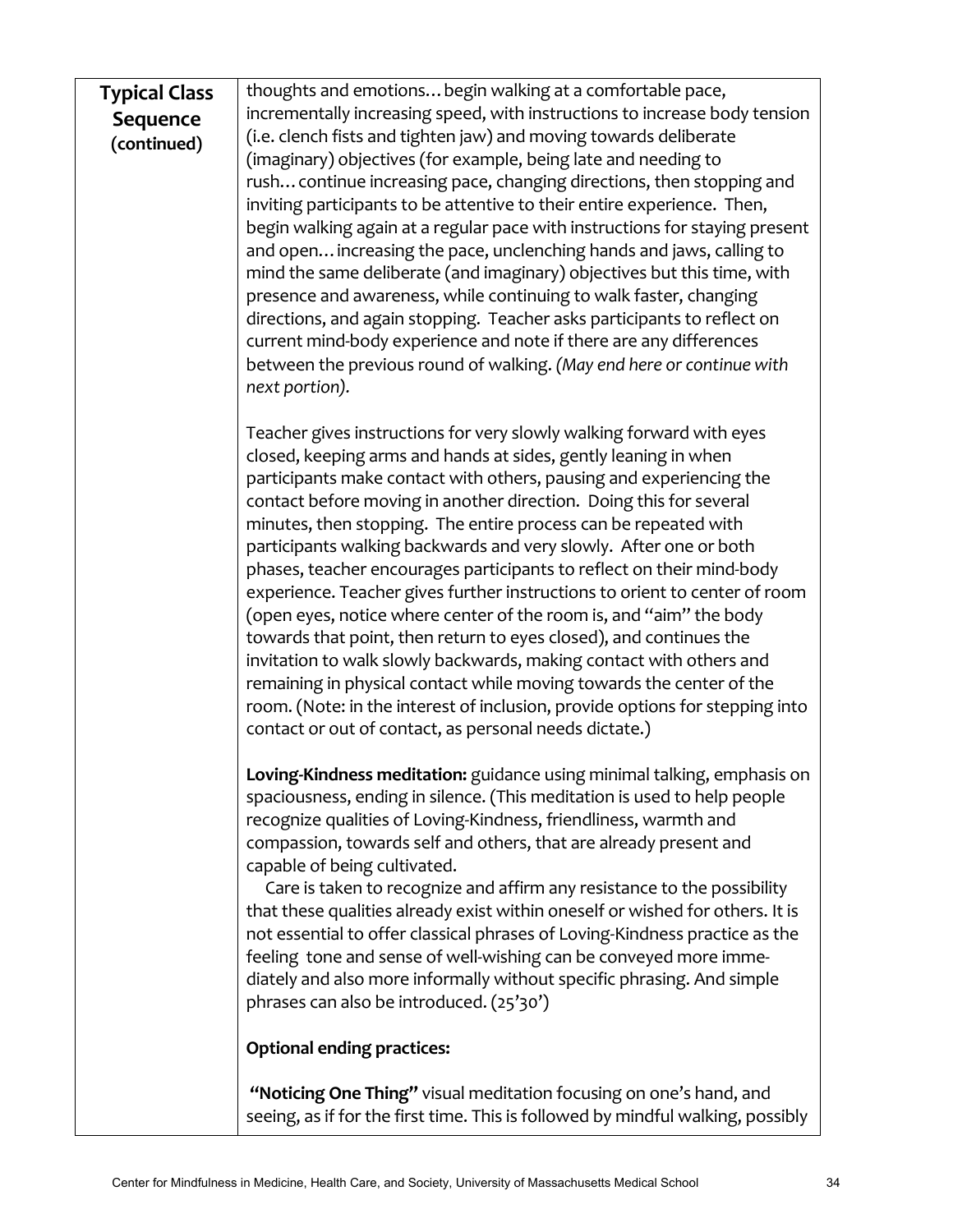| **Typical Class Sequence (continued)** | thoughts and emotions… begin walking at a comfortable pace, incrementally increasing speed, with instructions to increase body tension (i.e. clench fists and tighten jaw) and moving towards deliberate (imaginary) objectives (for example, being late and needing to rush… continue increasing pace, changing directions, then stopping and inviting participants to be attentive to their entire experience. Then, begin walking again at a regular pace with instructions for staying present and open… increasing the pace, unclenching hands and jaws, calling to mind the same deliberate (and imaginary) objectives but this time, with presence and awareness, while continuing to walk faster, changing directions, and again stopping. Teacher asks participants to reflect on current mind-body experience and note if there are any differences between the previous round of walking. *(May end here or continue with next portion).*<br><br>Teacher gives instructions for very slowly walking forward with eyes closed, keeping arms and hands at sides, gently leaning in when participants make contact with others, pausing and experiencing the contact before moving in another direction. Doing this for several minutes, then stopping. The entire process can be repeated with participants walking backwards and very slowly. After one or both phases, teacher encourages participants to reflect on their mind-body experience. Teacher gives further instructions to orient to center of room (open eyes, notice where center of the room is, and "aim" the body towards that point, then return to eyes closed), and continues the invitation to walk slowly backwards, making contact with others and remaining in physical contact while moving towards the center of the room. (Note: in the interest of inclusion, provide options for stepping into contact or out of contact, as personal needs dictate.)<br><br>**Loving-Kindness meditation:** guidance using minimal talking, emphasis on spaciousness, ending in silence. (This meditation is used to help people recognize qualities of Loving-Kindness, friendliness, warmth and compassion, towards self and others, that are already present and capable of being cultivated.<br>Care is taken to recognize and affirm any resistance to the possibility that these qualities already exist within oneself or wished for others. It is not essential to offer classical phrases of Loving-Kindness practice as the feeling tone and sense of well-wishing can be conveyed more immediately and also more informally without specific phrasing. And simple phrases can also be introduced. (25'30')<br><br>**Optional ending practices:**<br><br>**"Noticing One Thing"** visual meditation focusing on one's hand, and seeing, as if for the first time. This is followed by mindful walking, possibly |
|---|---|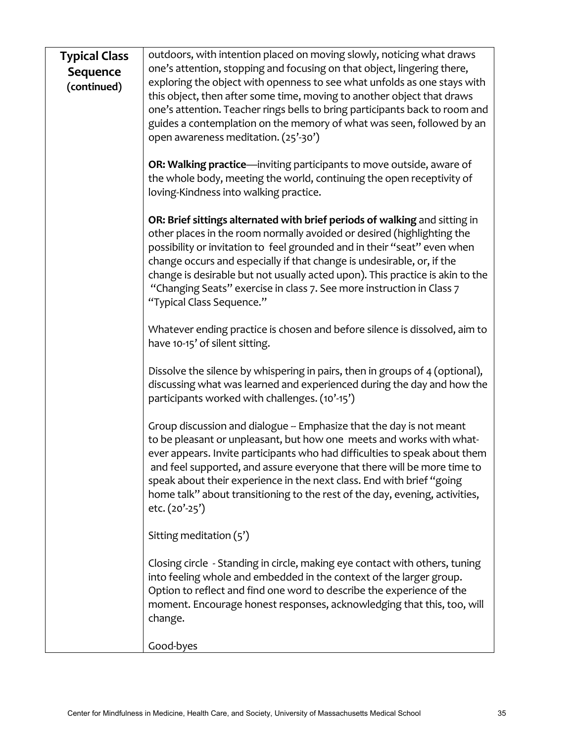| **Typical Class Sequence (continued)** | outdoors, with intention placed on moving slowly, noticing what draws one's attention, stopping and focusing on that object, lingering there, exploring the object with openness to see what unfolds as one stays with this object, then after some time, moving to another object that draws one's attention. Teacher rings bells to bring participants back to room and guides a contemplation on the memory of what was seen, followed by an open awareness meditation. (25'-30')<br><br>**OR: Walking practice**—inviting participants to move outside, aware of the whole body, meeting the world, continuing the open receptivity of loving-Kindness into walking practice.<br><br>**OR: Brief sittings alternated with brief periods of walking** and sitting in other places in the room normally avoided or desired (highlighting the possibility or invitation to feel grounded and in their "seat" even when change occurs and especially if that change is undesirable, or, if the change is desirable but not usually acted upon). This practice is akin to the "Changing Seats" exercise in class 7. See more instruction in Class 7 "Typical Class Sequence."<br><br>Whatever ending practice is chosen and before silence is dissolved, aim to have 10-15' of silent sitting.<br><br>Dissolve the silence by whispering in pairs, then in groups of 4 (optional), discussing what was learned and experienced during the day and how the participants worked with challenges. (10'-15')<br><br>Group discussion and dialogue – Emphasize that the day is not meant to be pleasant or unpleasant, but how one meets and works with whatever appears. Invite participants who had difficulties to speak about them and feel supported, and assure everyone that there will be more time to speak about their experience in the next class. End with brief "going home talk" about transitioning to the rest of the day, evening, activities, etc. (20'-25')<br><br>Sitting meditation (5')<br><br>Closing circle - Standing in circle, making eye contact with others, tuning into feeling whole and embedded in the context of the larger group. Option to reflect and find one word to describe the experience of the moment. Encourage honest responses, acknowledging that this, too, will change.<br><br>Good-byes |
|---|---|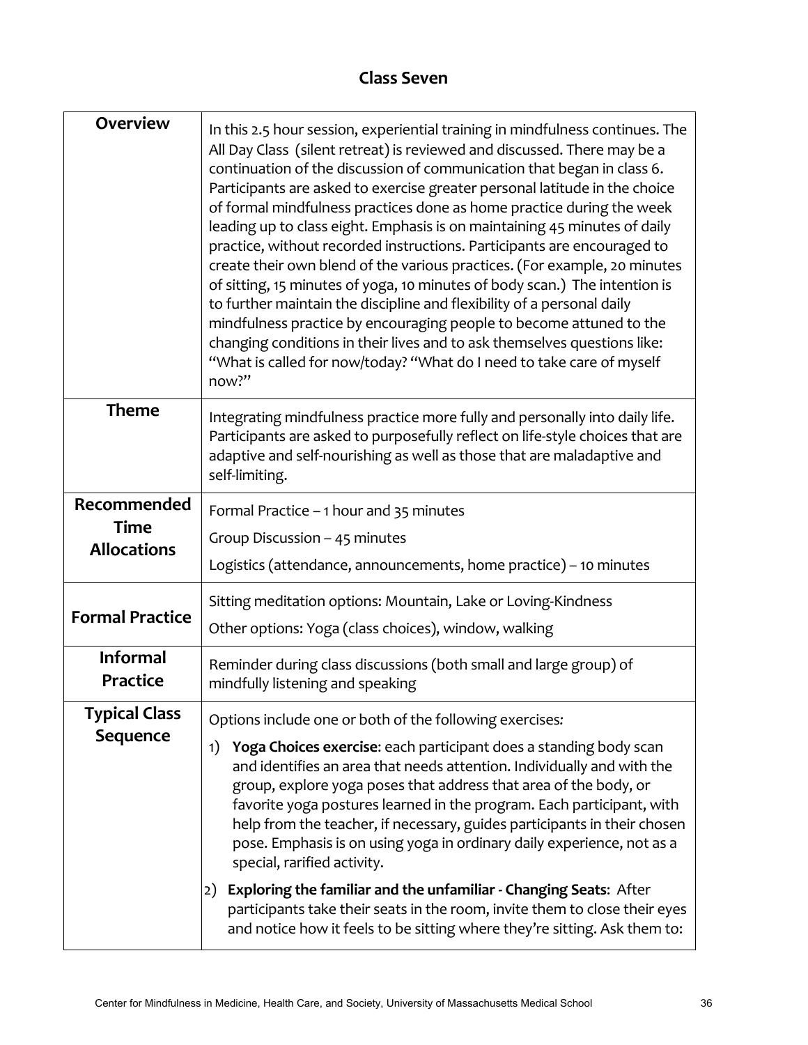## Class Seven

| | |
|---|---|
| **Overview** | In this 2.5 hour session, experiential training in mindfulness continues. The All Day Class (silent retreat) is reviewed and discussed. There may be a continuation of the discussion of communication that began in class 6. Participants are asked to exercise greater personal latitude in the choice of formal mindfulness practices done as home practice during the week leading up to class eight. Emphasis is on maintaining 45 minutes of daily practice, without recorded instructions. Participants are encouraged to create their own blend of the various practices. (For example, 20 minutes of sitting, 15 minutes of yoga, 10 minutes of body scan.) The intention is to further maintain the discipline and flexibility of a personal daily mindfulness practice by encouraging people to become attuned to the changing conditions in their lives and to ask themselves questions like: "What is called for now/today? "What do I need to take care of myself now?" |
| **Theme** | Integrating mindfulness practice more fully and personally into daily life. Participants are asked to purposefully reflect on life-style choices that are adaptive and self-nourishing as well as those that are maladaptive and self-limiting. |
| **Recommended Time Allocations** | Formal Practice – 1 hour and 35 minutes<br>Group Discussion – 45 minutes<br>Logistics (attendance, announcements, home practice) – 10 minutes |
| **Formal Practice** | Sitting meditation options: Mountain, Lake or Loving-Kindness<br>Other options: Yoga (class choices), window, walking |
| **Informal Practice** | Reminder during class discussions (both small and large group) of mindfully listening and speaking |
| **Typical Class Sequence** | Options include one or both of the following exercises*:*<br>1) **Yoga Choices exercise**: each participant does a standing body scan and identifies an area that needs attention. Individually and with the group, explore yoga poses that address that area of the body, or favorite yoga postures learned in the program. Each participant, with help from the teacher, if necessary, guides participants in their chosen pose. Emphasis is on using yoga in ordinary daily experience, not as a special, rarified activity.<br>2) **Exploring the familiar and the unfamiliar - Changing Seats**: After participants take their seats in the room, invite them to close their eyes and notice how it feels to be sitting where they're sitting. Ask them to: |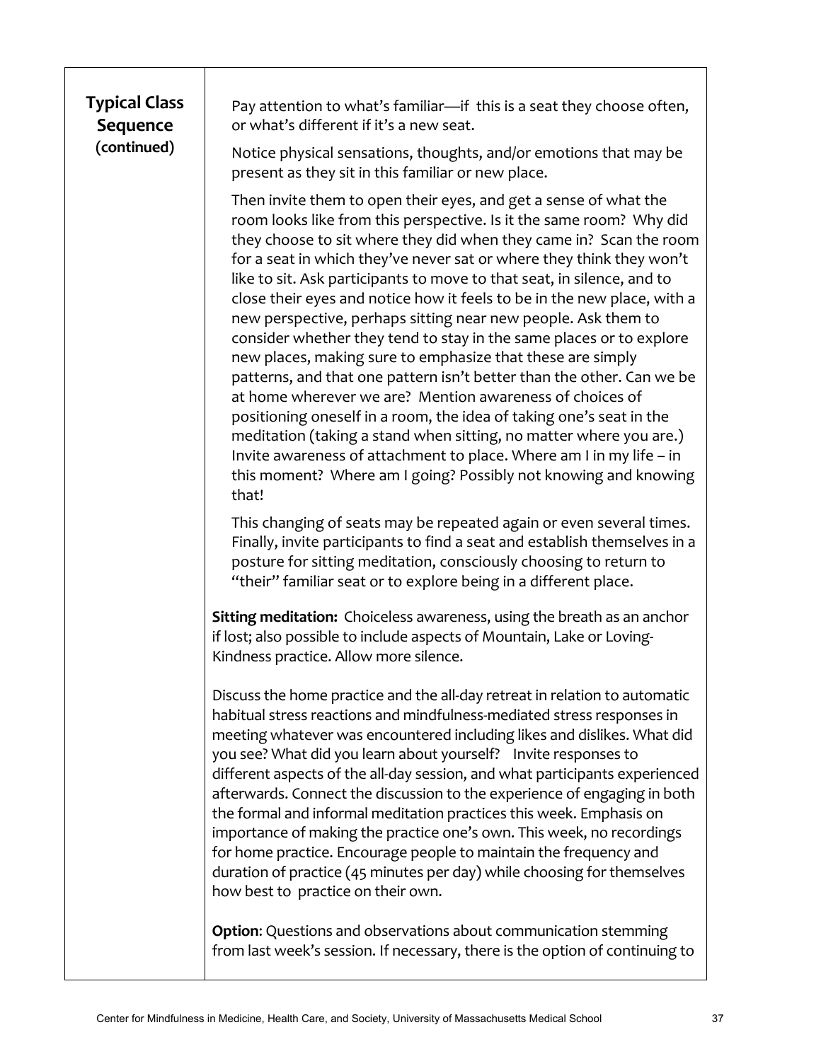**Typical Class Sequence (continued)**

Pay attention to what's familiar—if this is a seat they choose often, or what's different if it's a new seat.

Notice physical sensations, thoughts, and/or emotions that may be present as they sit in this familiar or new place.

Then invite them to open their eyes, and get a sense of what the room looks like from this perspective. Is it the same room? Why did they choose to sit where they did when they came in? Scan the room for a seat in which they've never sat or where they think they won't like to sit. Ask participants to move to that seat, in silence, and to close their eyes and notice how it feels to be in the new place, with a new perspective, perhaps sitting near new people. Ask them to consider whether they tend to stay in the same places or to explore new places, making sure to emphasize that these are simply patterns, and that one pattern isn't better than the other. Can we be at home wherever we are? Mention awareness of choices of positioning oneself in a room, the idea of taking one's seat in the meditation (taking a stand when sitting, no matter where you are.) Invite awareness of attachment to place. Where am I in my life – in this moment? Where am I going? Possibly not knowing and knowing that!

This changing of seats may be repeated again or even several times. Finally, invite participants to find a seat and establish themselves in a posture for sitting meditation, consciously choosing to return to "their" familiar seat or to explore being in a different place.

**Sitting meditation:** Choiceless awareness, using the breath as an anchor if lost; also possible to include aspects of Mountain, Lake or Loving-Kindness practice. Allow more silence.

Discuss the home practice and the all-day retreat in relation to automatic habitual stress reactions and mindfulness-mediated stress responses in meeting whatever was encountered including likes and dislikes. What did you see? What did you learn about yourself? Invite responses to different aspects of the all-day session, and what participants experienced afterwards. Connect the discussion to the experience of engaging in both the formal and informal meditation practices this week. Emphasis on importance of making the practice one's own. This week, no recordings for home practice. Encourage people to maintain the frequency and duration of practice (45 minutes per day) while choosing for themselves how best to practice on their own.

**Option**: Questions and observations about communication stemming from last week's session. If necessary, there is the option of continuing to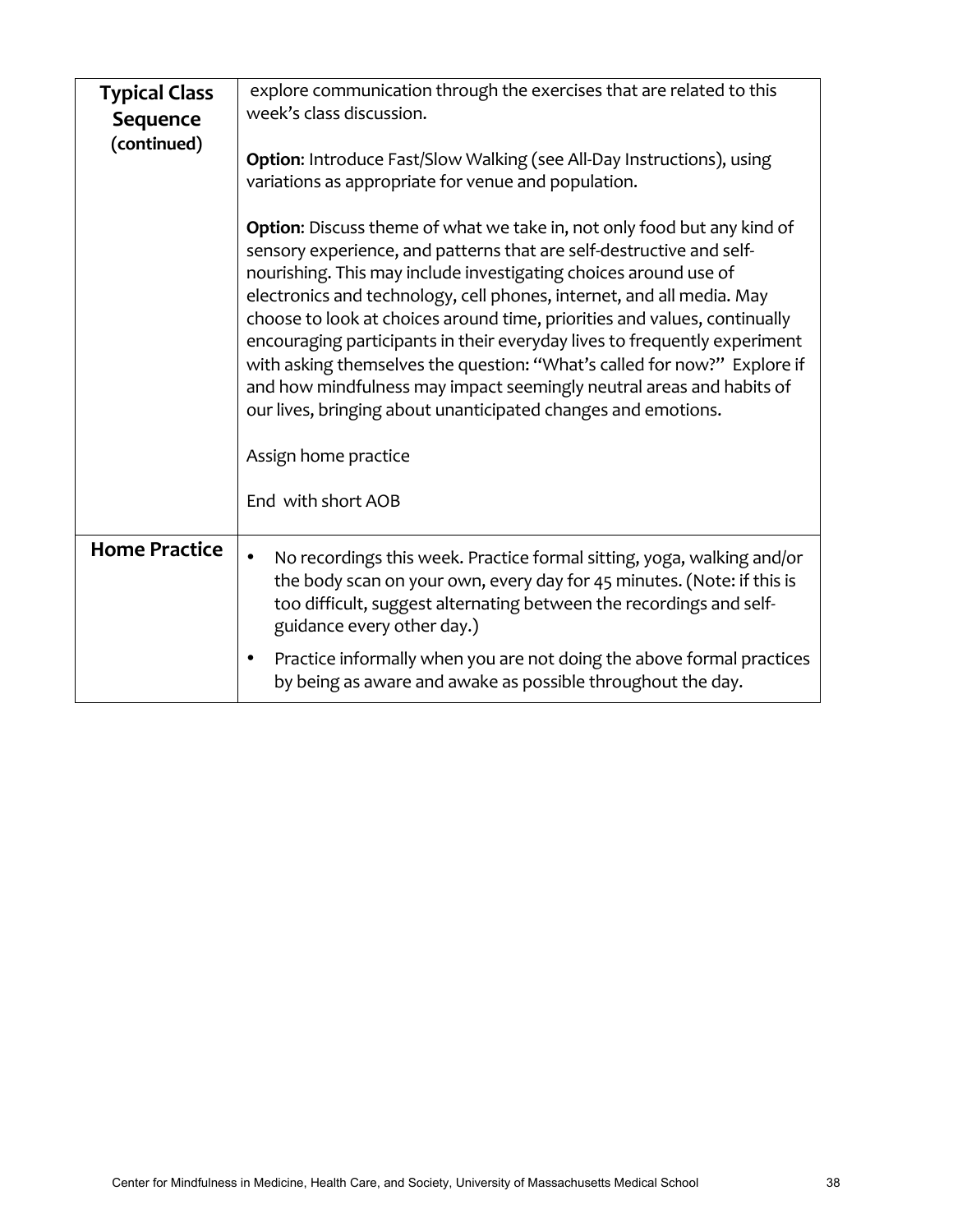| Typical Class Sequence (continued) | explore communication through the exercises that are related to this week's class discussion.<br><br>**Option**: Introduce Fast/Slow Walking (see All-Day Instructions), using variations as appropriate for venue and population.<br><br>**Option**: Discuss theme of what we take in, not only food but any kind of sensory experience, and patterns that are self-destructive and self-nourishing. This may include investigating choices around use of electronics and technology, cell phones, internet, and all media. May choose to look at choices around time, priorities and values, continually encouraging participants in their everyday lives to frequently experiment with asking themselves the question: "What's called for now?" Explore if and how mindfulness may impact seemingly neutral areas and habits of our lives, bringing about unanticipated changes and emotions.<br><br>Assign home practice<br><br>End with short AOB |
|---|---|
| **Home Practice** | • No recordings this week. Practice formal sitting, yoga, walking and/or the body scan on your own, every day for 45 minutes. (Note: if this is too difficult, suggest alternating between the recordings and self-guidance every other day.)<br>• Practice informally when you are not doing the above formal practices by being as aware and awake as possible throughout the day. |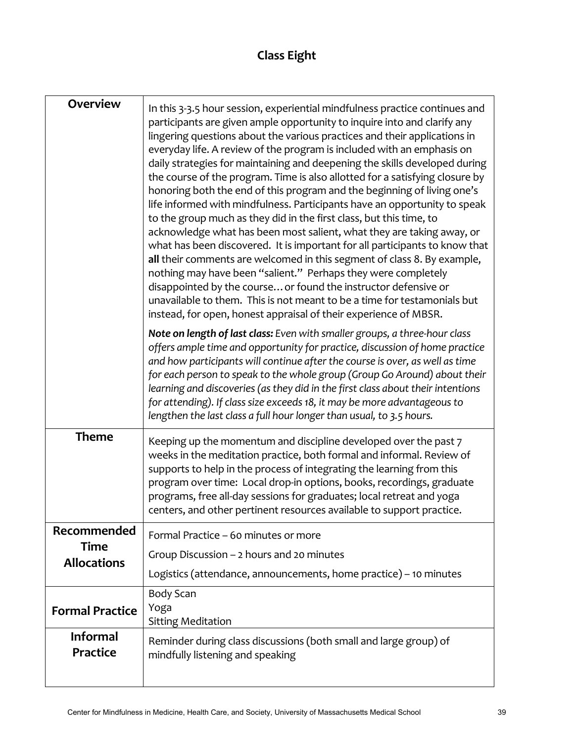# Class Eight

| | |
|---|---|
| **Overview** | In this 3-3.5 hour session, experiential mindfulness practice continues and participants are given ample opportunity to inquire into and clarify any lingering questions about the various practices and their applications in everyday life. A review of the program is included with an emphasis on daily strategies for maintaining and deepening the skills developed during the course of the program. Time is also allotted for a satisfying closure by honoring both the end of this program and the beginning of living one's life informed with mindfulness. Participants have an opportunity to speak to the group much as they did in the first class, but this time, to acknowledge what has been most salient, what they are taking away, or what has been discovered. It is important for all participants to know that **all** their comments are welcomed in this segment of class 8. By example, nothing may have been "salient." Perhaps they were completely disappointed by the course… or found the instructor defensive or unavailable to them. This is not meant to be a time for testamonials but instead, for open, honest appraisal of their experience of MBSR.<br><br>***Note on length of last class:*** *Even with smaller groups, a three-hour class offers ample time and opportunity for practice, discussion of home practice and how participants will continue after the course is over, as well as time for each person to speak to the whole group (Group Go Around) about their learning and discoveries (as they did in the first class about their intentions for attending). If class size exceeds 18, it may be more advantageous to lengthen the last class a full hour longer than usual, to 3.5 hours.* |
| **Theme** | Keeping up the momentum and discipline developed over the past 7 weeks in the meditation practice, both formal and informal. Review of supports to help in the process of integrating the learning from this program over time: Local drop-in options, books, recordings, graduate programs, free all-day sessions for graduates; local retreat and yoga centers, and other pertinent resources available to support practice. |
| **Recommended Time Allocations** | Formal Practice – 60 minutes or more<br><br>Group Discussion – 2 hours and 20 minutes<br><br>Logistics (attendance, announcements, home practice) – 10 minutes |
| **Formal Practice** | Body Scan<br>Yoga<br>Sitting Meditation |
| **Informal Practice** | Reminder during class discussions (both small and large group) of mindfully listening and speaking |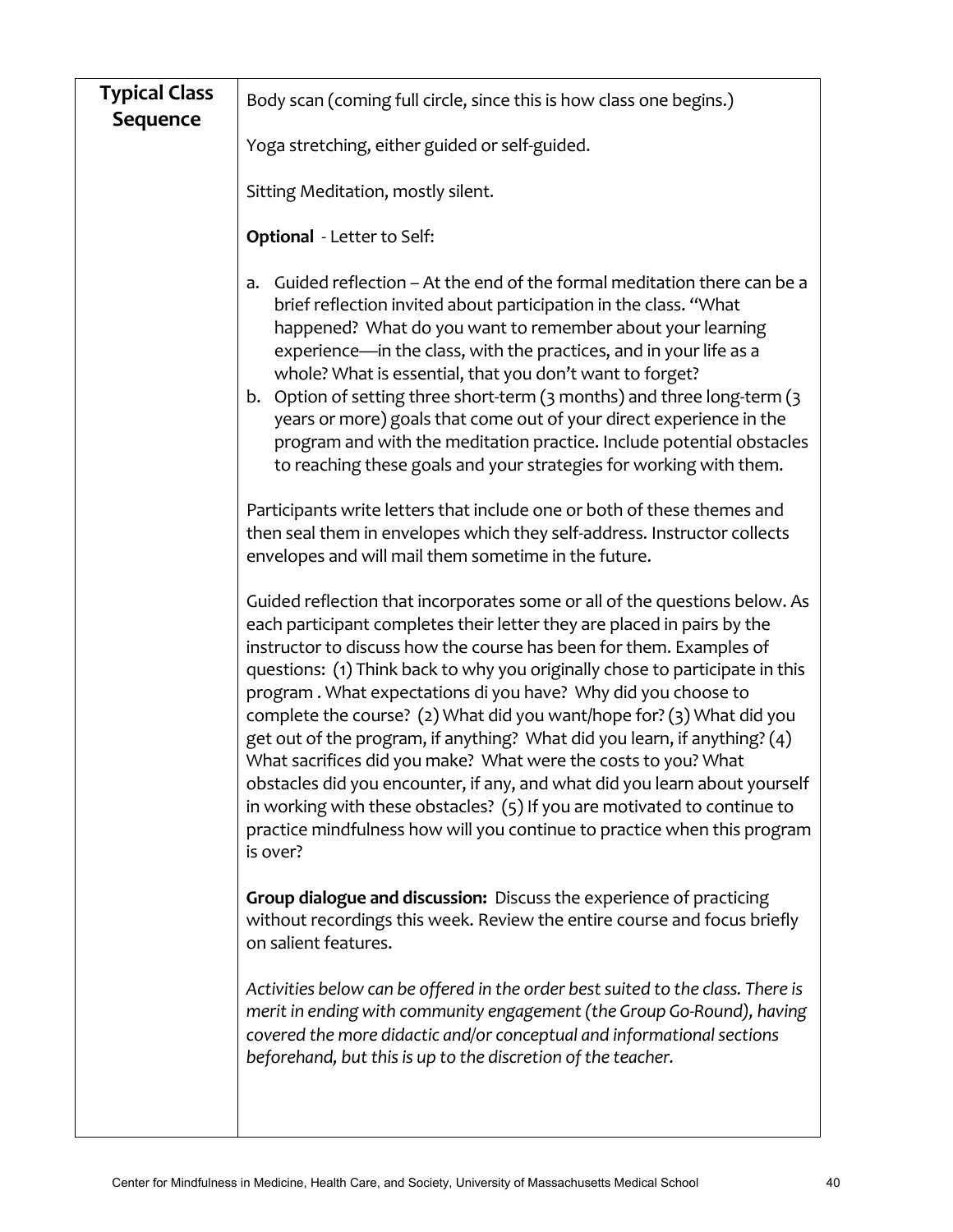| Typical Class Sequence | |
|---|---|
| **Typical Class Sequence** | Body scan (coming full circle, since this is how class one begins.)<br><br>Yoga stretching, either guided or self-guided.<br><br>Sitting Meditation, mostly silent.<br><br>**Optional** - Letter to Self:<br><br>a. Guided reflection – At the end of the formal meditation there can be a brief reflection invited about participation in the class. "What happened? What do you want to remember about your learning experience—in the class, with the practices, and in your life as a whole? What is essential, that you don't want to forget?<br>b. Option of setting three short-term (3 months) and three long-term (3 years or more) goals that come out of your direct experience in the program and with the meditation practice. Include potential obstacles to reaching these goals and your strategies for working with them.<br><br>Participants write letters that include one or both of these themes and then seal them in envelopes which they self-address. Instructor collects envelopes and will mail them sometime in the future.<br><br>Guided reflection that incorporates some or all of the questions below. As each participant completes their letter they are placed in pairs by the instructor to discuss how the course has been for them. Examples of questions: (1) Think back to why you originally chose to participate in this program . What expectations di you have? Why did you choose to complete the course? (2) What did you want/hope for? (3) What did you get out of the program, if anything? What did you learn, if anything? (4) What sacrifices did you make? What were the costs to you? What obstacles did you encounter, if any, and what did you learn about yourself in working with these obstacles? (5) If you are motivated to continue to practice mindfulness how will you continue to practice when this program is over?<br><br>**Group dialogue and discussion:** Discuss the experience of practicing without recordings this week. Review the entire course and focus briefly on salient features.<br><br>*Activities below can be offered in the order best suited to the class. There is merit in ending with community engagement (the Group Go-Round), having covered the more didactic and/or conceptual and informational sections beforehand, but this is up to the discretion of the teacher.* |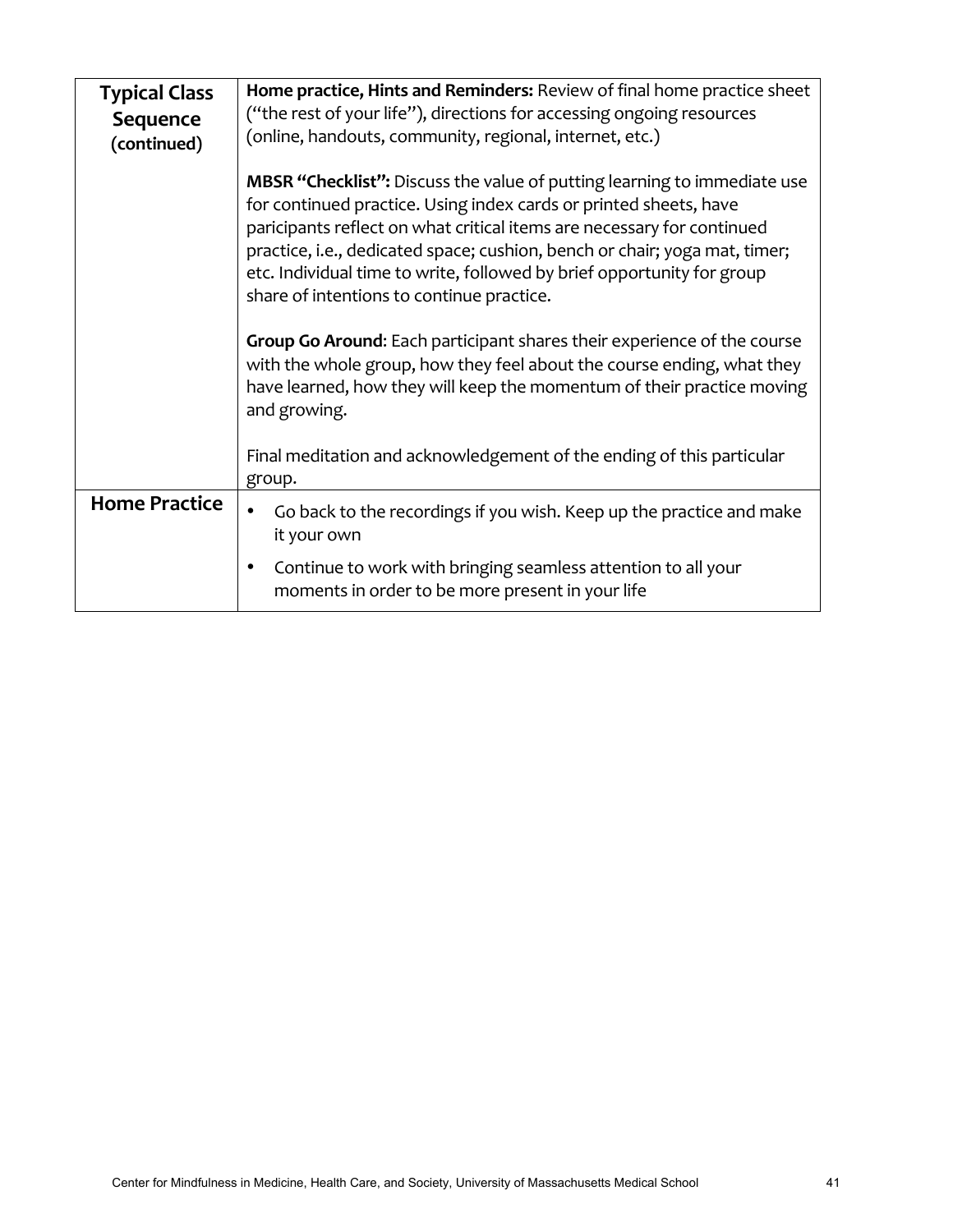| | |
|---|---|
| **Typical Class Sequence (continued)** | **Home practice, Hints and Reminders:** Review of final home practice sheet ("the rest of your life"), directions for accessing ongoing resources (online, handouts, community, regional, internet, etc.)<br><br>**MBSR "Checklist":** Discuss the value of putting learning to immediate use for continued practice. Using index cards or printed sheets, have participants reflect on what critical items are necessary for continued practice, i.e., dedicated space; cushion, bench or chair; yoga mat, timer; etc. Individual time to write, followed by brief opportunity for group share of intentions to continue practice.<br><br>**Group Go Around**: Each participant shares their experience of the course with the whole group, how they feel about the course ending, what they have learned, how they will keep the momentum of their practice moving and growing.<br><br>Final meditation and acknowledgement of the ending of this particular group. |
| **Home Practice** | • Go back to the recordings if you wish. Keep up the practice and make it your own<br>• Continue to work with bringing seamless attention to all your moments in order to be more present in your life |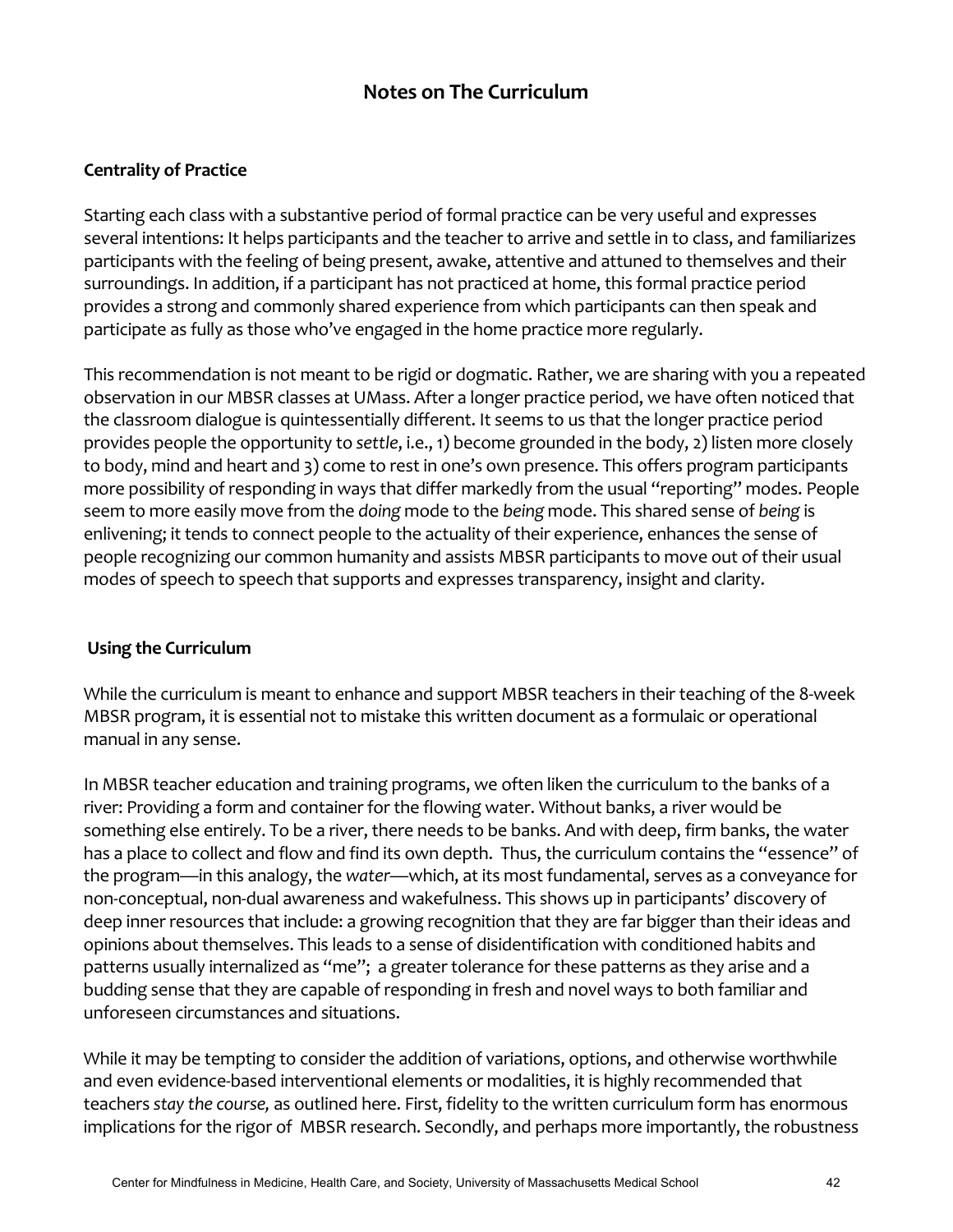## Notes on The Curriculum

### Centrality of Practice

Starting each class with a substantive period of formal practice can be very useful and expresses several intentions: It helps participants and the teacher to arrive and settle in to class, and familiarizes participants with the feeling of being present, awake, attentive and attuned to themselves and their surroundings. In addition, if a participant has not practiced at home, this formal practice period provides a strong and commonly shared experience from which participants can then speak and participate as fully as those who've engaged in the home practice more regularly.

This recommendation is not meant to be rigid or dogmatic. Rather, we are sharing with you a repeated observation in our MBSR classes at UMass. After a longer practice period, we have often noticed that the classroom dialogue is quintessentially different. It seems to us that the longer practice period provides people the opportunity to *settle*, i.e., 1) become grounded in the body, 2) listen more closely to body, mind and heart and 3) come to rest in one's own presence. This offers program participants more possibility of responding in ways that differ markedly from the usual "reporting" modes. People seem to more easily move from the *doing* mode to the *being* mode. This shared sense of *being* is enlivening; it tends to connect people to the actuality of their experience, enhances the sense of people recognizing our common humanity and assists MBSR participants to move out of their usual modes of speech to speech that supports and expresses transparency, insight and clarity.

### Using the Curriculum

While the curriculum is meant to enhance and support MBSR teachers in their teaching of the 8-week MBSR program, it is essential not to mistake this written document as a formulaic or operational manual in any sense.

In MBSR teacher education and training programs, we often liken the curriculum to the banks of a river: Providing a form and container for the flowing water. Without banks, a river would be something else entirely. To be a river, there needs to be banks. And with deep, firm banks, the water has a place to collect and flow and find its own depth. Thus, the curriculum contains the "essence" of the program—in this analogy, the *water*—which, at its most fundamental, serves as a conveyance for non-conceptual, non-dual awareness and wakefulness. This shows up in participants' discovery of deep inner resources that include: a growing recognition that they are far bigger than their ideas and opinions about themselves. This leads to a sense of disidentification with conditioned habits and patterns usually internalized as "me"; a greater tolerance for these patterns as they arise and a budding sense that they are capable of responding in fresh and novel ways to both familiar and unforeseen circumstances and situations.

While it may be tempting to consider the addition of variations, options, and otherwise worthwhile and even evidence-based interventional elements or modalities, it is highly recommended that teachers *stay the course,* as outlined here. First, fidelity to the written curriculum form has enormous implications for the rigor of MBSR research. Secondly, and perhaps more importantly, the robustness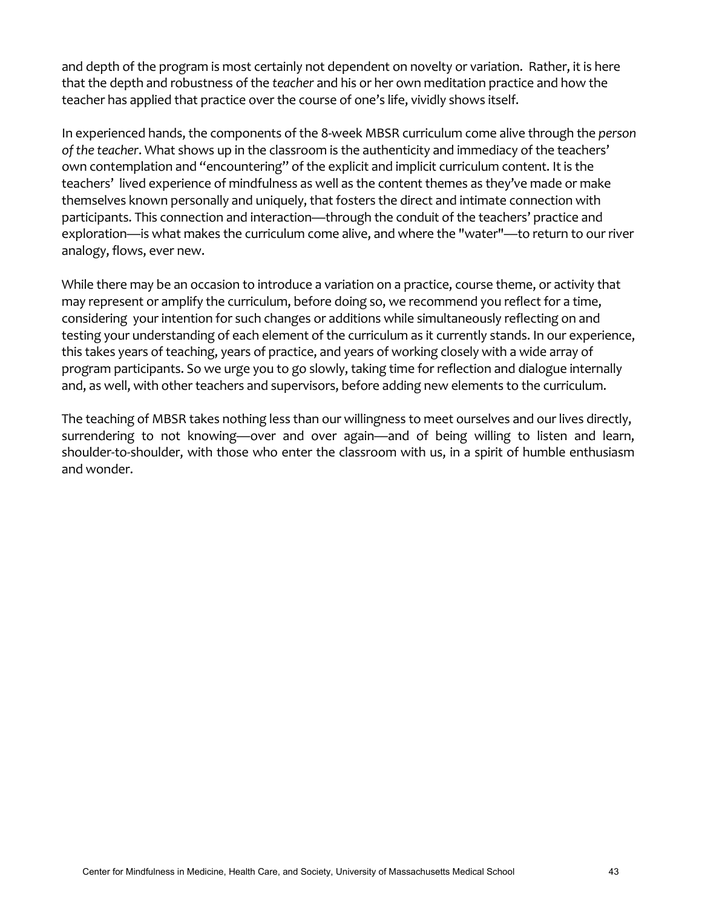and depth of the program is most certainly not dependent on novelty or variation. Rather, it is here that the depth and robustness of the *teacher* and his or her own meditation practice and how the teacher has applied that practice over the course of one's life, vividly shows itself.

In experienced hands, the components of the 8-week MBSR curriculum come alive through the *person of the teacher*. What shows up in the classroom is the authenticity and immediacy of the teachers' own contemplation and "encountering" of the explicit and implicit curriculum content. It is the teachers' lived experience of mindfulness as well as the content themes as they've made or make themselves known personally and uniquely, that fosters the direct and intimate connection with participants. This connection and interaction—through the conduit of the teachers' practice and exploration—is what makes the curriculum come alive, and where the "water"—to return to our river analogy, flows, ever new.

While there may be an occasion to introduce a variation on a practice, course theme, or activity that may represent or amplify the curriculum, before doing so, we recommend you reflect for a time, considering your intention for such changes or additions while simultaneously reflecting on and testing your understanding of each element of the curriculum as it currently stands. In our experience, this takes years of teaching, years of practice, and years of working closely with a wide array of program participants. So we urge you to go slowly, taking time for reflection and dialogue internally and, as well, with other teachers and supervisors, before adding new elements to the curriculum.

The teaching of MBSR takes nothing less than our willingness to meet ourselves and our lives directly, surrendering to not knowing—over and over again—and of being willing to listen and learn, shoulder-to-shoulder, with those who enter the classroom with us, in a spirit of humble enthusiasm and wonder.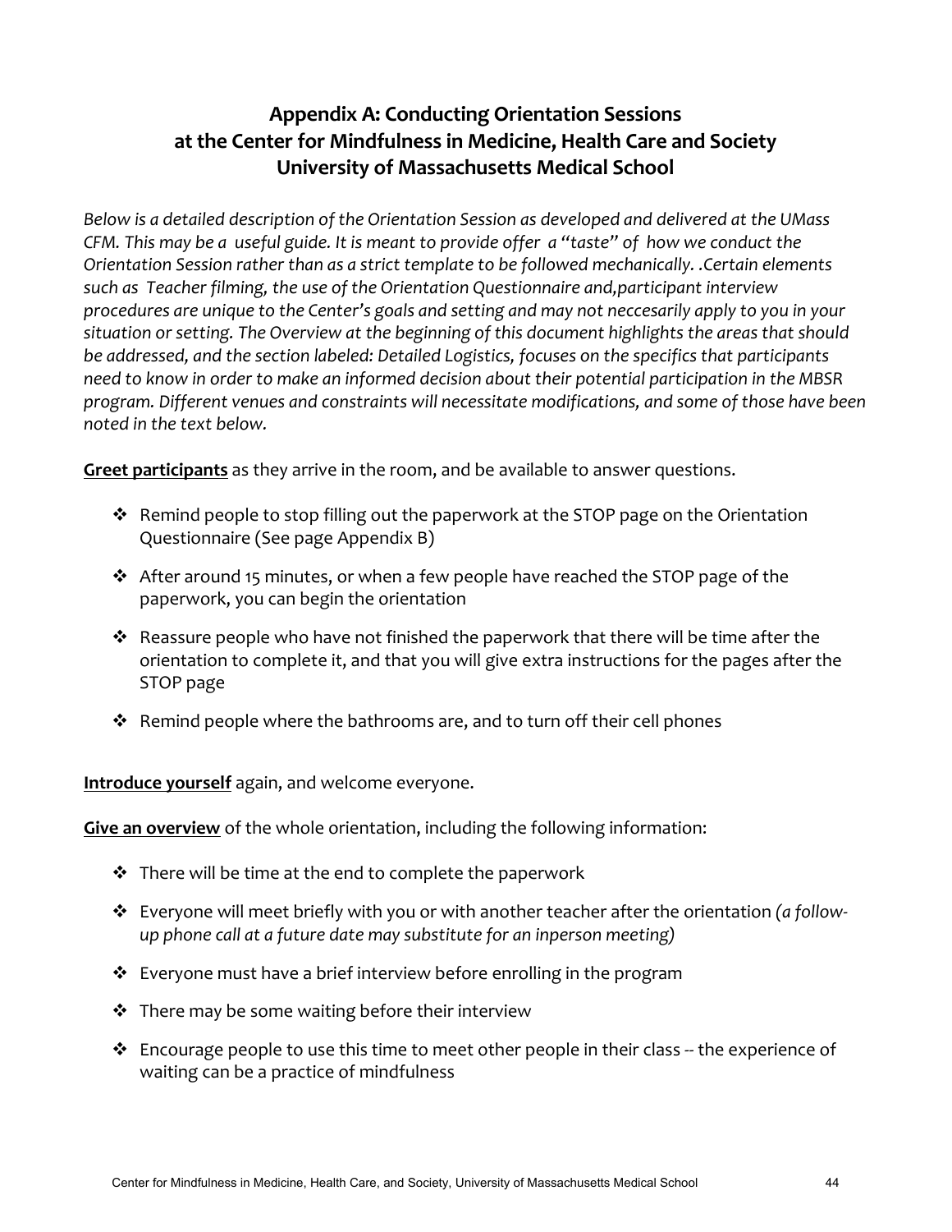## Appendix A: Conducting Orientation Sessions at the Center for Mindfulness in Medicine, Health Care and Society University of Massachusetts Medical School

*Below is a detailed description of the Orientation Session as developed and delivered at the UMass CFM. This may be a useful guide. It is meant to provide offer a "taste" of how we conduct the Orientation Session rather than as a strict template to be followed mechanically. .Certain elements such as Teacher filming, the use of the Orientation Questionnaire and,participant interview procedures are unique to the Center's goals and setting and may not neccesarily apply to you in your situation or setting. The Overview at the beginning of this document highlights the areas that should be addressed, and the section labeled: Detailed Logistics, focuses on the specifics that participants need to know in order to make an informed decision about their potential participation in the MBSR program. Different venues and constraints will necessitate modifications, and some of those have been noted in the text below.*

**Greet participants** as they arrive in the room, and be available to answer questions.

- Remind people to stop filling out the paperwork at the STOP page on the Orientation Questionnaire (See page Appendix B)
- After around 15 minutes, or when a few people have reached the STOP page of the paperwork, you can begin the orientation
- Reassure people who have not finished the paperwork that there will be time after the orientation to complete it, and that you will give extra instructions for the pages after the STOP page
- Remind people where the bathrooms are, and to turn off their cell phones

**Introduce yourself** again, and welcome everyone.

**Give an overview** of the whole orientation, including the following information:

- There will be time at the end to complete the paperwork
- Everyone will meet briefly with you or with another teacher after the orientation *(a follow-up phone call at a future date may substitute for an inperson meeting)*
- Everyone must have a brief interview before enrolling in the program
- There may be some waiting before their interview
- Encourage people to use this time to meet other people in their class -- the experience of waiting can be a practice of mindfulness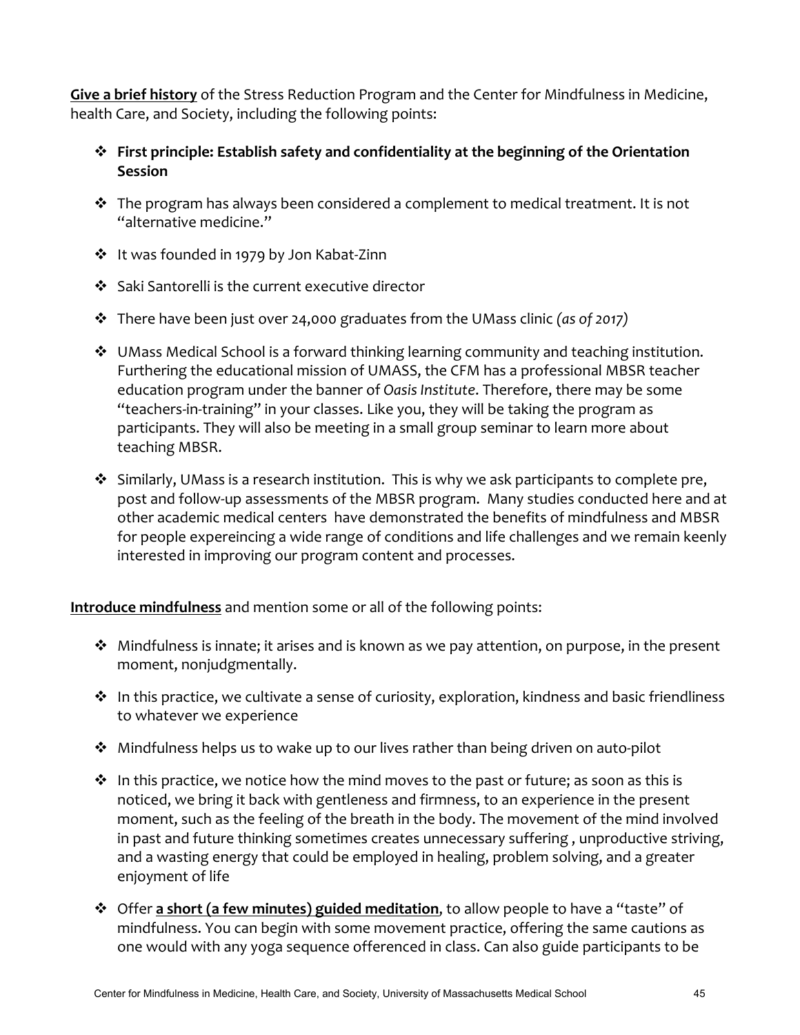**<u>Give a brief history</u>** of the Stress Reduction Program and the Center for Mindfulness in Medicine, health Care, and Society, including the following points:

- **First principle: Establish safety and confidentiality at the beginning of the Orientation Session**
- The program has always been considered a complement to medical treatment. It is not "alternative medicine."
- It was founded in 1979 by Jon Kabat-Zinn
- Saki Santorelli is the current executive director
- There have been just over 24,000 graduates from the UMass clinic *(as of 2017)*
- UMass Medical School is a forward thinking learning community and teaching institution. Furthering the educational mission of UMASS, the CFM has a professional MBSR teacher education program under the banner of *Oasis Institute*. Therefore, there may be some "teachers-in-training" in your classes. Like you, they will be taking the program as participants. They will also be meeting in a small group seminar to learn more about teaching MBSR.
- Similarly, UMass is a research institution. This is why we ask participants to complete pre, post and follow-up assessments of the MBSR program. Many studies conducted here and at other academic medical centers have demonstrated the benefits of mindfulness and MBSR for people expereincing a wide range of conditions and life challenges and we remain keenly interested in improving our program content and processes.

**<u>Introduce mindfulness</u>** and mention some or all of the following points:

- Mindfulness is innate; it arises and is known as we pay attention, on purpose, in the present moment, nonjudgmentally.
- In this practice, we cultivate a sense of curiosity, exploration, kindness and basic friendliness to whatever we experience
- Mindfulness helps us to wake up to our lives rather than being driven on auto-pilot
- In this practice, we notice how the mind moves to the past or future; as soon as this is noticed, we bring it back with gentleness and firmness, to an experience in the present moment, such as the feeling of the breath in the body. The movement of the mind involved in past and future thinking sometimes creates unnecessary suffering , unproductive striving, and a wasting energy that could be employed in healing, problem solving, and a greater enjoyment of life
- Offer **<u>a short (a few minutes) guided meditation</u>**, to allow people to have a "taste" of mindfulness. You can begin with some movement practice, offering the same cautions as one would with any yoga sequence offerenced in class. Can also guide participants to be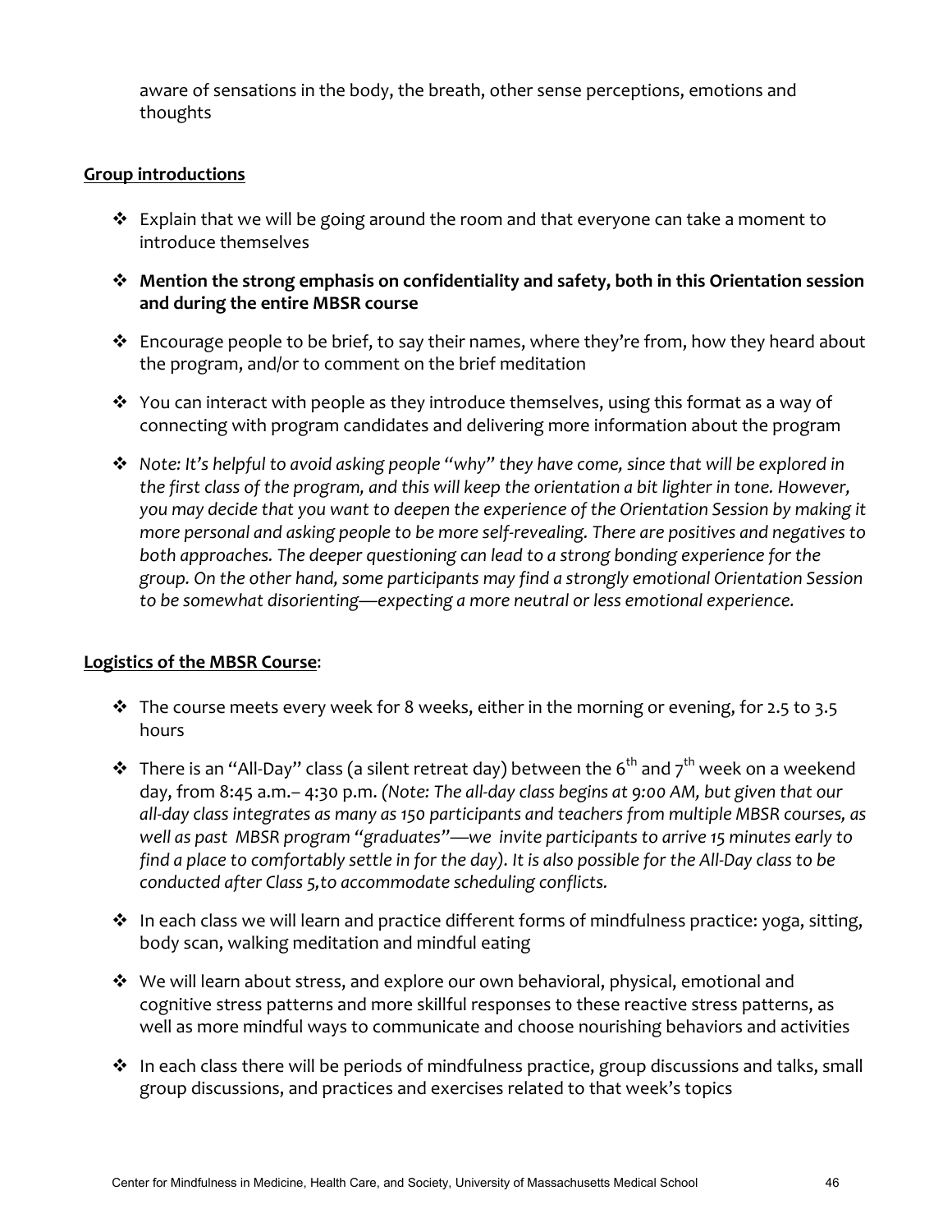aware of sensations in the body, the breath, other sense perceptions, emotions and thoughts

**Group introductions**

- Explain that we will be going around the room and that everyone can take a moment to introduce themselves
- **Mention the strong emphasis on confidentiality and safety, both in this Orientation session and during the entire MBSR course**
- Encourage people to be brief, to say their names, where they're from, how they heard about the program, and/or to comment on the brief meditation
- You can interact with people as they introduce themselves, using this format as a way of connecting with program candidates and delivering more information about the program
- *Note: It's helpful to avoid asking people "why" they have come, since that will be explored in the first class of the program, and this will keep the orientation a bit lighter in tone. However, you may decide that you want to deepen the experience of the Orientation Session by making it more personal and asking people to be more self-revealing. There are positives and negatives to both approaches. The deeper questioning can lead to a strong bonding experience for the group. On the other hand, some participants may find a strongly emotional Orientation Session to be somewhat disorienting—expecting a more neutral or less emotional experience.*

**Logistics of the MBSR Course**:

- The course meets every week for 8 weeks, either in the morning or evening, for 2.5 to 3.5 hours
- There is an "All-Day" class (a silent retreat day) between the 6th and 7th week on a weekend day, from 8:45 a.m.– 4:30 p.m. *(Note: The all-day class begins at 9:00 AM, but given that our all-day class integrates as many as 150 participants and teachers from multiple MBSR courses, as well as past MBSR program "graduates"—we invite participants to arrive 15 minutes early to find a place to comfortably settle in for the day). It is also possible for the All-Day class to be conducted after Class 5,to accommodate scheduling conflicts.*
- In each class we will learn and practice different forms of mindfulness practice: yoga, sitting, body scan, walking meditation and mindful eating
- We will learn about stress, and explore our own behavioral, physical, emotional and cognitive stress patterns and more skillful responses to these reactive stress patterns, as well as more mindful ways to communicate and choose nourishing behaviors and activities
- In each class there will be periods of mindfulness practice, group discussions and talks, small group discussions, and practices and exercises related to that week's topics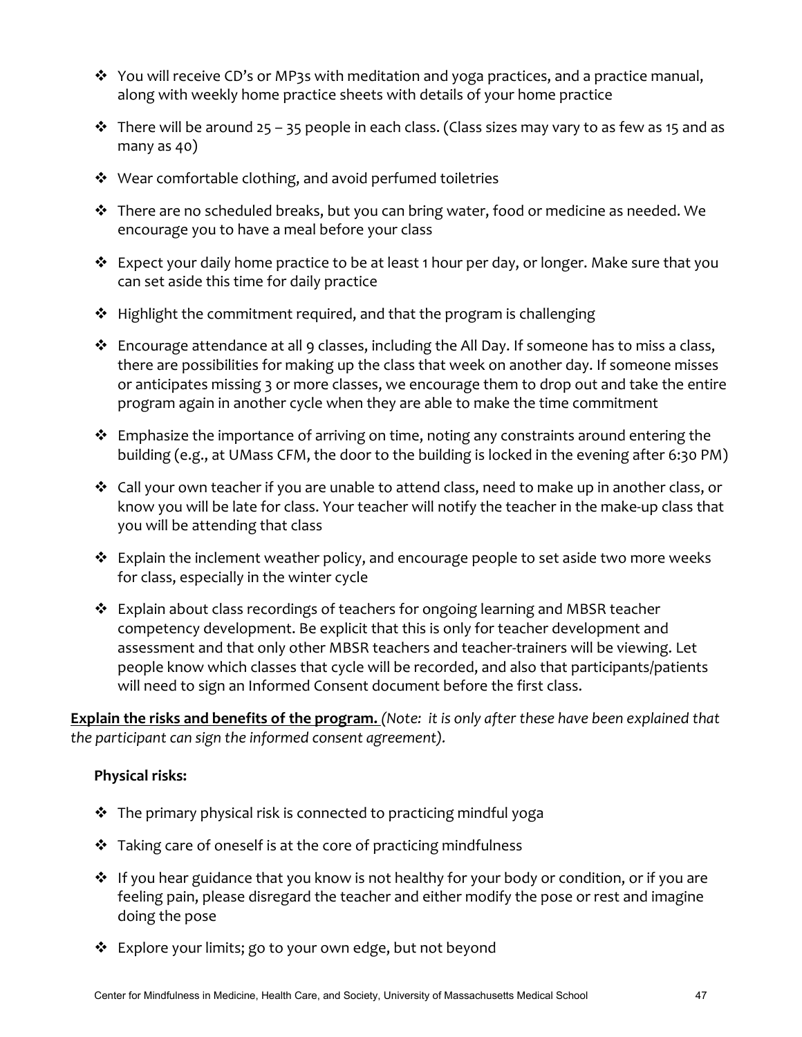- You will receive CD's or MP3s with meditation and yoga practices, and a practice manual, along with weekly home practice sheets with details of your home practice
- There will be around 25 – 35 people in each class. (Class sizes may vary to as few as 15 and as many as 40)
- Wear comfortable clothing, and avoid perfumed toiletries
- There are no scheduled breaks, but you can bring water, food or medicine as needed. We encourage you to have a meal before your class
- Expect your daily home practice to be at least 1 hour per day, or longer. Make sure that you can set aside this time for daily practice
- Highlight the commitment required, and that the program is challenging
- Encourage attendance at all 9 classes, including the All Day. If someone has to miss a class, there are possibilities for making up the class that week on another day. If someone misses or anticipates missing 3 or more classes, we encourage them to drop out and take the entire program again in another cycle when they are able to make the time commitment
- Emphasize the importance of arriving on time, noting any constraints around entering the building (e.g., at UMass CFM, the door to the building is locked in the evening after 6:30 PM)
- Call your own teacher if you are unable to attend class, need to make up in another class, or know you will be late for class. Your teacher will notify the teacher in the make-up class that you will be attending that class
- Explain the inclement weather policy, and encourage people to set aside two more weeks for class, especially in the winter cycle
- Explain about class recordings of teachers for ongoing learning and MBSR teacher competency development. Be explicit that this is only for teacher development and assessment and that only other MBSR teachers and teacher-trainers will be viewing. Let people know which classes that cycle will be recorded, and also that participants/patients will need to sign an Informed Consent document before the first class.

**Explain the risks and benefits of the program.** *(Note: it is only after these have been explained that the participant can sign the informed consent agreement).*

**Physical risks:**

- The primary physical risk is connected to practicing mindful yoga
- Taking care of oneself is at the core of practicing mindfulness
- If you hear guidance that you know is not healthy for your body or condition, or if you are feeling pain, please disregard the teacher and either modify the pose or rest and imagine doing the pose
- Explore your limits; go to your own edge, but not beyond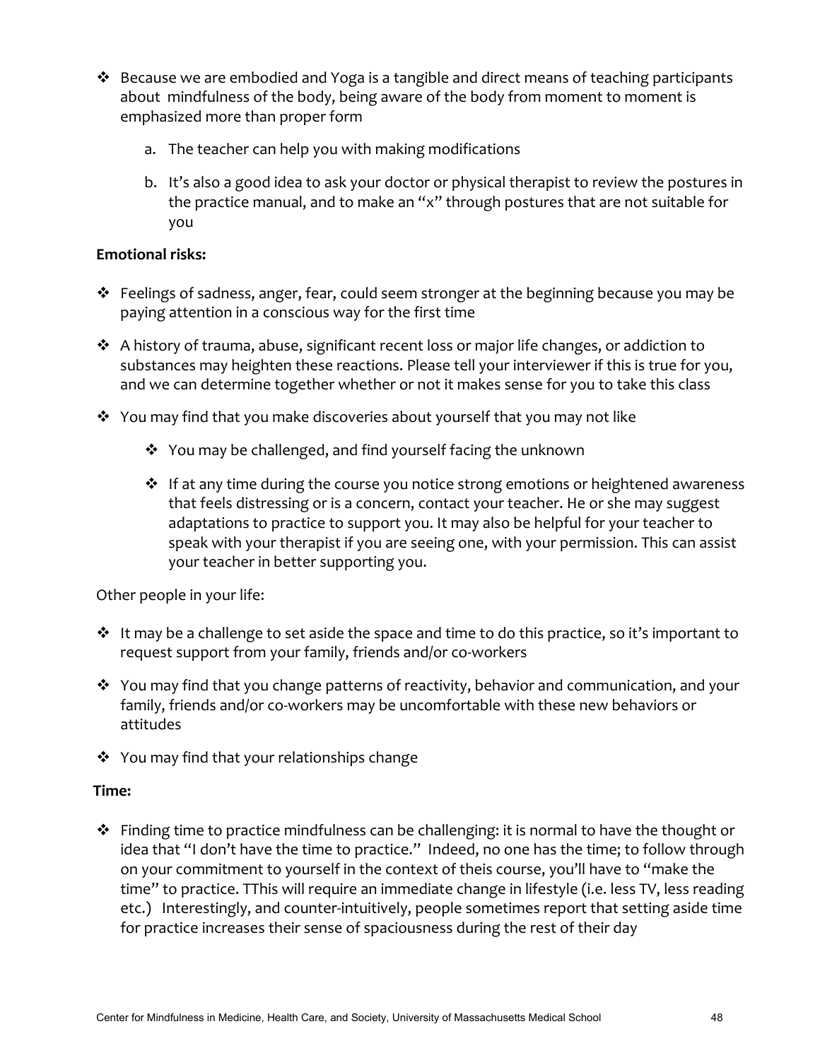- Because we are embodied and Yoga is a tangible and direct means of teaching participants about mindfulness of the body, being aware of the body from moment to moment is emphasized more than proper form
    a. The teacher can help you with making modifications
    b. It's also a good idea to ask your doctor or physical therapist to review the postures in the practice manual, and to make an "x" through postures that are not suitable for you

**Emotional risks:**

- Feelings of sadness, anger, fear, could seem stronger at the beginning because you may be paying attention in a conscious way for the first time
- A history of trauma, abuse, significant recent loss or major life changes, or addiction to substances may heighten these reactions. Please tell your interviewer if this is true for you, and we can determine together whether or not it makes sense for you to take this class
- You may find that you make discoveries about yourself that you may not like
    - You may be challenged, and find yourself facing the unknown
    - If at any time during the course you notice strong emotions or heightened awareness that feels distressing or is a concern, contact your teacher. He or she may suggest adaptations to practice to support you. It may also be helpful for your teacher to speak with your therapist if you are seeing one, with your permission. This can assist your teacher in better supporting you.

Other people in your life:

- It may be a challenge to set aside the space and time to do this practice, so it's important to request support from your family, friends and/or co-workers
- You may find that you change patterns of reactivity, behavior and communication, and your family, friends and/or co-workers may be uncomfortable with these new behaviors or attitudes
- You may find that your relationships change

**Time:**

- Finding time to practice mindfulness can be challenging: it is normal to have the thought or idea that "I don't have the time to practice." Indeed, no one has the time; to follow through on your commitment to yourself in the context of theis course, you'll have to "make the time" to practice. TThis will require an immediate change in lifestyle (i.e. less TV, less reading etc.) Interestingly, and counter-intuitively, people sometimes report that setting aside time for practice increases their sense of spaciousness during the rest of their day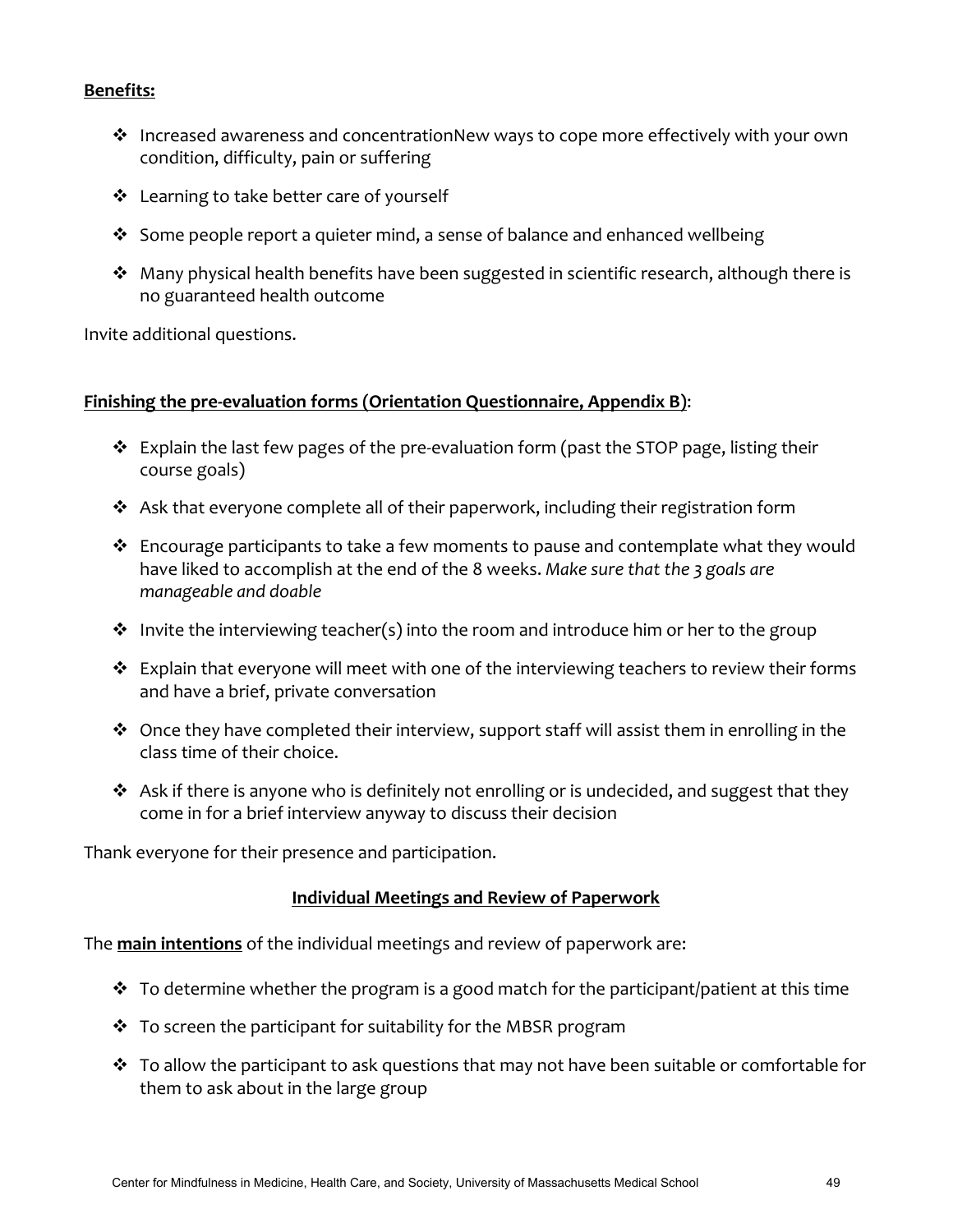**Benefits:**

- Increased awareness and concentrationNew ways to cope more effectively with your own condition, difficulty, pain or suffering
- Learning to take better care of yourself
- Some people report a quieter mind, a sense of balance and enhanced wellbeing
- Many physical health benefits have been suggested in scientific research, although there is no guaranteed health outcome

Invite additional questions.

**Finishing the pre-evaluation forms (Orientation Questionnaire, Appendix B)**:

- Explain the last few pages of the pre-evaluation form (past the STOP page, listing their course goals)
- Ask that everyone complete all of their paperwork, including their registration form
- Encourage participants to take a few moments to pause and contemplate what they would have liked to accomplish at the end of the 8 weeks. *Make sure that the 3 goals are manageable and doable*
- Invite the interviewing teacher(s) into the room and introduce him or her to the group
- Explain that everyone will meet with one of the interviewing teachers to review their forms and have a brief, private conversation
- Once they have completed their interview, support staff will assist them in enrolling in the class time of their choice.
- Ask if there is anyone who is definitely not enrolling or is undecided, and suggest that they come in for a brief interview anyway to discuss their decision

Thank everyone for their presence and participation.

## Individual Meetings and Review of Paperwork

The **main intentions** of the individual meetings and review of paperwork are:

- To determine whether the program is a good match for the participant/patient at this time
- To screen the participant for suitability for the MBSR program
- To allow the participant to ask questions that may not have been suitable or comfortable for them to ask about in the large group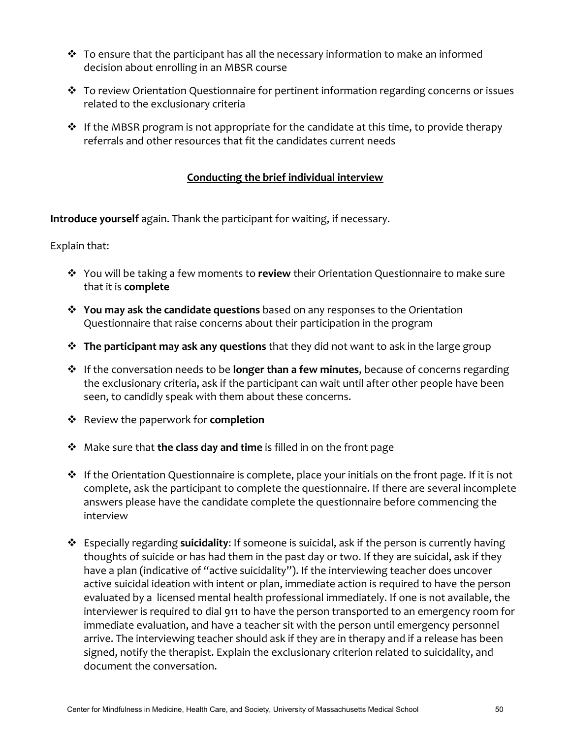- To ensure that the participant has all the necessary information to make an informed decision about enrolling in an MBSR course
- To review Orientation Questionnaire for pertinent information regarding concerns or issues related to the exclusionary criteria
- If the MBSR program is not appropriate for the candidate at this time, to provide therapy referrals and other resources that fit the candidates current needs

## Conducting the brief individual interview

**Introduce yourself** again. Thank the participant for waiting, if necessary.

Explain that:

- You will be taking a few moments to **review** their Orientation Questionnaire to make sure that it is **complete**
- **You may ask the candidate questions** based on any responses to the Orientation Questionnaire that raise concerns about their participation in the program
- **The participant may ask any questions** that they did not want to ask in the large group
- If the conversation needs to be **longer than a few minutes**, because of concerns regarding the exclusionary criteria, ask if the participant can wait until after other people have been seen, to candidly speak with them about these concerns.
- Review the paperwork for **completion**
- Make sure that **the class day and time** is filled in on the front page
- If the Orientation Questionnaire is complete, place your initials on the front page. If it is not complete, ask the participant to complete the questionnaire. If there are several incomplete answers please have the candidate complete the questionnaire before commencing the interview
- Especially regarding **suicidality**: If someone is suicidal, ask if the person is currently having thoughts of suicide or has had them in the past day or two. If they are suicidal, ask if they have a plan (indicative of "active suicidality"). If the interviewing teacher does uncover active suicidal ideation with intent or plan, immediate action is required to have the person evaluated by a licensed mental health professional immediately. If one is not available, the interviewer is required to dial 911 to have the person transported to an emergency room for immediate evaluation, and have a teacher sit with the person until emergency personnel arrive. The interviewing teacher should ask if they are in therapy and if a release has been signed, notify the therapist. Explain the exclusionary criterion related to suicidality, and document the conversation.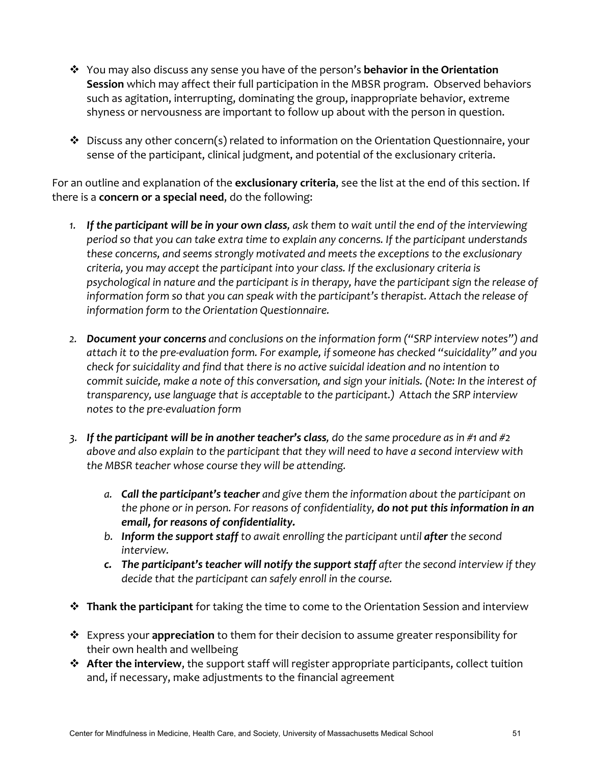- You may also discuss any sense you have of the person's **behavior in the Orientation Session** which may affect their full participation in the MBSR program. Observed behaviors such as agitation, interrupting, dominating the group, inappropriate behavior, extreme shyness or nervousness are important to follow up about with the person in question.

- Discuss any other concern(s) related to information on the Orientation Questionnaire, your sense of the participant, clinical judgment, and potential of the exclusionary criteria.

For an outline and explanation of the **exclusionary criteria**, see the list at the end of this section. If there is a **concern or a special need**, do the following:

1. ***If the participant will be in your own class****, ask them to wait until the end of the interviewing period so that you can take extra time to explain any concerns. If the participant understands these concerns, and seems strongly motivated and meets the exceptions to the exclusionary criteria, you may accept the participant into your class. If the exclusionary criteria is psychological in nature and the participant is in therapy, have the participant sign the release of information form so that you can speak with the participant's therapist. Attach the release of information form to the Orientation Questionnaire.*

2. ***Document your concerns*** *and conclusions on the information form ("SRP interview notes") and attach it to the pre-evaluation form. For example, if someone has checked "suicidality" and you check for suicidality and find that there is no active suicidal ideation and no intention to commit suicide, make a note of this conversation, and sign your initials. (Note: In the interest of transparency, use language that is acceptable to the participant.) Attach the SRP interview notes to the pre-evaluation form*

3. ***If the participant will be in another teacher's class****, do the same procedure as in #1 and #2 above and also explain to the participant that they will need to have a second interview with the MBSR teacher whose course they will be attending.*

   a. ***Call the participant's teacher*** *and give them the information about the participant on the phone or in person. For reasons of confidentiality,* ***do not put this information in an email, for reasons of confidentiality.***
   b. ***Inform the support staff*** *to await enrolling the participant until* ***after*** *the second interview.*
   c. ***The participant's teacher will notify the support staff*** *after the second interview if they decide that the participant can safely enroll in the course.*

- **Thank the participant** for taking the time to come to the Orientation Session and interview

- Express your **appreciation** to them for their decision to assume greater responsibility for their own health and wellbeing
- **After the interview**, the support staff will register appropriate participants, collect tuition and, if necessary, make adjustments to the financial agreement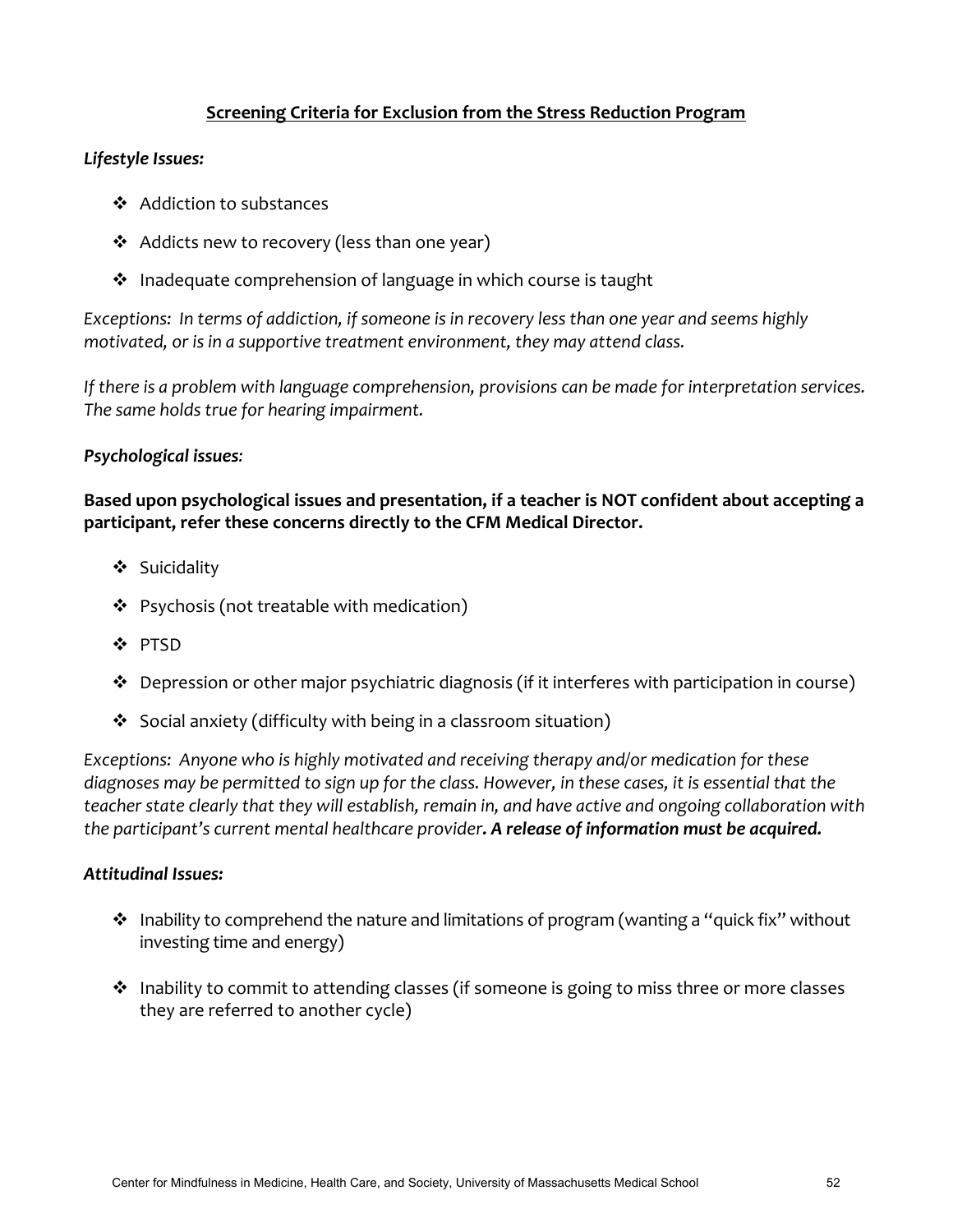## Screening Criteria for Exclusion from the Stress Reduction Program

***Lifestyle Issues:***

- Addiction to substances
- Addicts new to recovery (less than one year)
- Inadequate comprehension of language in which course is taught

*Exceptions: In terms of addiction, if someone is in recovery less than one year and seems highly motivated, or is in a supportive treatment environment, they may attend class.*

*If there is a problem with language comprehension, provisions can be made for interpretation services. The same holds true for hearing impairment.*

***Psychological issues:***

**Based upon psychological issues and presentation, if a teacher is NOT confident about accepting a participant, refer these concerns directly to the CFM Medical Director.**

- Suicidality
- Psychosis (not treatable with medication)
- PTSD
- Depression or other major psychiatric diagnosis (if it interferes with participation in course)
- Social anxiety (difficulty with being in a classroom situation)

*Exceptions: Anyone who is highly motivated and receiving therapy and/or medication for these diagnoses may be permitted to sign up for the class. However, in these cases, it is essential that the teacher state clearly that they will establish, remain in, and have active and ongoing collaboration with the participant's current mental healthcare provider. **A release of information must be acquired.***

***Attitudinal Issues:***

- Inability to comprehend the nature and limitations of program (wanting a "quick fix" without investing time and energy)
- Inability to commit to attending classes (if someone is going to miss three or more classes they are referred to another cycle)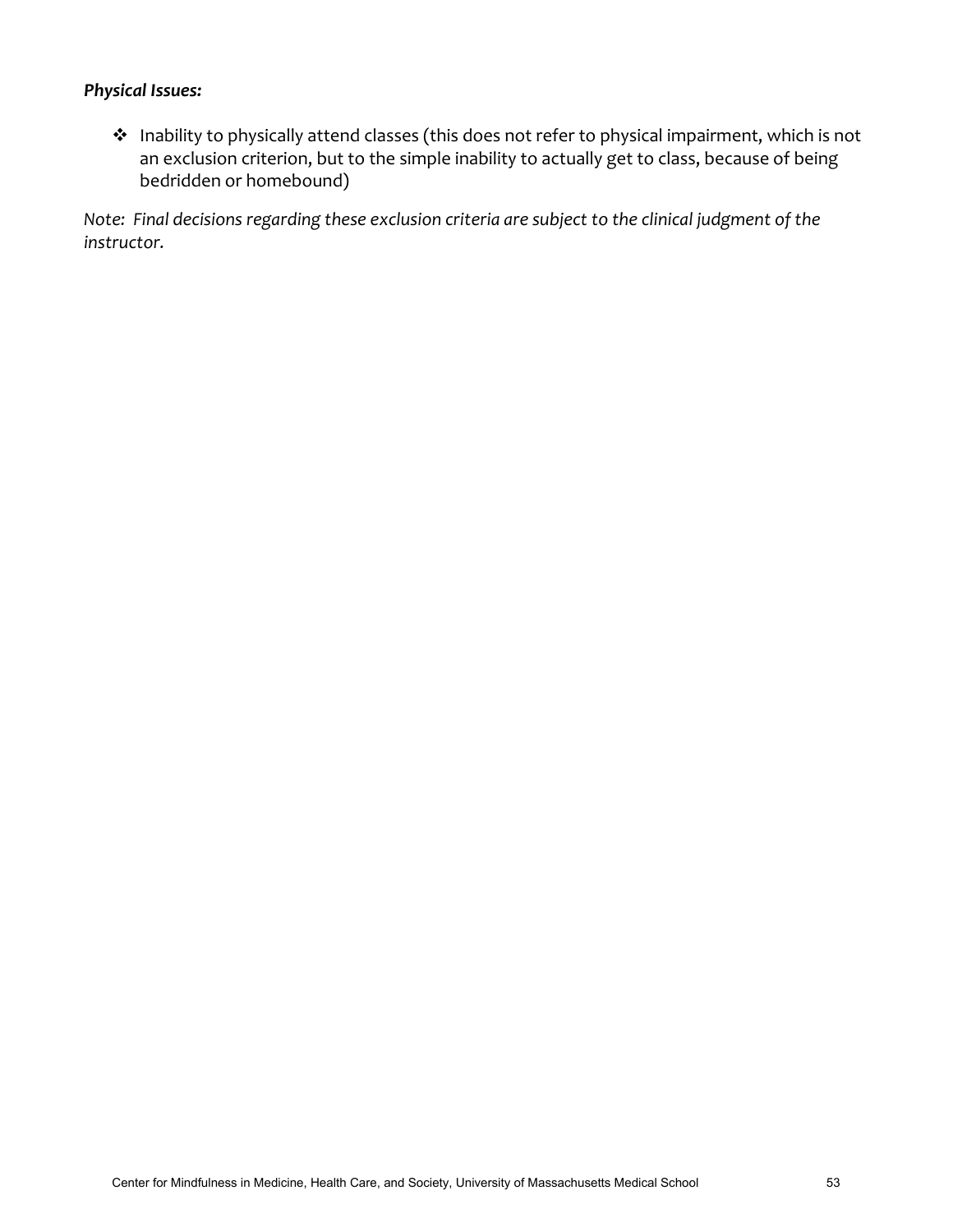***Physical Issues:***

- Inability to physically attend classes (this does not refer to physical impairment, which is not an exclusion criterion, but to the simple inability to actually get to class, because of being bedridden or homebound)

*Note: Final decisions regarding these exclusion criteria are subject to the clinical judgment of the instructor.*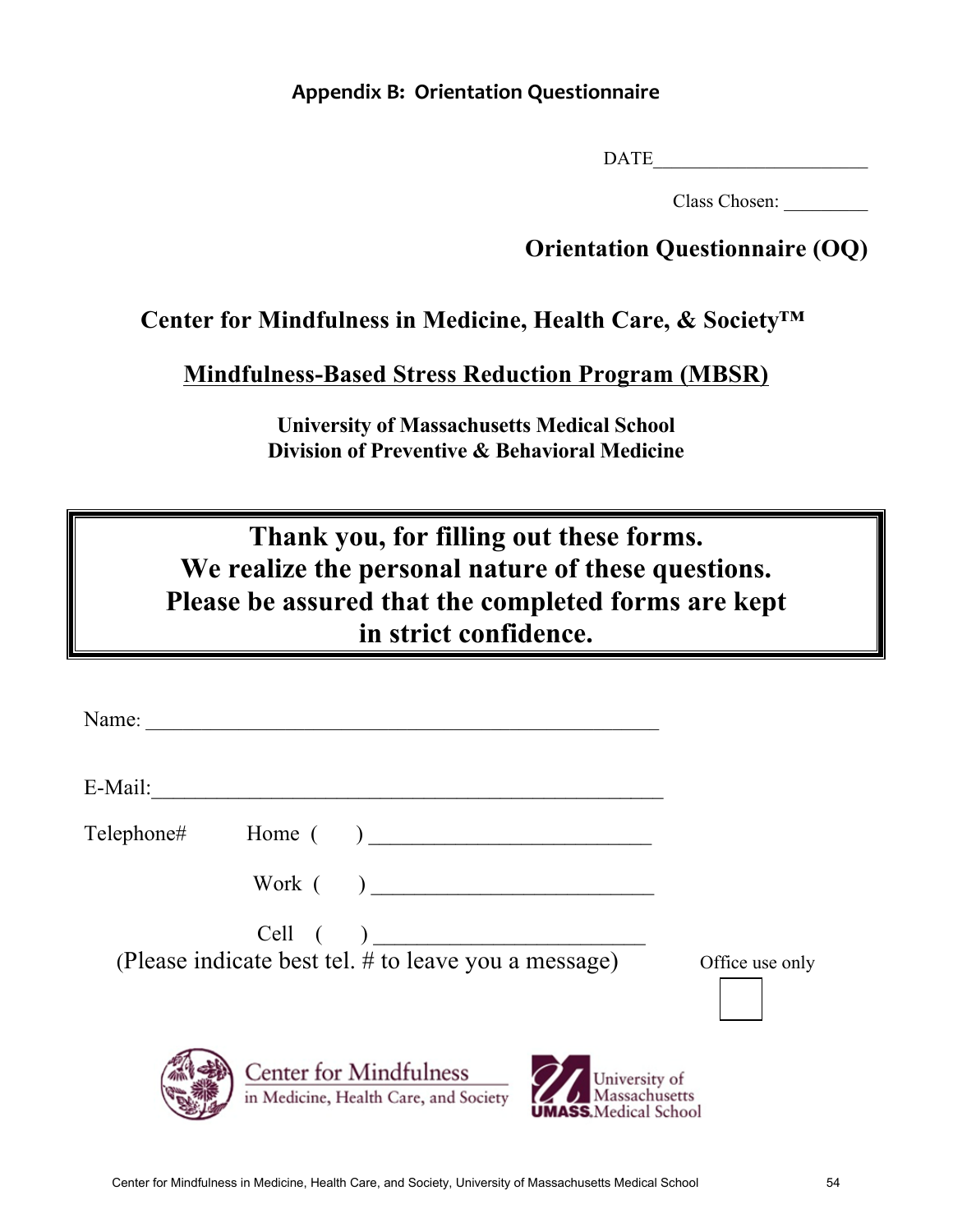## Appendix B: Orientation Questionnaire

DATE______________________

Class Chosen: _________

# Orientation Questionnaire (OQ)

## Center for Mindfulness in Medicine, Health Care, & Society™

## Mindfulness-Based Stress Reduction Program (MBSR)

**University of Massachusetts Medical School**
**Division of Preventive & Behavioral Medicine**

**Thank you, for filling out these forms.**
**We realize the personal nature of these questions.**
**Please be assured that the completed forms are kept in strict confidence.**

Name: ______________________________________________

E-Mail:______________________________________________

Telephone# Home (    ) __________________________

Work (    ) __________________________

Cell (    ) ________________________

(Please indicate best tel. # to leave you a message)

Office use only

Center for Mindfulness in Medicine, Health Care, and Society

University of Massachusetts UMASS Medical School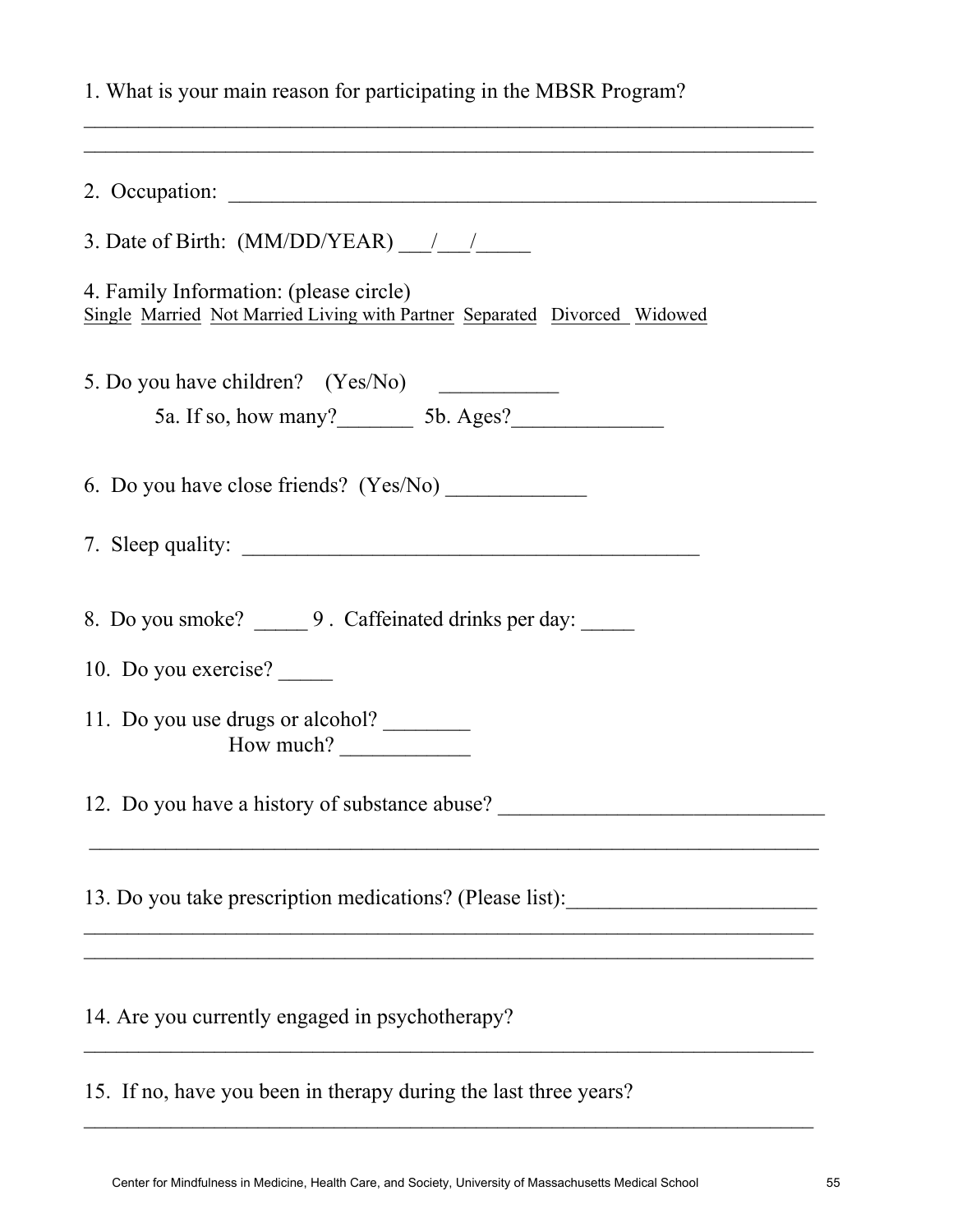1. What is your main reason for participating in the MBSR Program?

______________________________________________________________________

______________________________________________________________________

2. Occupation: ________________________________________________________

3. Date of Birth: (MM/DD/YEAR) ___/___/_____

4. Family Information: (please circle)

Single  Married  Not Married Living with Partner  Separated  Divorced  Widowed

5. Do you have children? (Yes/No) ___________

   5a. If so, how many?_______ 5b. Ages?______________

6. Do you have close friends? (Yes/No) _____________

7. Sleep quality: ___________________________________________

8. Do you smoke? _____ 9 . Caffeinated drinks per day: _____

10. Do you exercise? _____

11. Do you use drugs or alcohol? ________

   How much? ____________

12. Do you have a history of substance abuse? ______________________________

______________________________________________________________________

13. Do you take prescription medications? (Please list):_______________________

______________________________________________________________________

______________________________________________________________________

14. Are you currently engaged in psychotherapy?

______________________________________________________________________

15. If no, have you been in therapy during the last three years?

______________________________________________________________________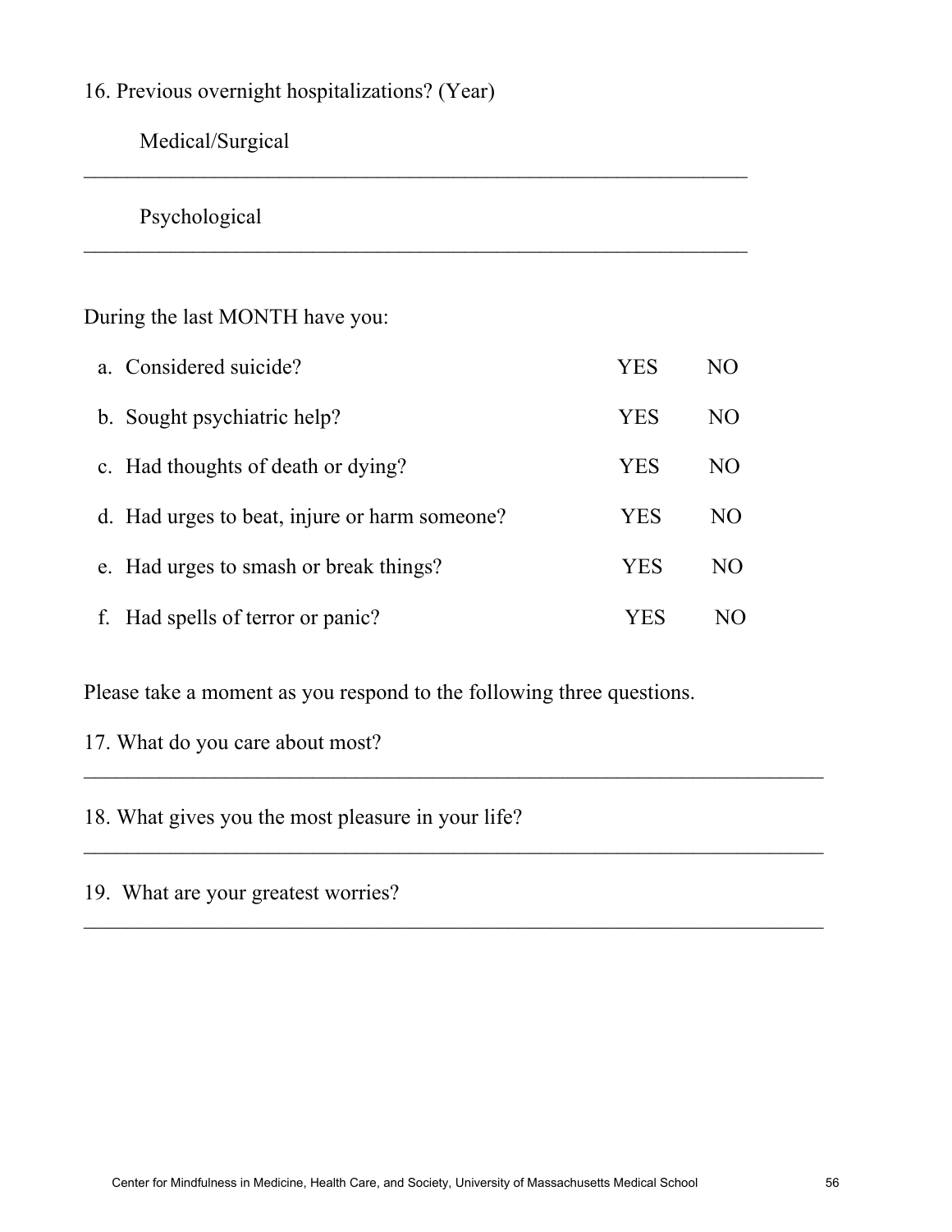16. Previous overnight hospitalizations? (Year)

Medical/Surgical

_______________________________________________________________

Psychological

_______________________________________________________________

During the last MONTH have you:

| | | |
|---|---|---|
| a. Considered suicide? | YES | NO |
| b. Sought psychiatric help? | YES | NO |
| c. Had thoughts of death or dying? | YES | NO |
| d. Had urges to beat, injure or harm someone? | YES | NO |
| e. Had urges to smash or break things? | YES | NO |
| f. Had spells of terror or panic? | YES | NO |

Please take a moment as you respond to the following three questions.

17. What do you care about most?

______________________________________________________________________

18. What gives you the most pleasure in your life?

______________________________________________________________________

19. What are your greatest worries?

______________________________________________________________________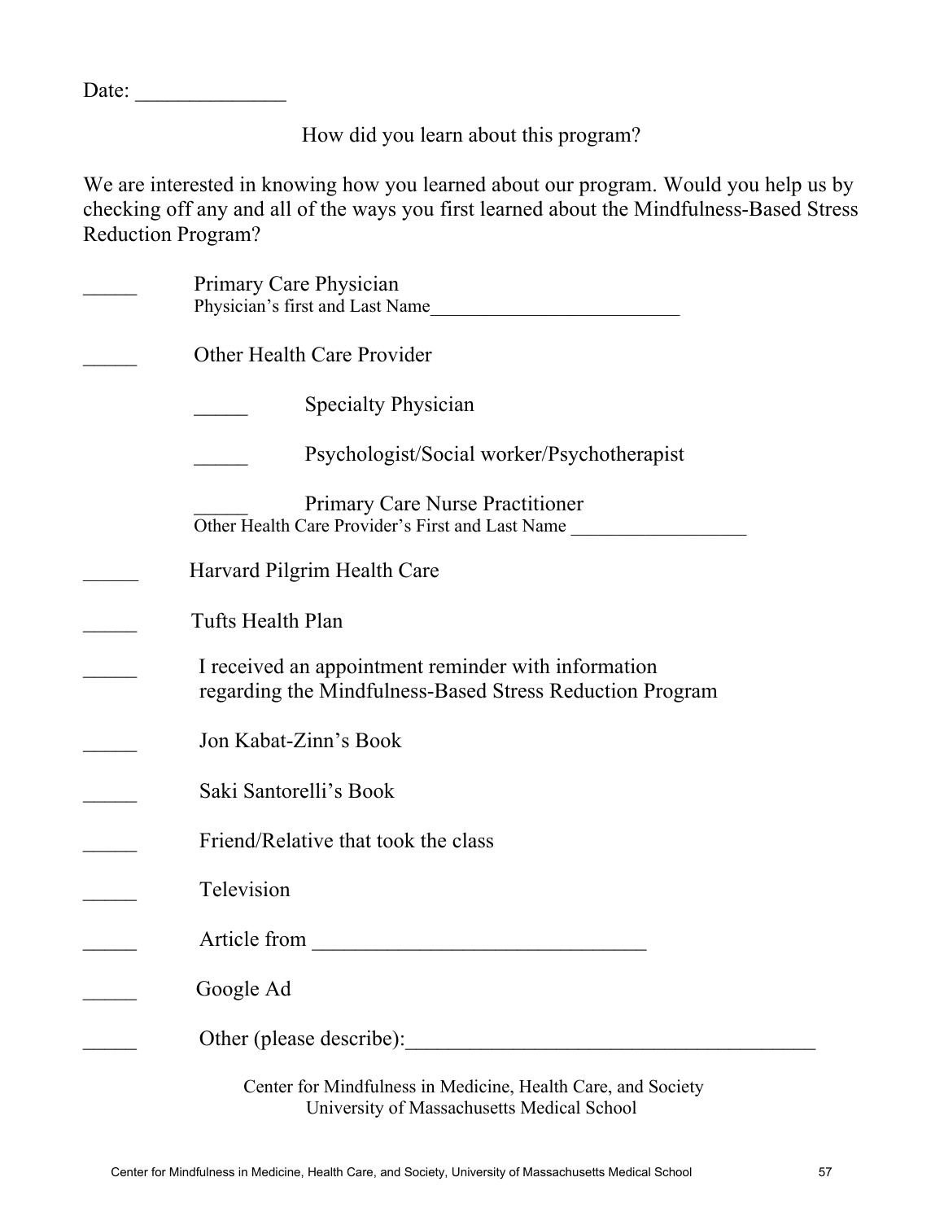Date: ______________

## How did you learn about this program?

We are interested in knowing how you learned about our program. Would you help us by checking off any and all of the ways you first learned about the Mindfulness-Based Stress Reduction Program?

_____ Primary Care Physician
Physician's first and Last Name__________________________

_____ Other Health Care Provider

- _____ Specialty Physician
- _____ Psychologist/Social worker/Psychotherapist
- _____ Primary Care Nurse Practitioner

Other Health Care Provider's First and Last Name __________________

_____ Harvard Pilgrim Health Care

_____ Tufts Health Plan

_____ I received an appointment reminder with information regarding the Mindfulness-Based Stress Reduction Program

_____ Jon Kabat-Zinn's Book

_____ Saki Santorelli's Book

_____ Friend/Relative that took the class

_____ Television

_____ Article from _______________________________

_____ Google Ad

_____ Other (please describe):_______________________________________

Center for Mindfulness in Medicine, Health Care, and Society
University of Massachusetts Medical School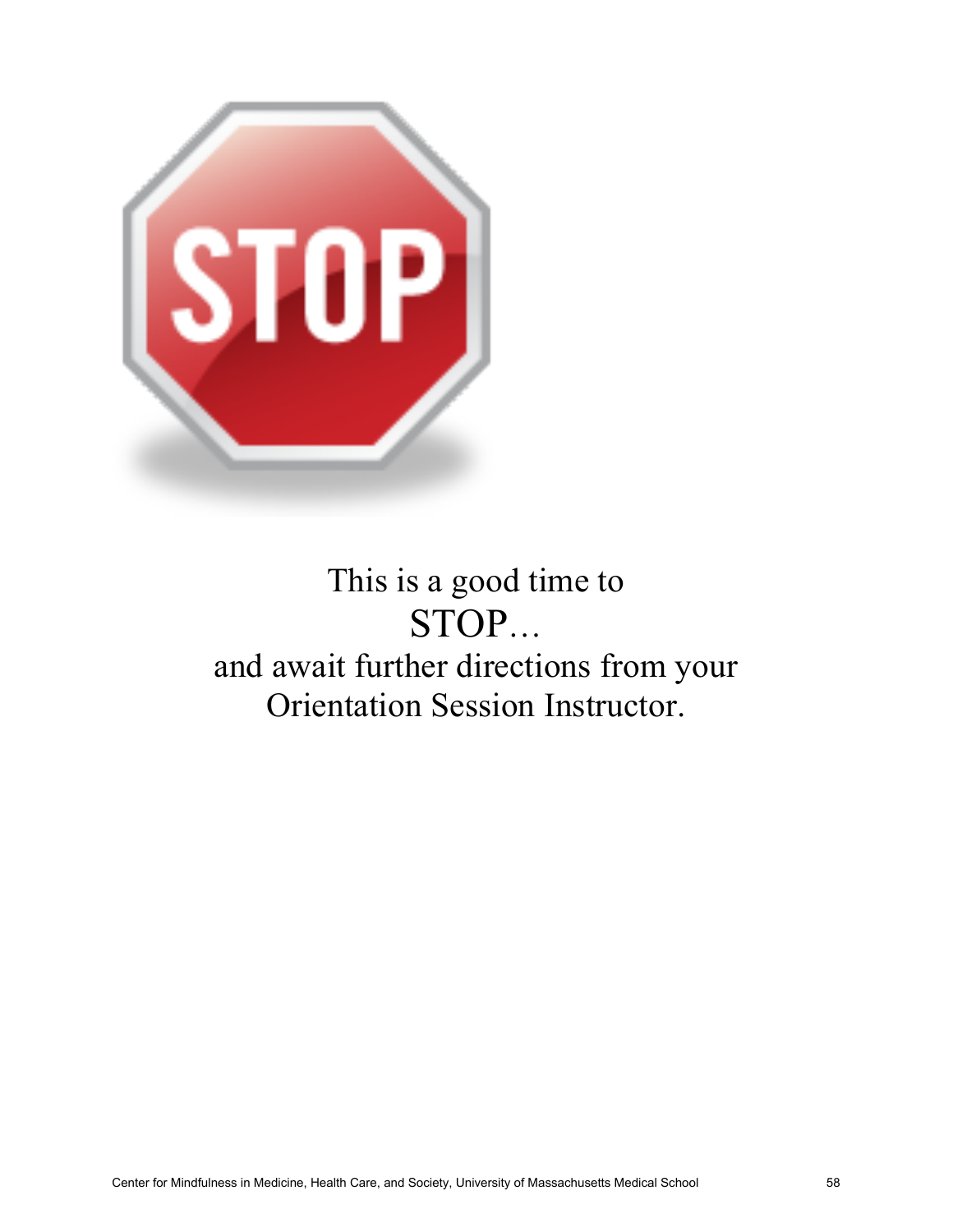This is a good time to
STOP…
and await further directions from your
Orientation Session Instructor.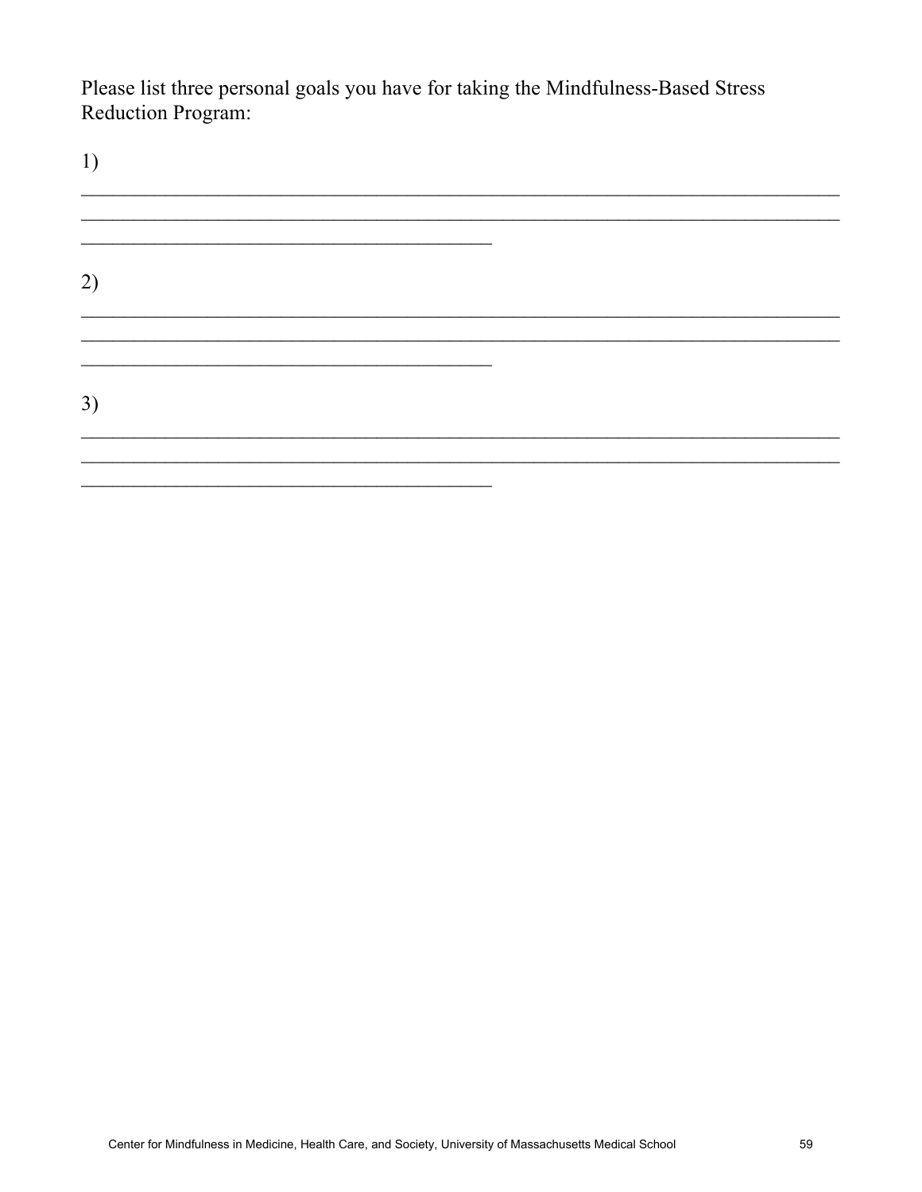Please list three personal goals you have for taking the Mindfulness-Based Stress Reduction Program:

1)

______________________________________________________________________________
______________________________________________________________________________
_______________________________________________

2)

______________________________________________________________________________
______________________________________________________________________________
_______________________________________________

3)

______________________________________________________________________________
______________________________________________________________________________
_______________________________________________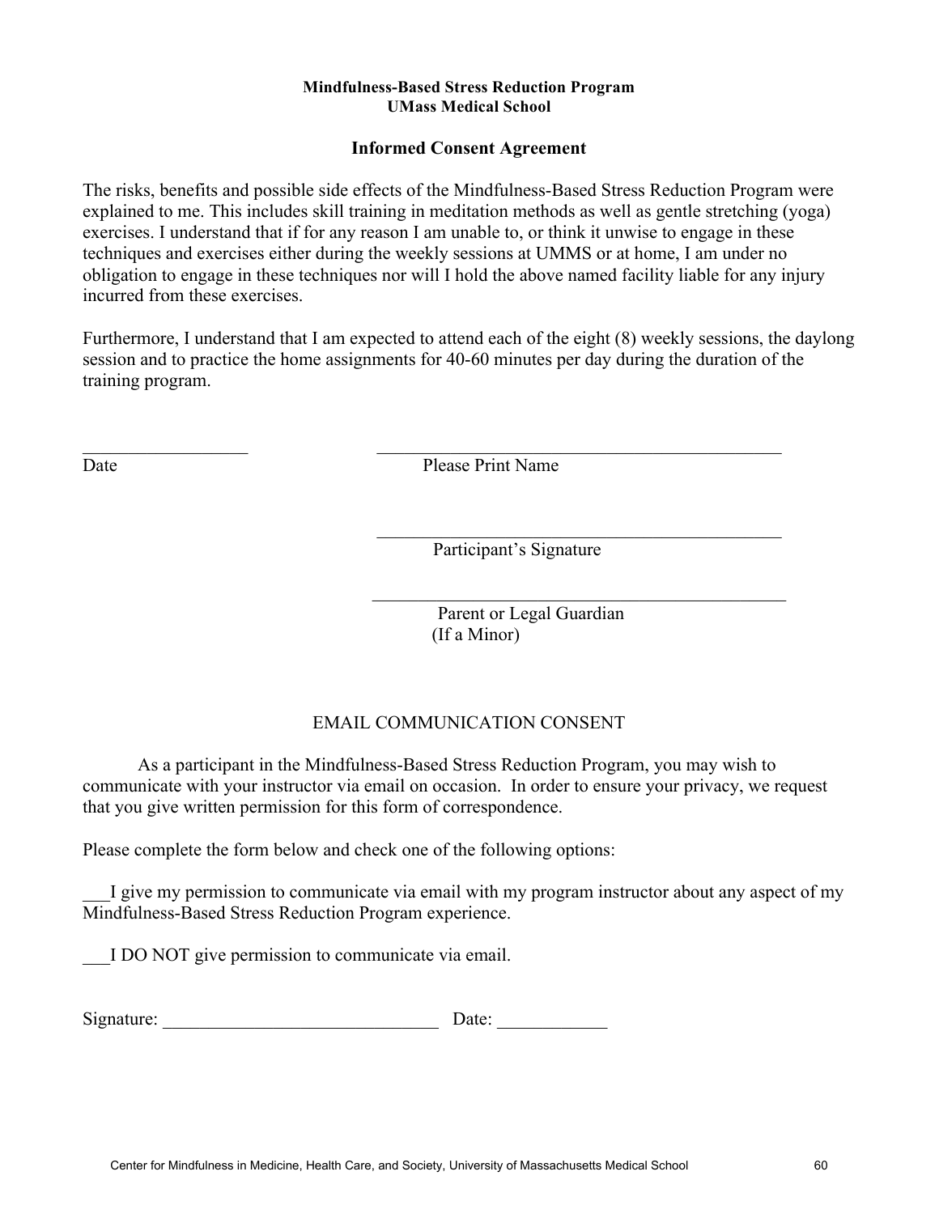**Mindfulness-Based Stress Reduction Program**
**UMass Medical School**

## Informed Consent Agreement

The risks, benefits and possible side effects of the Mindfulness-Based Stress Reduction Program were explained to me. This includes skill training in meditation methods as well as gentle stretching (yoga) exercises. I understand that if for any reason I am unable to, or think it unwise to engage in these techniques and exercises either during the weekly sessions at UMMS or at home, I am under no obligation to engage in these techniques nor will I hold the above named facility liable for any injury incurred from these exercises.

Furthermore, I understand that I am expected to attend each of the eight (8) weekly sessions, the daylong session and to practice the home assignments for 40-60 minutes per day during the duration of the training program.

\_\_\_\_\_\_\_\_\_\_\_\_\_\_\_\_\_\_ \_\_\_\_\_\_\_\_\_\_\_\_\_\_\_\_\_\_\_\_\_\_\_\_\_\_\_\_\_\_\_\_\_\_\_\_\_\_\_\_\_\_\_\_
Date Please Print Name

\_\_\_\_\_\_\_\_\_\_\_\_\_\_\_\_\_\_\_\_\_\_\_\_\_\_\_\_\_\_\_\_\_\_\_\_\_\_\_\_\_\_\_\_
Participant's Signature

\_\_\_\_\_\_\_\_\_\_\_\_\_\_\_\_\_\_\_\_\_\_\_\_\_\_\_\_\_\_\_\_\_\_\_\_\_\_\_\_\_\_\_\_
Parent or Legal Guardian
(If a Minor)

## EMAIL COMMUNICATION CONSENT

As a participant in the Mindfulness-Based Stress Reduction Program, you may wish to communicate with your instructor via email on occasion. In order to ensure your privacy, we request that you give written permission for this form of correspondence.

Please complete the form below and check one of the following options:

\_\_\_I give my permission to communicate via email with my program instructor about any aspect of my Mindfulness-Based Stress Reduction Program experience.

\_\_\_I DO NOT give permission to communicate via email.

Signature: \_\_\_\_\_\_\_\_\_\_\_\_\_\_\_\_\_\_\_\_\_\_\_\_\_\_\_\_\_\_ Date: \_\_\_\_\_\_\_\_\_\_\_\_